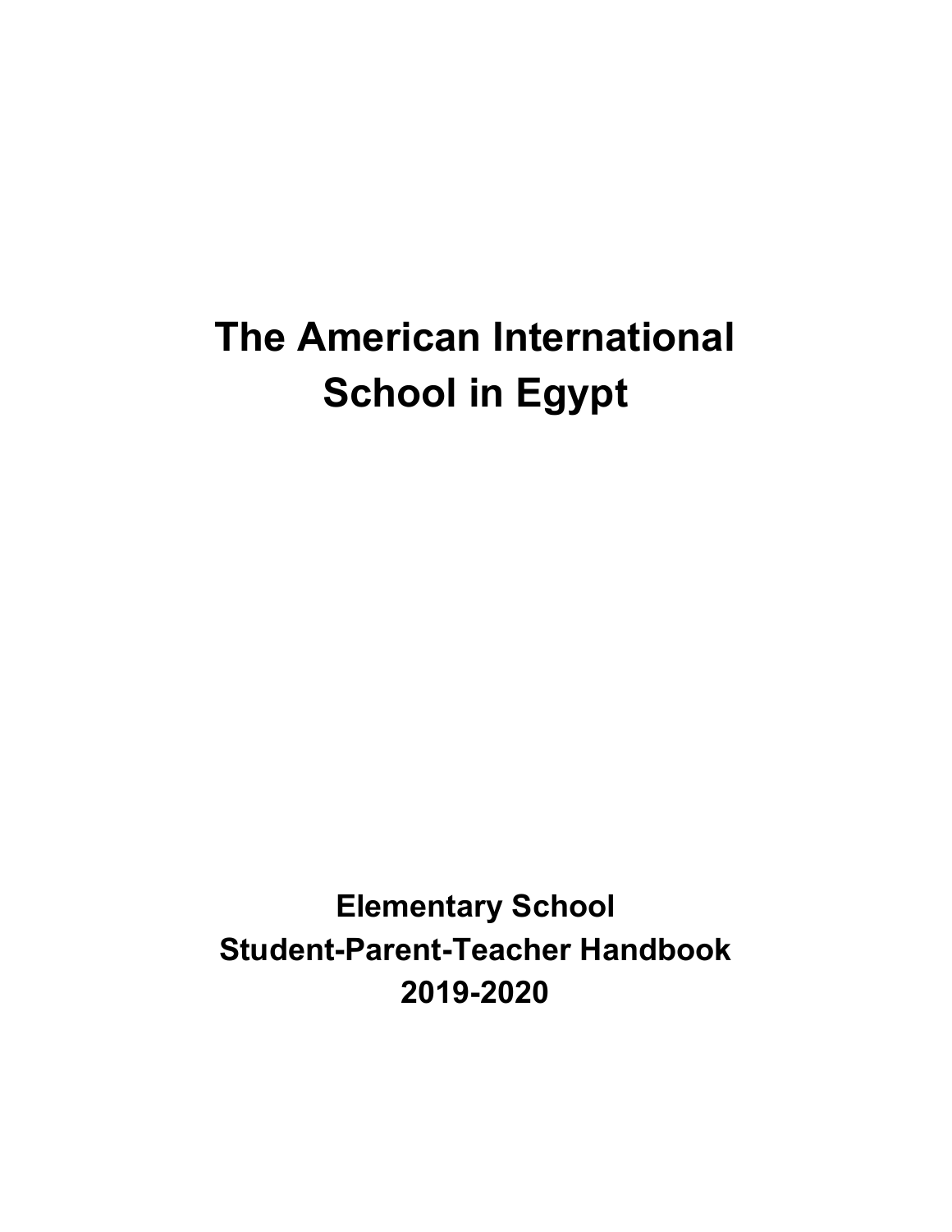# The American International School in Egypt

## Elementary School
## Student-Parent-Teacher Handbook
## 2019-2020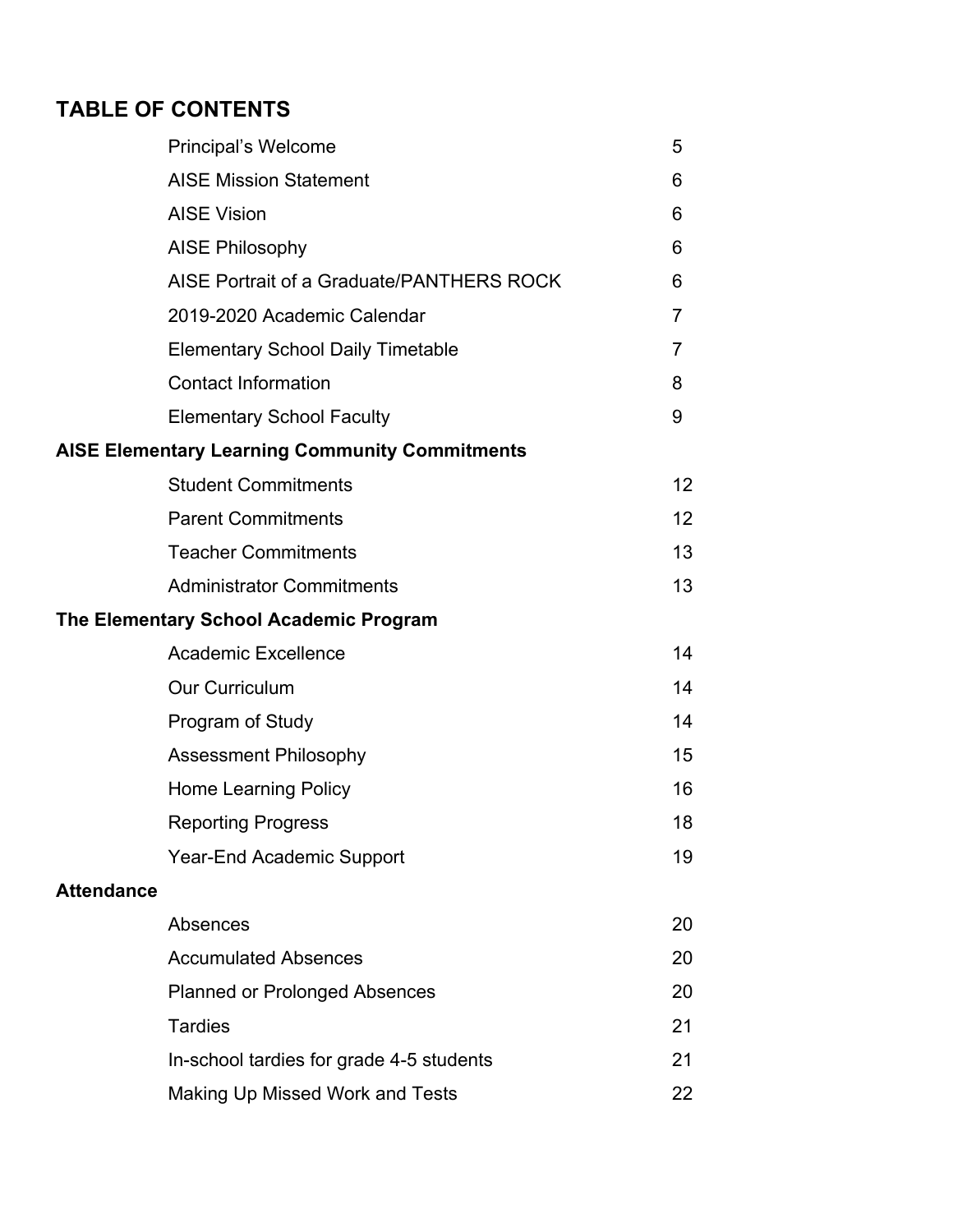# TABLE OF CONTENTS

| | |
|---|---|
| Principal's Welcome | 5 |
| AISE Mission Statement | 6 |
| AISE Vision | 6 |
| AISE Philosophy | 6 |
| AISE Portrait of a Graduate/PANTHERS ROCK | 6 |
| 2019-2020 Academic Calendar | 7 |
| Elementary School Daily Timetable | 7 |
| Contact Information | 8 |
| Elementary School Faculty | 9 |

**AISE Elementary Learning Community Commitments**

| | |
|---|---|
| Student Commitments | 12 |
| Parent Commitments | 12 |
| Teacher Commitments | 13 |
| Administrator Commitments | 13 |

**The Elementary School Academic Program**

| | |
|---|---|
| Academic Excellence | 14 |
| Our Curriculum | 14 |
| Program of Study | 14 |
| Assessment Philosophy | 15 |
| Home Learning Policy | 16 |
| Reporting Progress | 18 |
| Year-End Academic Support | 19 |

**Attendance**

| | |
|---|---|
| Absences | 20 |
| Accumulated Absences | 20 |
| Planned or Prolonged Absences | 20 |
| Tardies | 21 |
| In-school tardies for grade 4-5 students | 21 |
| Making Up Missed Work and Tests | 22 |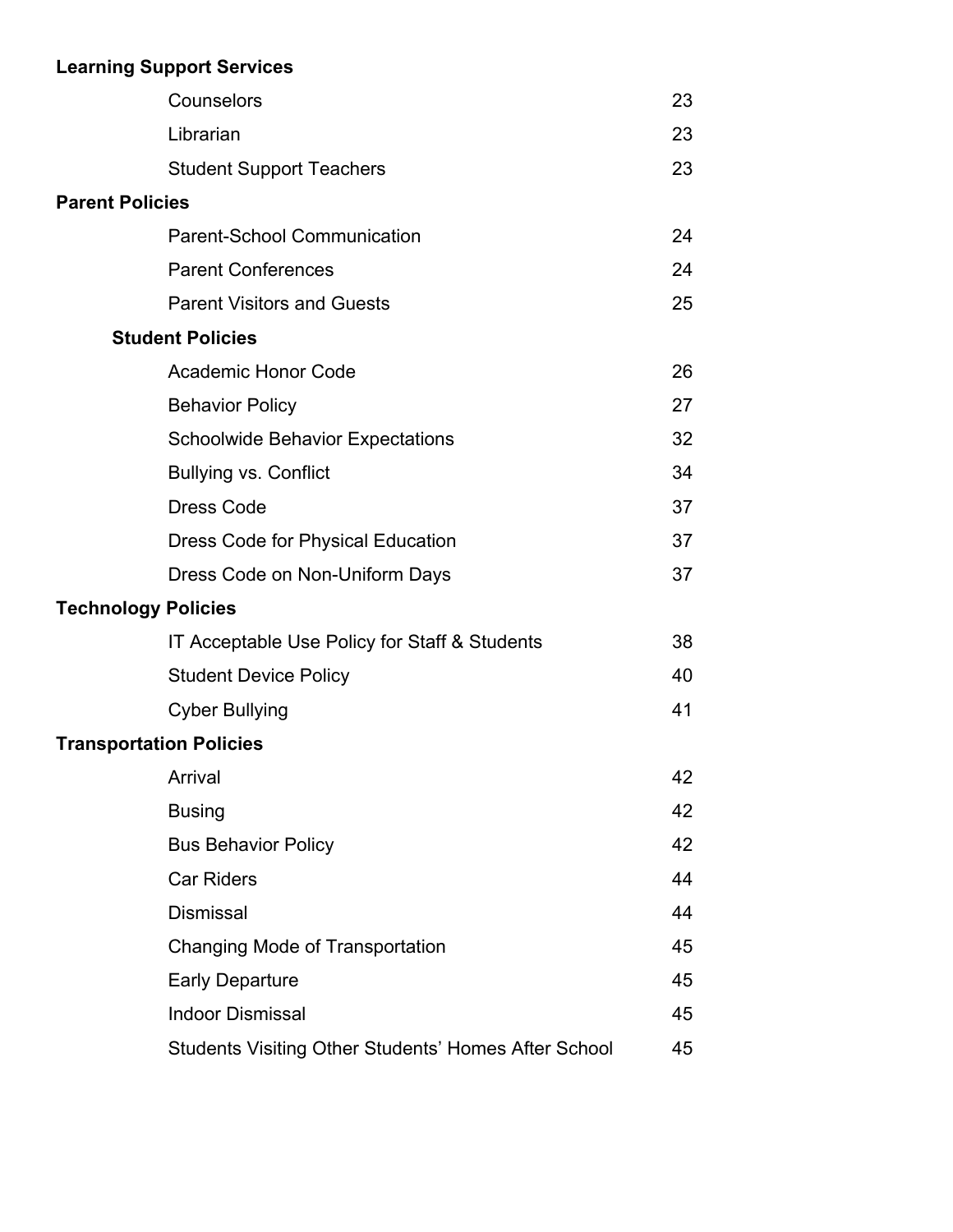**Learning Support Services**

| | |
|---|---|
| Counselors | 23 |
| Librarian | 23 |
| Student Support Teachers | 23 |

**Parent Policies**

| | |
|---|---|
| Parent-School Communication | 24 |
| Parent Conferences | 24 |
| Parent Visitors and Guests | 25 |

**Student Policies**

| | |
|---|---|
| Academic Honor Code | 26 |
| Behavior Policy | 27 |
| Schoolwide Behavior Expectations | 32 |
| Bullying vs. Conflict | 34 |
| Dress Code | 37 |
| Dress Code for Physical Education | 37 |
| Dress Code on Non-Uniform Days | 37 |

**Technology Policies**

| | |
|---|---|
| IT Acceptable Use Policy for Staff & Students | 38 |
| Student Device Policy | 40 |
| Cyber Bullying | 41 |

**Transportation Policies**

| | |
|---|---|
| Arrival | 42 |
| Busing | 42 |
| Bus Behavior Policy | 42 |
| Car Riders | 44 |
| Dismissal | 44 |
| Changing Mode of Transportation | 45 |
| Early Departure | 45 |
| Indoor Dismissal | 45 |
| Students Visiting Other Students' Homes After School | 45 |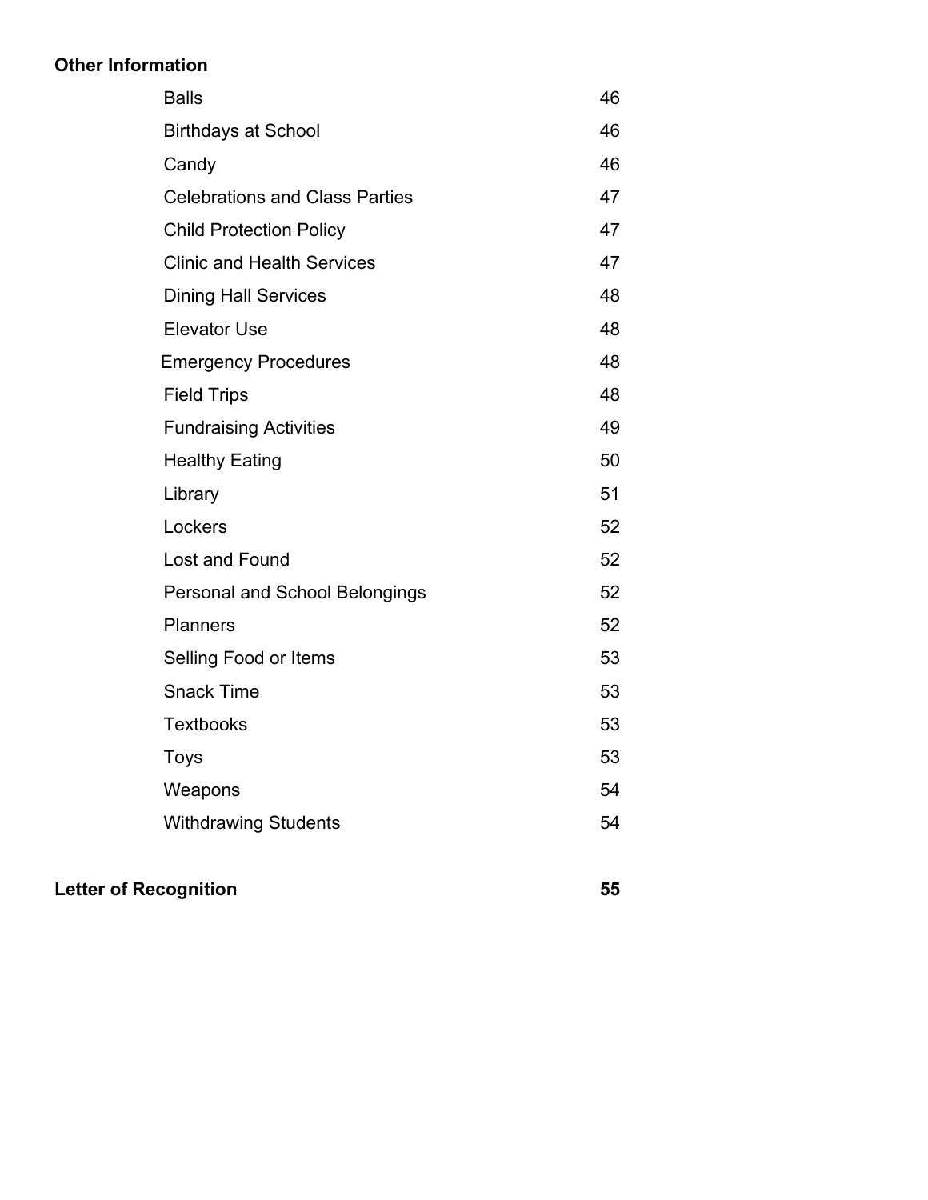**Other Information**

| | |
|---|---|
| Balls | 46 |
| Birthdays at School | 46 |
| Candy | 46 |
| Celebrations and Class Parties | 47 |
| Child Protection Policy | 47 |
| Clinic and Health Services | 47 |
| Dining Hall Services | 48 |
| Elevator Use | 48 |
| Emergency Procedures | 48 |
| Field Trips | 48 |
| Fundraising Activities | 49 |
| Healthy Eating | 50 |
| Library | 51 |
| Lockers | 52 |
| Lost and Found | 52 |
| Personal and School Belongings | 52 |
| Planners | 52 |
| Selling Food or Items | 53 |
| Snack Time | 53 |
| Textbooks | 53 |
| Toys | 53 |
| Weapons | 54 |
| Withdrawing Students | 54 |

**Letter of Recognition** **55**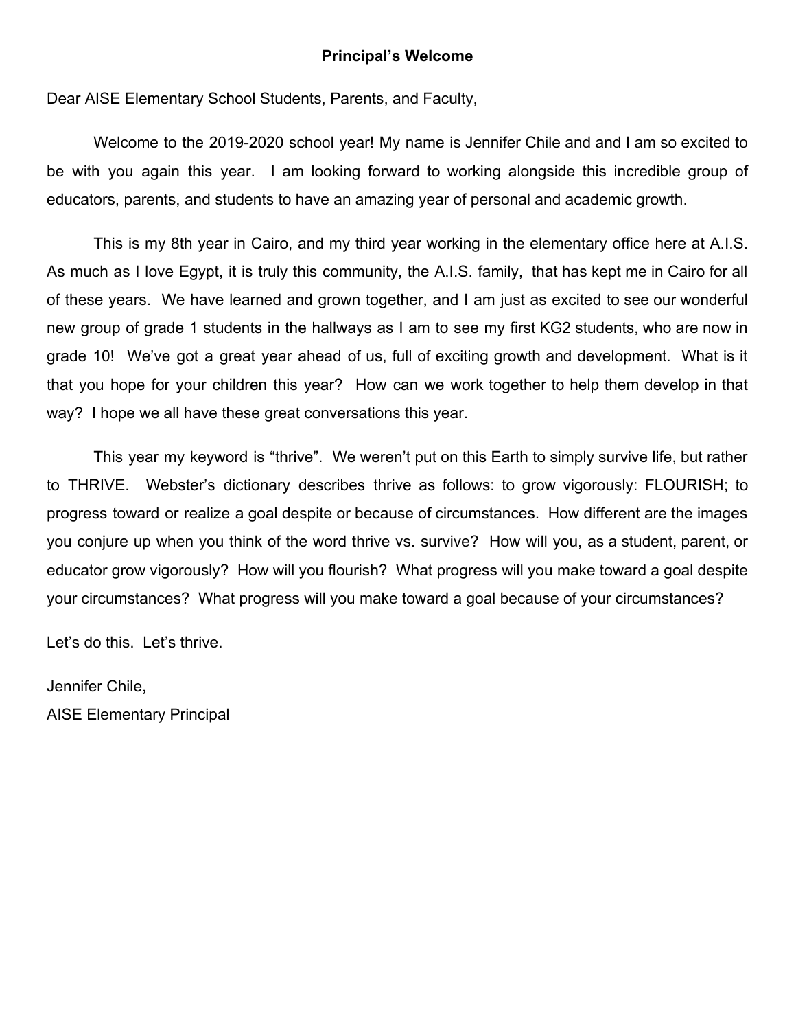## Principal's Welcome

Dear AISE Elementary School Students, Parents, and Faculty,

Welcome to the 2019-2020 school year! My name is Jennifer Chile and and I am so excited to be with you again this year. I am looking forward to working alongside this incredible group of educators, parents, and students to have an amazing year of personal and academic growth.

This is my 8th year in Cairo, and my third year working in the elementary office here at A.I.S. As much as I love Egypt, it is truly this community, the A.I.S. family, that has kept me in Cairo for all of these years. We have learned and grown together, and I am just as excited to see our wonderful new group of grade 1 students in the hallways as I am to see my first KG2 students, who are now in grade 10! We've got a great year ahead of us, full of exciting growth and development. What is it that you hope for your children this year? How can we work together to help them develop in that way? I hope we all have these great conversations this year.

This year my keyword is "thrive". We weren't put on this Earth to simply survive life, but rather to THRIVE. Webster's dictionary describes thrive as follows: to grow vigorously: FLOURISH; to progress toward or realize a goal despite or because of circumstances. How different are the images you conjure up when you think of the word thrive vs. survive? How will you, as a student, parent, or educator grow vigorously? How will you flourish? What progress will you make toward a goal despite your circumstances? What progress will you make toward a goal because of your circumstances?

Let's do this. Let's thrive.

Jennifer Chile,
AISE Elementary Principal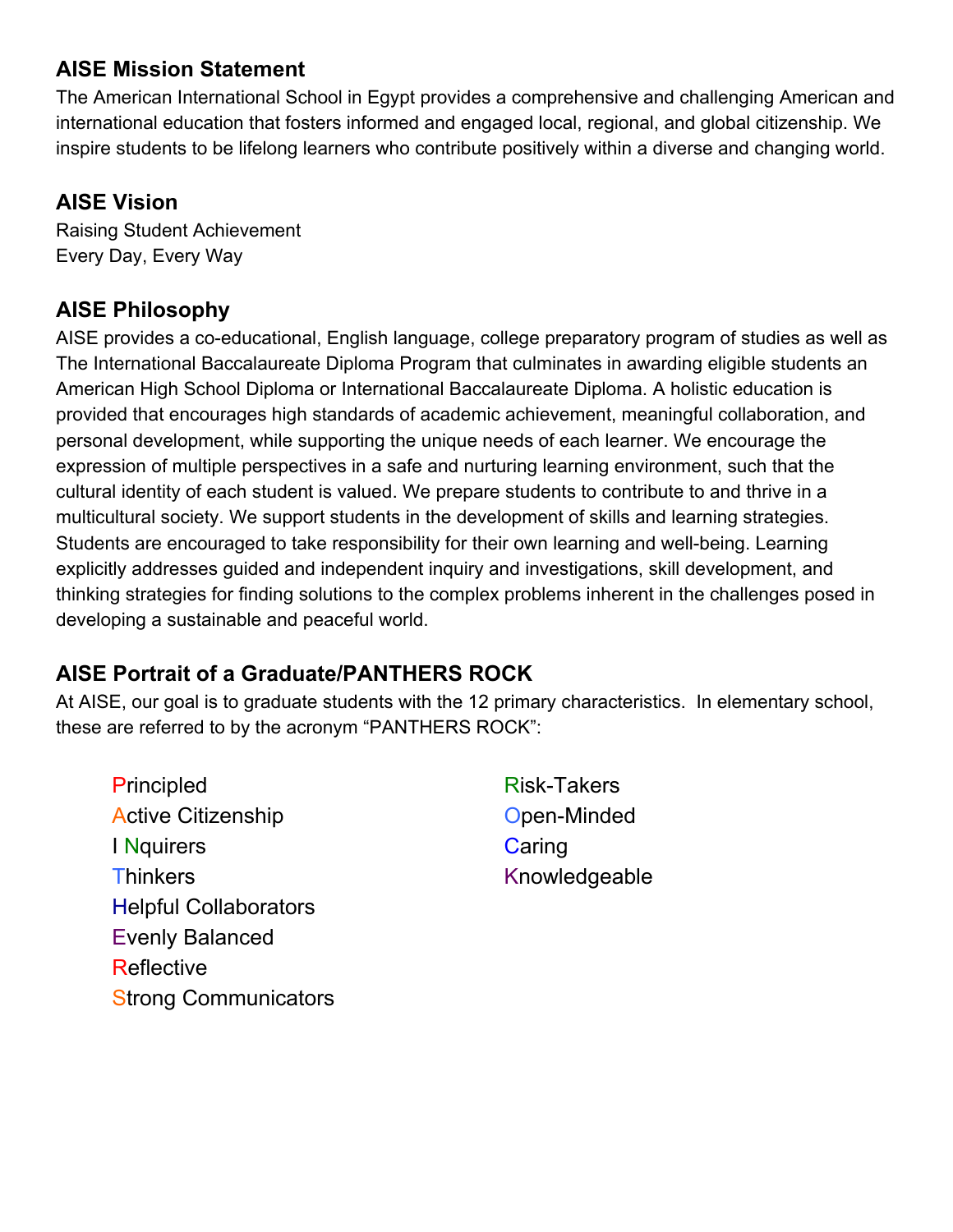## AISE Mission Statement

The American International School in Egypt provides a comprehensive and challenging American and international education that fosters informed and engaged local, regional, and global citizenship. We inspire students to be lifelong learners who contribute positively within a diverse and changing world.

## AISE Vision

Raising Student Achievement
Every Day, Every Way

## AISE Philosophy

AISE provides a co-educational, English language, college preparatory program of studies as well as The International Baccalaureate Diploma Program that culminates in awarding eligible students an American High School Diploma or International Baccalaureate Diploma. A holistic education is provided that encourages high standards of academic achievement, meaningful collaboration, and personal development, while supporting the unique needs of each learner. We encourage the expression of multiple perspectives in a safe and nurturing learning environment, such that the cultural identity of each student is valued. We prepare students to contribute to and thrive in a multicultural society. We support students in the development of skills and learning strategies. Students are encouraged to take responsibility for their own learning and well-being. Learning explicitly addresses guided and independent inquiry and investigations, skill development, and thinking strategies for finding solutions to the complex problems inherent in the challenges posed in developing a sustainable and peaceful world.

## AISE Portrait of a Graduate/PANTHERS ROCK

At AISE, our goal is to graduate students with the 12 primary characteristics. In elementary school, these are referred to by the acronym "PANTHERS ROCK":

- Principled
- Active Citizenship
- I Nquirers
- Thinkers
- Helpful Collaborators
- Evenly Balanced
- Reflective
- Strong Communicators
- Risk-Takers
- Open-Minded
- Caring
- Knowledgeable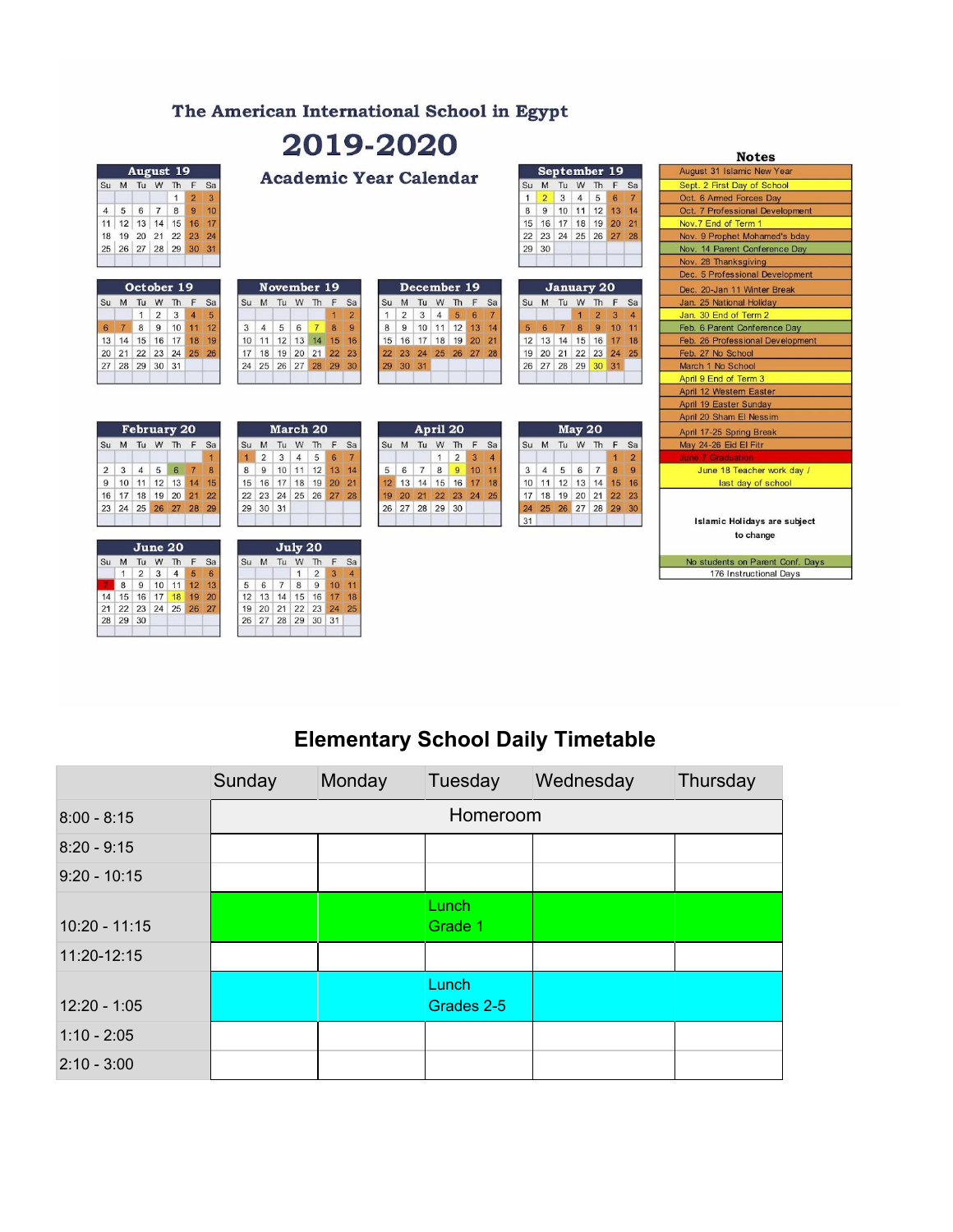# The American International School in Egypt

# 2019-2020

## Academic Year Calendar

**August 19**

| Su | M | Tu | W | Th | F | Sa |
|---|---|---|---|---|---|---|
| | | | | 1 | 2 | 3 |
| 4 | 5 | 6 | 7 | 8 | 9 | 10 |
| 11 | 12 | 13 | 14 | 15 | 16 | 17 |
| 18 | 19 | 20 | 21 | 22 | 23 | 24 |
| 25 | 26 | 27 | 28 | 29 | 30 | 31 |

**September 19**

| Su | M | Tu | W | Th | F | Sa |
|---|---|---|---|---|---|---|
| 1 | 2 | 3 | 4 | 5 | 6 | 7 |
| 8 | 9 | 10 | 11 | 12 | 13 | 14 |
| 15 | 16 | 17 | 18 | 19 | 20 | 21 |
| 22 | 23 | 24 | 25 | 26 | 27 | 28 |
| 29 | 30 | | | | | |

**October 19**

| Su | M | Tu | W | Th | F | Sa |
|---|---|---|---|---|---|---|
| | | 1 | 2 | 3 | 4 | 5 |
| 6 | 7 | 8 | 9 | 10 | 11 | 12 |
| 13 | 14 | 15 | 16 | 17 | 18 | 19 |
| 20 | 21 | 22 | 23 | 24 | 25 | 26 |
| 27 | 28 | 29 | 30 | 31 | | |

**November 19**

| Su | M | Tu | W | Th | F | Sa |
|---|---|---|---|---|---|---|
| | | | | | 1 | 2 |
| 3 | 4 | 5 | 6 | 7 | 8 | 9 |
| 10 | 11 | 12 | 13 | 14 | 15 | 16 |
| 17 | 18 | 19 | 20 | 21 | 22 | 23 |
| 24 | 25 | 26 | 27 | 28 | 29 | 30 |

**December 19**

| Su | M | Tu | W | Th | F | Sa |
|---|---|---|---|---|---|---|
| 1 | 2 | 3 | 4 | 5 | 6 | 7 |
| 8 | 9 | 10 | 11 | 12 | 13 | 14 |
| 15 | 16 | 17 | 18 | 19 | 20 | 21 |
| 22 | 23 | 24 | 25 | 26 | 27 | 28 |
| 29 | 30 | 31 | | | | |

**January 20**

| Su | M | Tu | W | Th | F | Sa |
|---|---|---|---|---|---|---|
| | | | 1 | 2 | 3 | 4 |
| 5 | 6 | 7 | 8 | 9 | 10 | 11 |
| 12 | 13 | 14 | 15 | 16 | 17 | 18 |
| 19 | 20 | 21 | 22 | 23 | 24 | 25 |
| 26 | 27 | 28 | 29 | 30 | 31 | |

**February 20**

| Su | M | Tu | W | Th | F | Sa |
|---|---|---|---|---|---|---|
| | | | | | | 1 |
| 2 | 3 | 4 | 5 | 6 | 7 | 8 |
| 9 | 10 | 11 | 12 | 13 | 14 | 15 |
| 16 | 17 | 18 | 19 | 20 | 21 | 22 |
| 23 | 24 | 25 | 26 | 27 | 28 | 29 |

**March 20**

| Su | M | Tu | W | Th | F | Sa |
|---|---|---|---|---|---|---|
| 1 | 2 | 3 | 4 | 5 | 6 | 7 |
| 8 | 9 | 10 | 11 | 12 | 13 | 14 |
| 15 | 16 | 17 | 18 | 19 | 20 | 21 |
| 22 | 23 | 24 | 25 | 26 | 27 | 28 |
| 29 | 30 | 31 | | | | |

**April 20**

| Su | M | Tu | W | Th | F | Sa |
|---|---|---|---|---|---|---|
| | | | 1 | 2 | 3 | 4 |
| 5 | 6 | 7 | 8 | 9 | 10 | 11 |
| 12 | 13 | 14 | 15 | 16 | 17 | 18 |
| 19 | 20 | 21 | 22 | 23 | 24 | 25 |
| 26 | 27 | 28 | 29 | 30 | | |

**May 20**

| Su | M | Tu | W | Th | F | Sa |
|---|---|---|---|---|---|---|
| | | | | | 1 | 2 |
| 3 | 4 | 5 | 6 | 7 | 8 | 9 |
| 10 | 11 | 12 | 13 | 14 | 15 | 16 |
| 17 | 18 | 19 | 20 | 21 | 22 | 23 |
| 24 | 25 | 26 | 27 | 28 | 29 | 30 |
| 31 | | | | | | |

**June 20**

| Su | M | Tu | W | Th | F | Sa |
|---|---|---|---|---|---|---|
| | 1 | 2 | 3 | 4 | 5 | 6 |
| 7 | 8 | 9 | 10 | 11 | 12 | 13 |
| 14 | 15 | 16 | 17 | 18 | 19 | 20 |
| 21 | 22 | 23 | 24 | 25 | 26 | 27 |
| 28 | 29 | 30 | | | | |

**July 20**

| Su | M | Tu | W | Th | F | Sa |
|---|---|---|---|---|---|---|
| | | | 1 | 2 | 3 | 4 |
| 5 | 6 | 7 | 8 | 9 | 10 | 11 |
| 12 | 13 | 14 | 15 | 16 | 17 | 18 |
| 19 | 20 | 21 | 22 | 23 | 24 | 25 |
| 26 | 27 | 28 | 29 | 30 | 31 | |

### Notes

- August 31 Islamic New Year
- Sept. 2 First Day of School
- Oct. 6 Armed Forces Day
- Oct. 7 Professional Development
- Nov.7 End of Term 1
- Nov. 9 Prophet Mohamed's bday
- Nov. 14 Parent Conference Day
- Nov. 28 Thanksgiving
- Dec. 5 Professional Development
- Dec. 20-Jan 11 Winter Break
- Jan. 25 National Holiday
- Jan. 30 End of Term 2
- Feb. 6 Parent Conference Day
- Feb. 26 Professional Development
- Feb. 27 No School
- March 1 No School
- April 9 End of Term 3
- April 12 Western Easter
- April 19 Easter Sunday
- April 20 Sham El Nessim
- April 17-25 Spring Break
- May 24-26 Eid El Fitr
- June 7 Graduation
- June 18 Teacher work day / last day of school

Islamic Holidays are subject to change

No students on Parent Conf. Days

176 Instructional Days

## Elementary School Daily Timetable

| | Sunday | Monday | Tuesday | Wednesday | Thursday |
|---|---|---|---|---|---|
| 8:00 - 8:15 | Homeroom | | | | |
| 8:20 - 9:15 | | | | | |
| 9:20 - 10:15 | | | | | |
| 10:20 - 11:15 | | | Lunch Grade 1 | | |
| 11:20-12:15 | | | | | |
| 12:20 - 1:05 | | | Lunch Grades 2-5 | | |
| 1:10 - 2:05 | | | | | |
| 2:10 - 3:00 | | | | | |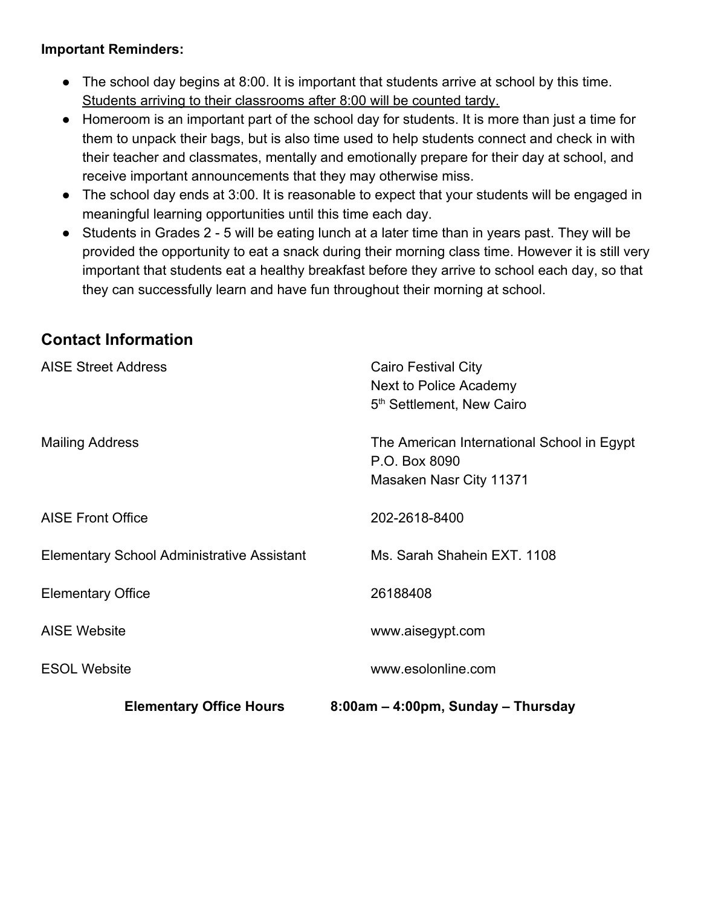**Important Reminders:**

- The school day begins at 8:00. It is important that students arrive at school by this time. <u>Students arriving to their classrooms after 8:00 will be counted tardy.</u>
- Homeroom is an important part of the school day for students. It is more than just a time for them to unpack their bags, but is also time used to help students connect and check in with their teacher and classmates, mentally and emotionally prepare for their day at school, and receive important announcements that they may otherwise miss.
- The school day ends at 3:00. It is reasonable to expect that your students will be engaged in meaningful learning opportunities until this time each day.
- Students in Grades 2 - 5 will be eating lunch at a later time than in years past. They will be provided the opportunity to eat a snack during their morning class time. However it is still very important that students eat a healthy breakfast before they arrive to school each day, so that they can successfully learn and have fun throughout their morning at school.

## Contact Information

| | |
|---|---|
| AISE Street Address | Cairo Festival City<br>Next to Police Academy<br>5th Settlement, New Cairo |
| Mailing Address | The American International School in Egypt<br>P.O. Box 8090<br>Masaken Nasr City 11371 |
| AISE Front Office | 202-2618-8400 |
| Elementary School Administrative Assistant | Ms. Sarah Shahein EXT. 1108 |
| Elementary Office | 26188408 |
| AISE Website | www.aisegypt.com |
| ESOL Website | www.esolonline.com |
| **Elementary Office Hours** | **8:00am – 4:00pm, Sunday – Thursday** |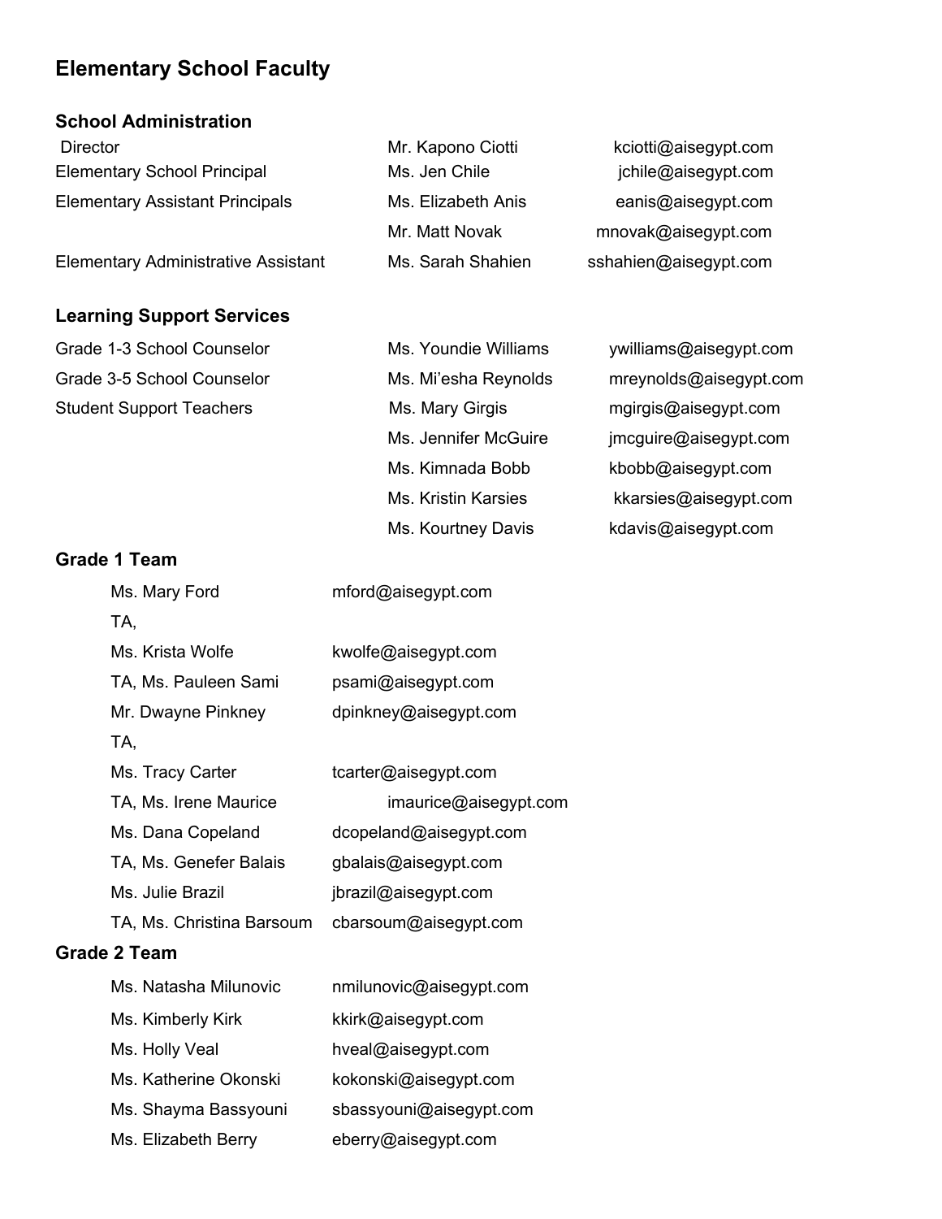# Elementary School Faculty

## School Administration

| | | |
|---|---|---|
| Director | Mr. Kapono Ciotti | kciotti@aisegypt.com |
| Elementary School Principal | Ms. Jen Chile | jchile@aisegypt.com |
| Elementary Assistant Principals | Ms. Elizabeth Anis | eanis@aisegypt.com |
| | Mr. Matt Novak | mnovak@aisegypt.com |
| Elementary Administrative Assistant | Ms. Sarah Shahien | sshahien@aisegypt.com |

## Learning Support Services

| | | |
|---|---|---|
| Grade 1-3 School Counselor | Ms. Youndie Williams | ywilliams@aisegypt.com |
| Grade 3-5 School Counselor | Ms. Mi'esha Reynolds | mreynolds@aisegypt.com |
| Student Support Teachers | Ms. Mary Girgis | mgirgis@aisegypt.com |
| | Ms. Jennifer McGuire | jmcguire@aisegypt.com |
| | Ms. Kimnada Bobb | kbobb@aisegypt.com |
| | Ms. Kristin Karsies | kkarsies@aisegypt.com |
| | Ms. Kourtney Davis | kdavis@aisegypt.com |

## Grade 1 Team

| | |
|---|---|
| Ms. Mary Ford | mford@aisegypt.com |
| TA, | |
| Ms. Krista Wolfe | kwolfe@aisegypt.com |
| TA, Ms. Pauleen Sami | psami@aisegypt.com |
| Mr. Dwayne Pinkney | dpinkney@aisegypt.com |
| TA, | |
| Ms. Tracy Carter | tcarter@aisegypt.com |
| TA, Ms. Irene Maurice | imaurice@aisegypt.com |
| Ms. Dana Copeland | dcopeland@aisegypt.com |
| TA, Ms. Genefer Balais | gbalais@aisegypt.com |
| Ms. Julie Brazil | jbrazil@aisegypt.com |
| TA, Ms. Christina Barsoum | cbarsoum@aisegypt.com |

## Grade 2 Team

| | |
|---|---|
| Ms. Natasha Milunovic | nmilunovic@aisegypt.com |
| Ms. Kimberly Kirk | kkirk@aisegypt.com |
| Ms. Holly Veal | hveal@aisegypt.com |
| Ms. Katherine Okonski | kokonski@aisegypt.com |
| Ms. Shayma Bassyouni | sbassyouni@aisegypt.com |
| Ms. Elizabeth Berry | eberry@aisegypt.com |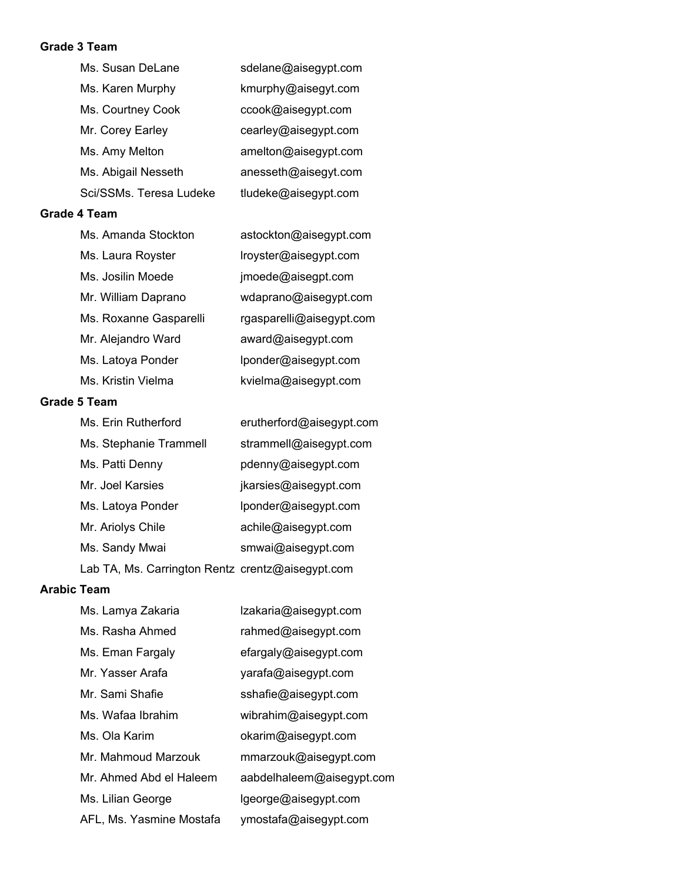**Grade 3 Team**

| | |
|---|---|
| Ms. Susan DeLane | sdelane@aisegypt.com |
| Ms. Karen Murphy | kmurphy@aisegyt.com |
| Ms. Courtney Cook | ccook@aisegypt.com |
| Mr. Corey Earley | cearley@aisegypt.com |
| Ms. Amy Melton | amelton@aisegypt.com |
| Ms. Abigail Nesseth | anesseth@aisegyt.com |
| Sci/SSMs. Teresa Ludeke | tludeke@aisegypt.com |

**Grade 4 Team**

| | |
|---|---|
| Ms. Amanda Stockton | astockton@aisegypt.com |
| Ms. Laura Royster | lroyster@aisegypt.com |
| Ms. Josilin Moede | jmoede@aisegpt.com |
| Mr. William Daprano | wdaprano@aisegypt.com |
| Ms. Roxanne Gasparelli | rgasparelli@aisegypt.com |
| Mr. Alejandro Ward | award@aisegypt.com |
| Ms. Latoya Ponder | lponder@aisegypt.com |
| Ms. Kristin Vielma | kvielma@aisegypt.com |

**Grade 5 Team**

| | |
|---|---|
| Ms. Erin Rutherford | erutherford@aisegypt.com |
| Ms. Stephanie Trammell | strammell@aisegypt.com |
| Ms. Patti Denny | pdenny@aisegypt.com |
| Mr. Joel Karsies | jkarsies@aisegypt.com |
| Ms. Latoya Ponder | lponder@aisegypt.com |
| Mr. Ariolys Chile | achile@aisegypt.com |
| Ms. Sandy Mwai | smwai@aisegypt.com |
| Lab TA, Ms. Carrington Rentz | crentz@aisegypt.com |

**Arabic Team**

| | |
|---|---|
| Ms. Lamya Zakaria | lzakaria@aisegypt.com |
| Ms. Rasha Ahmed | rahmed@aisegypt.com |
| Ms. Eman Fargaly | efargaly@aisegypt.com |
| Mr. Yasser Arafa | yarafa@aisegypt.com |
| Mr. Sami Shafie | sshafie@aisegypt.com |
| Ms. Wafaa Ibrahim | wibrahim@aisegypt.com |
| Ms. Ola Karim | okarim@aisegypt.com |
| Mr. Mahmoud Marzouk | mmarzouk@aisegypt.com |
| Mr. Ahmed Abd el Haleem | aabdelhaleem@aisegypt.com |
| Ms. Lilian George | lgeorge@aisegypt.com |
| AFL, Ms. Yasmine Mostafa | ymostafa@aisegypt.com |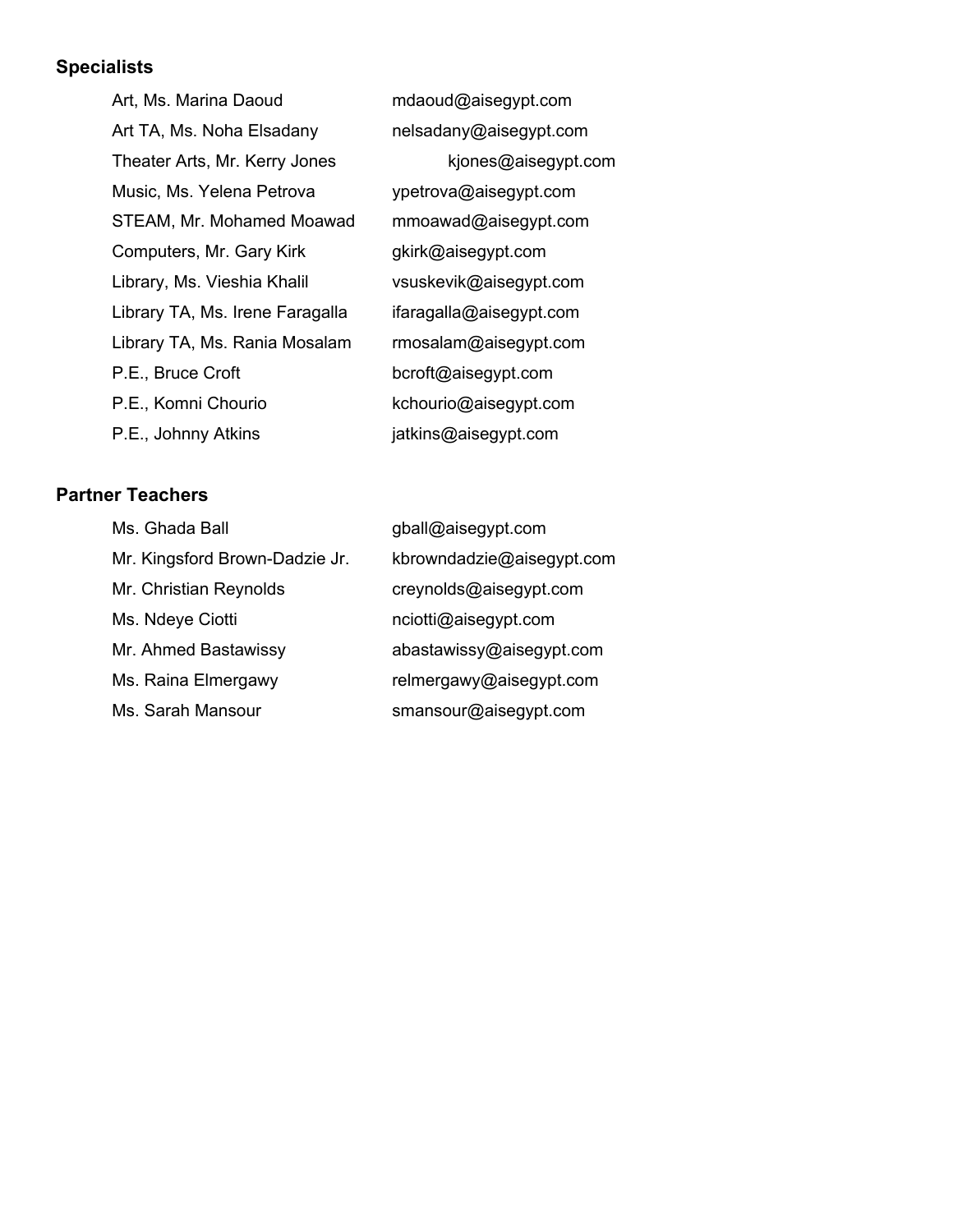### Specialists

| | |
|---|---|
| Art, Ms. Marina Daoud | mdaoud@aisegypt.com |
| Art TA, Ms. Noha Elsadany | nelsadany@aisegypt.com |
| Theater Arts, Mr. Kerry Jones | kjones@aisegypt.com |
| Music, Ms. Yelena Petrova | ypetrova@aisegypt.com |
| STEAM, Mr. Mohamed Moawad | mmoawad@aisegypt.com |
| Computers, Mr. Gary Kirk | gkirk@aisegypt.com |
| Library, Ms. Vieshia Khalil | vsuskevik@aisegypt.com |
| Library TA, Ms. Irene Faragalla | ifaragalla@aisegypt.com |
| Library TA, Ms. Rania Mosalam | rmosalam@aisegypt.com |
| P.E., Bruce Croft | bcroft@aisegypt.com |
| P.E., Komni Chourio | kchourio@aisegypt.com |
| P.E., Johnny Atkins | jatkins@aisegypt.com |

### Partner Teachers

| | |
|---|---|
| Ms. Ghada Ball | gball@aisegypt.com |
| Mr. Kingsford Brown-Dadzie Jr. | kbrowndadzie@aisegypt.com |
| Mr. Christian Reynolds | creynolds@aisegypt.com |
| Ms. Ndeye Ciotti | nciotti@aisegypt.com |
| Mr. Ahmed Bastawissy | abastawissy@aisegypt.com |
| Ms. Raina Elmergawy | relmergawy@aisegypt.com |
| Ms. Sarah Mansour | smansour@aisegypt.com |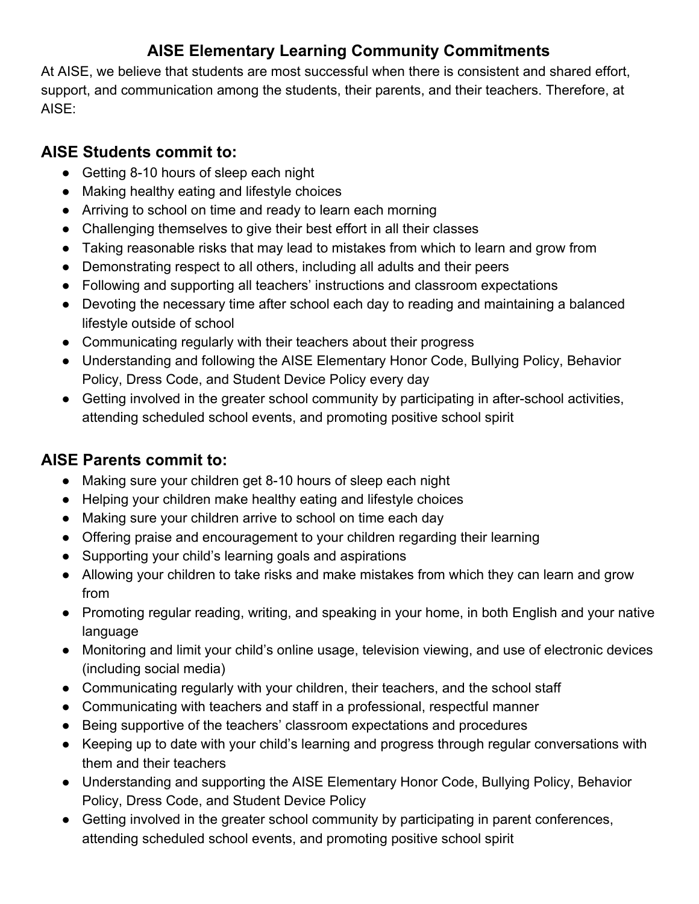# AISE Elementary Learning Community Commitments

At AISE, we believe that students are most successful when there is consistent and shared effort, support, and communication among the students, their parents, and their teachers. Therefore, at AISE:

## AISE Students commit to:

- Getting 8-10 hours of sleep each night
- Making healthy eating and lifestyle choices
- Arriving to school on time and ready to learn each morning
- Challenging themselves to give their best effort in all their classes
- Taking reasonable risks that may lead to mistakes from which to learn and grow from
- Demonstrating respect to all others, including all adults and their peers
- Following and supporting all teachers' instructions and classroom expectations
- Devoting the necessary time after school each day to reading and maintaining a balanced lifestyle outside of school
- Communicating regularly with their teachers about their progress
- Understanding and following the AISE Elementary Honor Code, Bullying Policy, Behavior Policy, Dress Code, and Student Device Policy every day
- Getting involved in the greater school community by participating in after-school activities, attending scheduled school events, and promoting positive school spirit

## AISE Parents commit to:

- Making sure your children get 8-10 hours of sleep each night
- Helping your children make healthy eating and lifestyle choices
- Making sure your children arrive to school on time each day
- Offering praise and encouragement to your children regarding their learning
- Supporting your child's learning goals and aspirations
- Allowing your children to take risks and make mistakes from which they can learn and grow from
- Promoting regular reading, writing, and speaking in your home, in both English and your native language
- Monitoring and limit your child's online usage, television viewing, and use of electronic devices (including social media)
- Communicating regularly with your children, their teachers, and the school staff
- Communicating with teachers and staff in a professional, respectful manner
- Being supportive of the teachers' classroom expectations and procedures
- Keeping up to date with your child's learning and progress through regular conversations with them and their teachers
- Understanding and supporting the AISE Elementary Honor Code, Bullying Policy, Behavior Policy, Dress Code, and Student Device Policy
- Getting involved in the greater school community by participating in parent conferences, attending scheduled school events, and promoting positive school spirit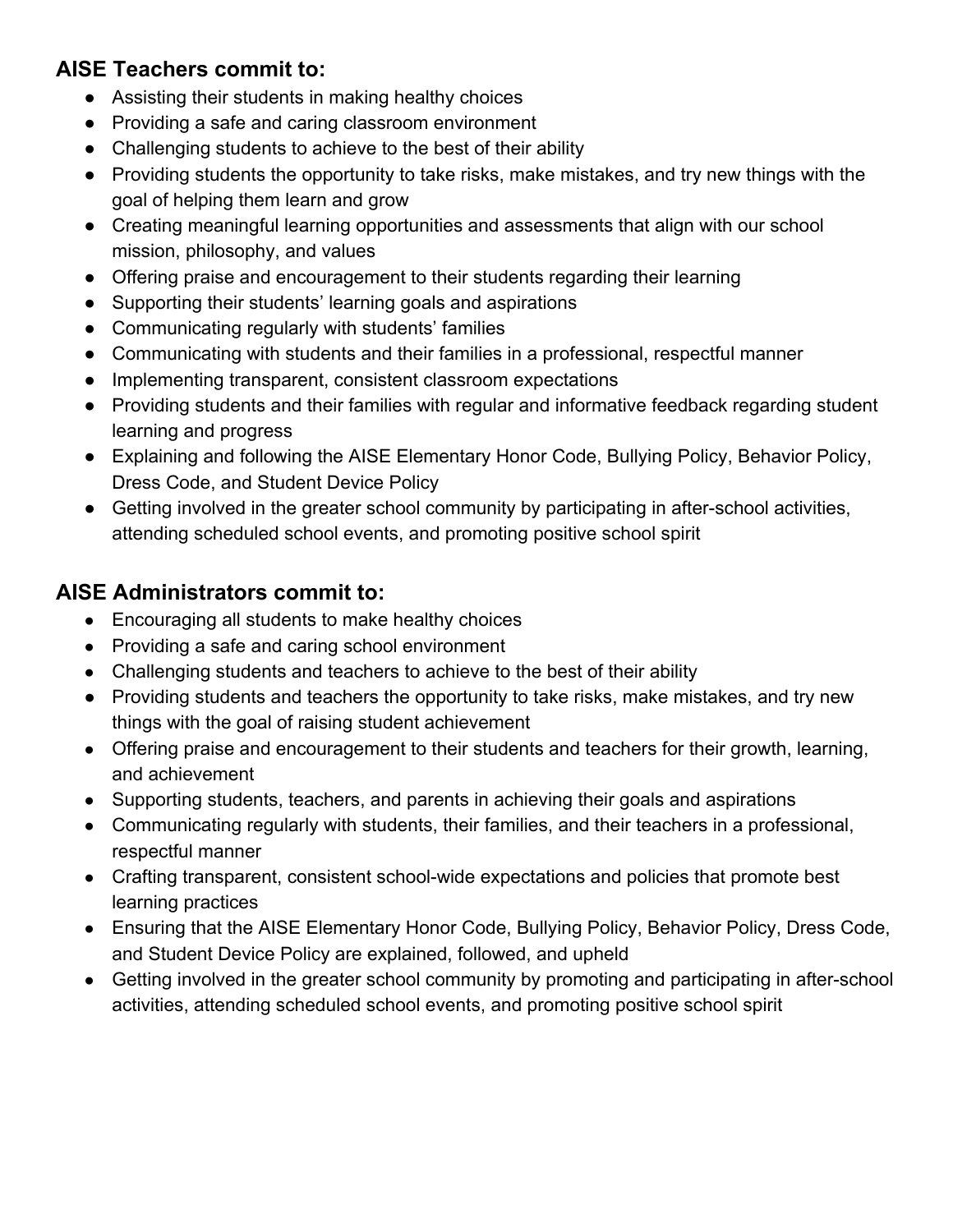## AISE Teachers commit to:

- Assisting their students in making healthy choices
- Providing a safe and caring classroom environment
- Challenging students to achieve to the best of their ability
- Providing students the opportunity to take risks, make mistakes, and try new things with the goal of helping them learn and grow
- Creating meaningful learning opportunities and assessments that align with our school mission, philosophy, and values
- Offering praise and encouragement to their students regarding their learning
- Supporting their students' learning goals and aspirations
- Communicating regularly with students' families
- Communicating with students and their families in a professional, respectful manner
- Implementing transparent, consistent classroom expectations
- Providing students and their families with regular and informative feedback regarding student learning and progress
- Explaining and following the AISE Elementary Honor Code, Bullying Policy, Behavior Policy, Dress Code, and Student Device Policy
- Getting involved in the greater school community by participating in after-school activities, attending scheduled school events, and promoting positive school spirit

## AISE Administrators commit to:

- Encouraging all students to make healthy choices
- Providing a safe and caring school environment
- Challenging students and teachers to achieve to the best of their ability
- Providing students and teachers the opportunity to take risks, make mistakes, and try new things with the goal of raising student achievement
- Offering praise and encouragement to their students and teachers for their growth, learning, and achievement
- Supporting students, teachers, and parents in achieving their goals and aspirations
- Communicating regularly with students, their families, and their teachers in a professional, respectful manner
- Crafting transparent, consistent school-wide expectations and policies that promote best learning practices
- Ensuring that the AISE Elementary Honor Code, Bullying Policy, Behavior Policy, Dress Code, and Student Device Policy are explained, followed, and upheld
- Getting involved in the greater school community by promoting and participating in after-school activities, attending scheduled school events, and promoting positive school spirit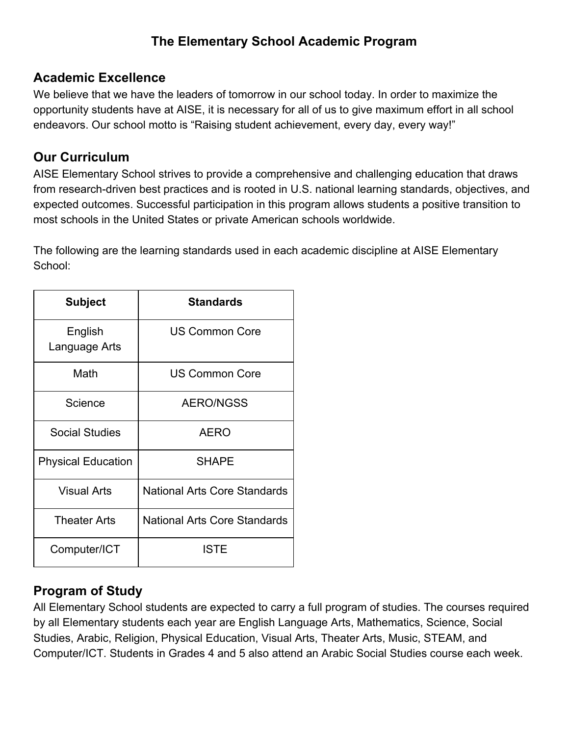# The Elementary School Academic Program

## Academic Excellence

We believe that we have the leaders of tomorrow in our school today. In order to maximize the opportunity students have at AISE, it is necessary for all of us to give maximum effort in all school endeavors. Our school motto is "Raising student achievement, every day, every way!"

## Our Curriculum

AISE Elementary School strives to provide a comprehensive and challenging education that draws from research-driven best practices and is rooted in U.S. national learning standards, objectives, and expected outcomes. Successful participation in this program allows students a positive transition to most schools in the United States or private American schools worldwide.

The following are the learning standards used in each academic discipline at AISE Elementary School:

| Subject | Standards |
|---|---|
| English Language Arts | US Common Core |
| Math | US Common Core |
| Science | AERO/NGSS |
| Social Studies | AERO |
| Physical Education | SHAPE |
| Visual Arts | National Arts Core Standards |
| Theater Arts | National Arts Core Standards |
| Computer/ICT | ISTE |

## Program of Study

All Elementary School students are expected to carry a full program of studies. The courses required by all Elementary students each year are English Language Arts, Mathematics, Science, Social Studies, Arabic, Religion, Physical Education, Visual Arts, Theater Arts, Music, STEAM, and Computer/ICT. Students in Grades 4 and 5 also attend an Arabic Social Studies course each week.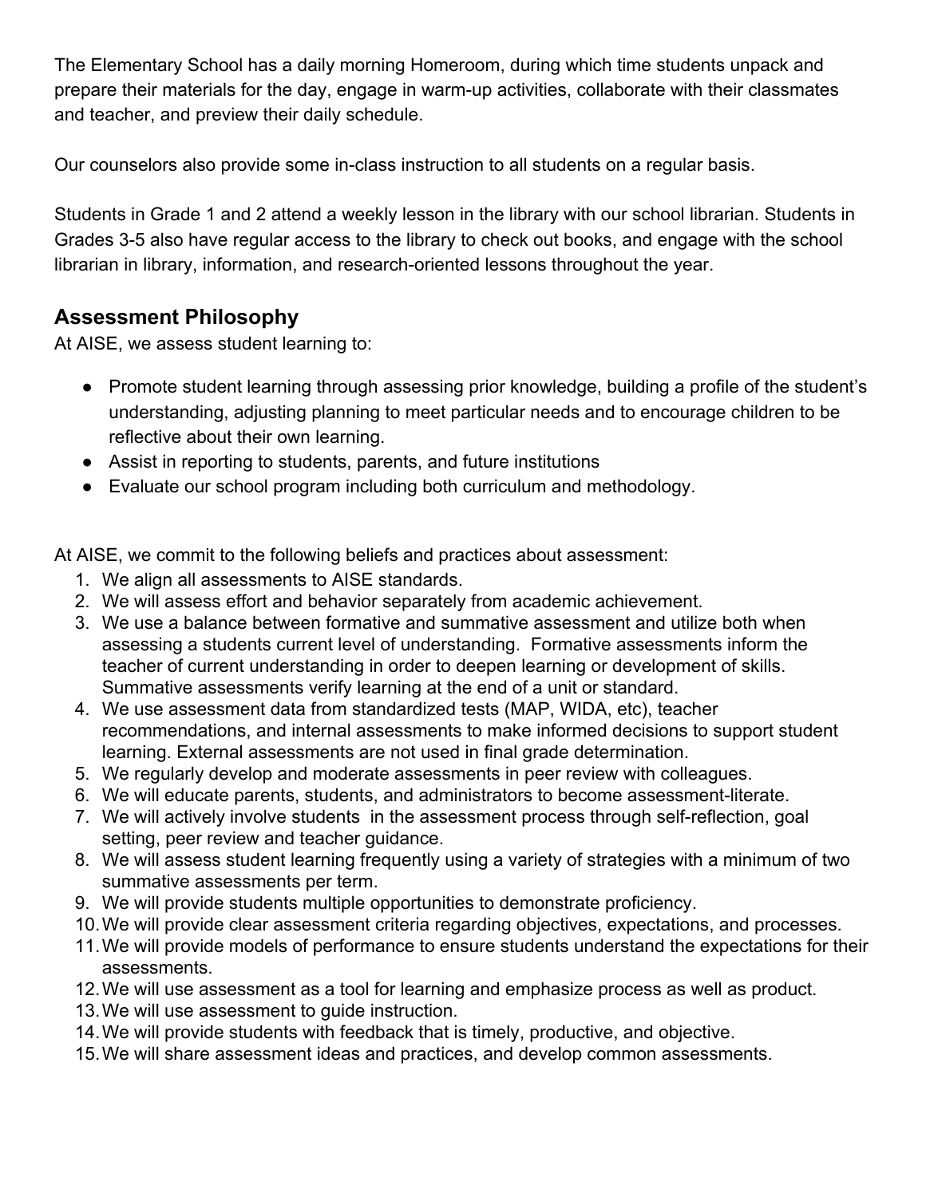The Elementary School has a daily morning Homeroom, during which time students unpack and prepare their materials for the day, engage in warm-up activities, collaborate with their classmates and teacher, and preview their daily schedule.

Our counselors also provide some in-class instruction to all students on a regular basis.

Students in Grade 1 and 2 attend a weekly lesson in the library with our school librarian. Students in Grades 3-5 also have regular access to the library to check out books, and engage with the school librarian in library, information, and research-oriented lessons throughout the year.

## Assessment Philosophy

At AISE, we assess student learning to:

- Promote student learning through assessing prior knowledge, building a profile of the student's understanding, adjusting planning to meet particular needs and to encourage children to be reflective about their own learning.
- Assist in reporting to students, parents, and future institutions
- Evaluate our school program including both curriculum and methodology.

At AISE, we commit to the following beliefs and practices about assessment:

1. We align all assessments to AISE standards.
2. We will assess effort and behavior separately from academic achievement.
3. We use a balance between formative and summative assessment and utilize both when assessing a students current level of understanding. Formative assessments inform the teacher of current understanding in order to deepen learning or development of skills. Summative assessments verify learning at the end of a unit or standard.
4. We use assessment data from standardized tests (MAP, WIDA, etc), teacher recommendations, and internal assessments to make informed decisions to support student learning. External assessments are not used in final grade determination.
5. We regularly develop and moderate assessments in peer review with colleagues.
6. We will educate parents, students, and administrators to become assessment-literate.
7. We will actively involve students in the assessment process through self-reflection, goal setting, peer review and teacher guidance.
8. We will assess student learning frequently using a variety of strategies with a minimum of two summative assessments per term.
9. We will provide students multiple opportunities to demonstrate proficiency.
10. We will provide clear assessment criteria regarding objectives, expectations, and processes.
11. We will provide models of performance to ensure students understand the expectations for their assessments.
12. We will use assessment as a tool for learning and emphasize process as well as product.
13. We will use assessment to guide instruction.
14. We will provide students with feedback that is timely, productive, and objective.
15. We will share assessment ideas and practices, and develop common assessments.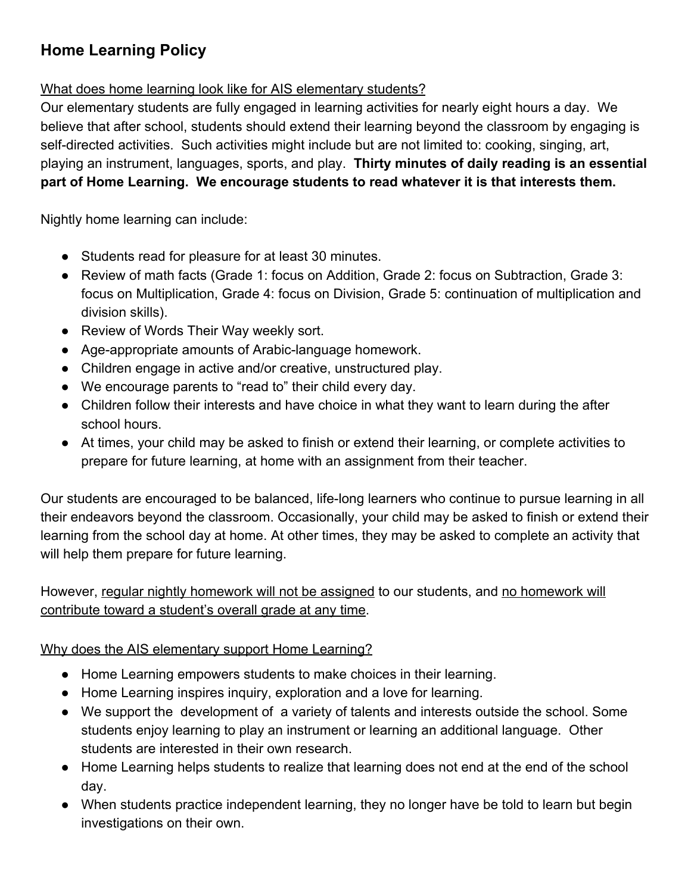## Home Learning Policy

What does home learning look like for AIS elementary students?

Our elementary students are fully engaged in learning activities for nearly eight hours a day. We believe that after school, students should extend their learning beyond the classroom by engaging is self-directed activities. Such activities might include but are not limited to: cooking, singing, art, playing an instrument, languages, sports, and play. **Thirty minutes of daily reading is an essential part of Home Learning. We encourage students to read whatever it is that interests them.**

Nightly home learning can include:

- Students read for pleasure for at least 30 minutes.
- Review of math facts (Grade 1: focus on Addition, Grade 2: focus on Subtraction, Grade 3: focus on Multiplication, Grade 4: focus on Division, Grade 5: continuation of multiplication and division skills).
- Review of Words Their Way weekly sort.
- Age-appropriate amounts of Arabic-language homework.
- Children engage in active and/or creative, unstructured play.
- We encourage parents to "read to" their child every day.
- Children follow their interests and have choice in what they want to learn during the after school hours.
- At times, your child may be asked to finish or extend their learning, or complete activities to prepare for future learning, at home with an assignment from their teacher.

Our students are encouraged to be balanced, life-long learners who continue to pursue learning in all their endeavors beyond the classroom. Occasionally, your child may be asked to finish or extend their learning from the school day at home. At other times, they may be asked to complete an activity that will help them prepare for future learning.

However, regular nightly homework will not be assigned to our students, and no homework will contribute toward a student's overall grade at any time.

Why does the AIS elementary support Home Learning?

- Home Learning empowers students to make choices in their learning.
- Home Learning inspires inquiry, exploration and a love for learning.
- We support the development of a variety of talents and interests outside the school. Some students enjoy learning to play an instrument or learning an additional language. Other students are interested in their own research.
- Home Learning helps students to realize that learning does not end at the end of the school day.
- When students practice independent learning, they no longer have be told to learn but begin investigations on their own.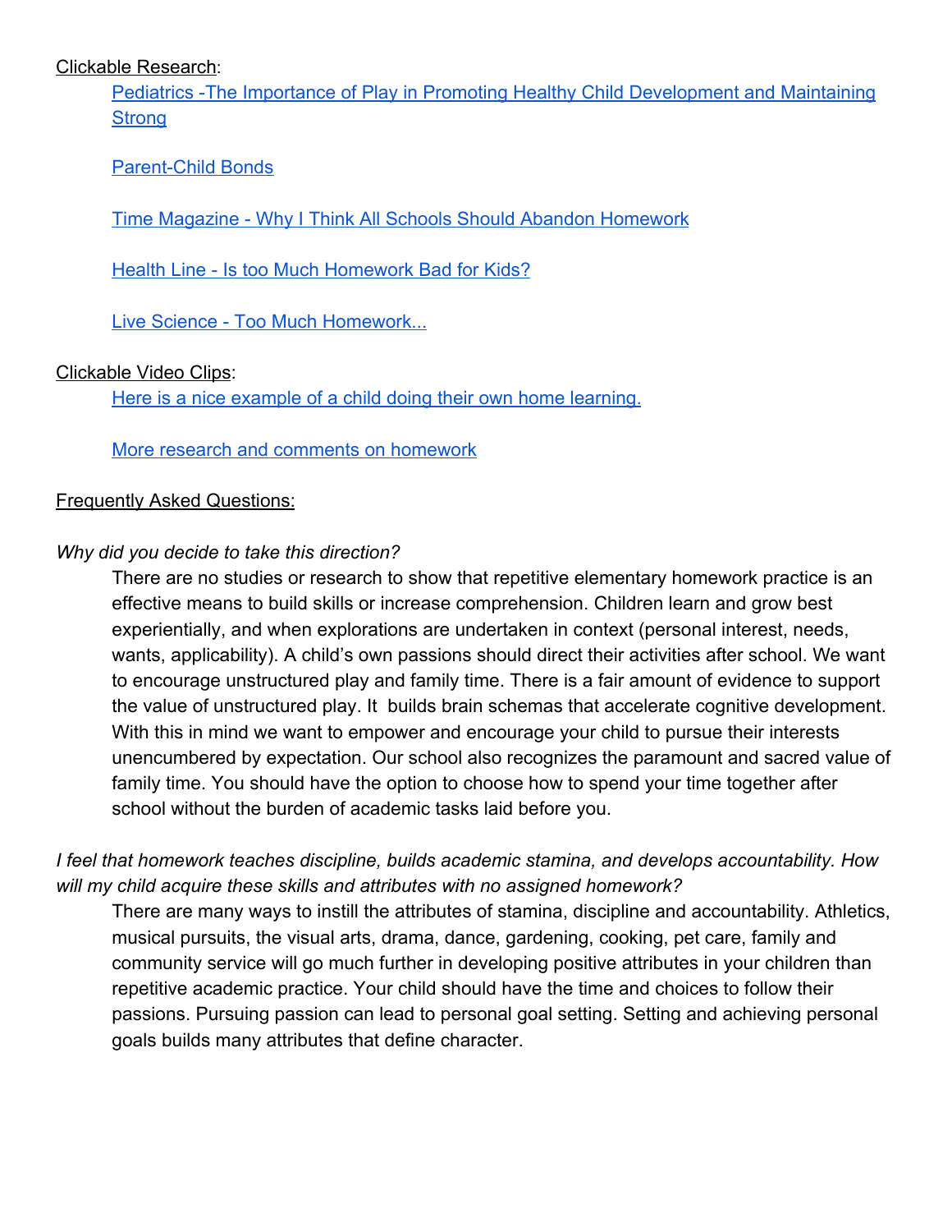Clickable Research:

Pediatrics -The Importance of Play in Promoting Healthy Child Development and Maintaining Strong

Parent-Child Bonds

Time Magazine - Why I Think All Schools Should Abandon Homework

Health Line - Is too Much Homework Bad for Kids?

Live Science - Too Much Homework...

Clickable Video Clips:

Here is a nice example of a child doing their own home learning.

More research and comments on homework

Frequently Asked Questions:

*Why did you decide to take this direction?*

There are no studies or research to show that repetitive elementary homework practice is an effective means to build skills or increase comprehension. Children learn and grow best experientially, and when explorations are undertaken in context (personal interest, needs, wants, applicability). A child's own passions should direct their activities after school. We want to encourage unstructured play and family time. There is a fair amount of evidence to support the value of unstructured play. It builds brain schemas that accelerate cognitive development. With this in mind we want to empower and encourage your child to pursue their interests unencumbered by expectation. Our school also recognizes the paramount and sacred value of family time. You should have the option to choose how to spend your time together after school without the burden of academic tasks laid before you.

*I feel that homework teaches discipline, builds academic stamina, and develops accountability. How will my child acquire these skills and attributes with no assigned homework?*

There are many ways to instill the attributes of stamina, discipline and accountability. Athletics, musical pursuits, the visual arts, drama, dance, gardening, cooking, pet care, family and community service will go much further in developing positive attributes in your children than repetitive academic practice. Your child should have the time and choices to follow their passions. Pursuing passion can lead to personal goal setting. Setting and achieving personal goals builds many attributes that define character.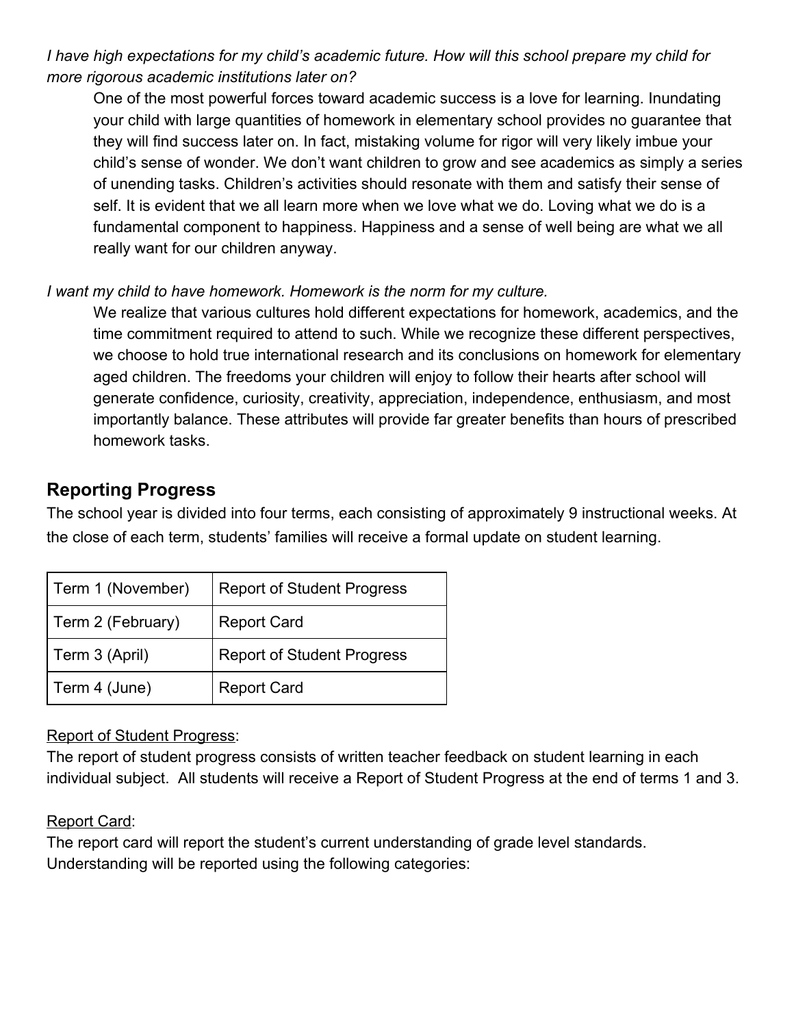*I have high expectations for my child's academic future. How will this school prepare my child for more rigorous academic institutions later on?*

One of the most powerful forces toward academic success is a love for learning. Inundating your child with large quantities of homework in elementary school provides no guarantee that they will find success later on. In fact, mistaking volume for rigor will very likely imbue your child's sense of wonder. We don't want children to grow and see academics as simply a series of unending tasks. Children's activities should resonate with them and satisfy their sense of self. It is evident that we all learn more when we love what we do. Loving what we do is a fundamental component to happiness. Happiness and a sense of well being are what we all really want for our children anyway.

*I want my child to have homework. Homework is the norm for my culture.*

We realize that various cultures hold different expectations for homework, academics, and the time commitment required to attend to such. While we recognize these different perspectives, we choose to hold true international research and its conclusions on homework for elementary aged children. The freedoms your children will enjoy to follow their hearts after school will generate confidence, curiosity, creativity, appreciation, independence, enthusiasm, and most importantly balance. These attributes will provide far greater benefits than hours of prescribed homework tasks.

## Reporting Progress

The school year is divided into four terms, each consisting of approximately 9 instructional weeks. At the close of each term, students' families will receive a formal update on student learning.

| Term | Report |
|---|---|
| Term 1 (November) | Report of Student Progress |
| Term 2 (February) | Report Card |
| Term 3 (April) | Report of Student Progress |
| Term 4 (June) | Report Card |

<u>Report of Student Progress</u>:
The report of student progress consists of written teacher feedback on student learning in each individual subject. All students will receive a Report of Student Progress at the end of terms 1 and 3.

<u>Report Card</u>:
The report card will report the student's current understanding of grade level standards. Understanding will be reported using the following categories: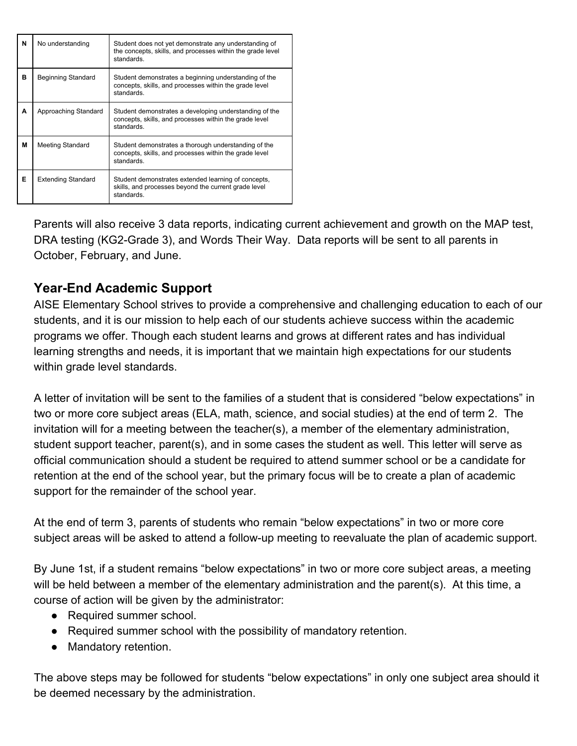| N | No understanding | Student does not yet demonstrate any understanding of the concepts, skills, and processes within the grade level standards. |
|---|---|---|
| B | Beginning Standard | Student demonstrates a beginning understanding of the concepts, skills, and processes within the grade level standards. |
| A | Approaching Standard | Student demonstrates a developing understanding of the concepts, skills, and processes within the grade level standards. |
| M | Meeting Standard | Student demonstrates a thorough understanding of the concepts, skills, and processes within the grade level standards. |
| E | Extending Standard | Student demonstrates extended learning of concepts, skills, and processes beyond the current grade level standards. |

Parents will also receive 3 data reports, indicating current achievement and growth on the MAP test, DRA testing (KG2-Grade 3), and Words Their Way. Data reports will be sent to all parents in October, February, and June.

## Year-End Academic Support

AISE Elementary School strives to provide a comprehensive and challenging education to each of our students, and it is our mission to help each of our students achieve success within the academic programs we offer. Though each student learns and grows at different rates and has individual learning strengths and needs, it is important that we maintain high expectations for our students within grade level standards.

A letter of invitation will be sent to the families of a student that is considered "below expectations" in two or more core subject areas (ELA, math, science, and social studies) at the end of term 2. The invitation will for a meeting between the teacher(s), a member of the elementary administration, student support teacher, parent(s), and in some cases the student as well. This letter will serve as official communication should a student be required to attend summer school or be a candidate for retention at the end of the school year, but the primary focus will be to create a plan of academic support for the remainder of the school year.

At the end of term 3, parents of students who remain "below expectations" in two or more core subject areas will be asked to attend a follow-up meeting to reevaluate the plan of academic support.

By June 1st, if a student remains "below expectations" in two or more core subject areas, a meeting will be held between a member of the elementary administration and the parent(s). At this time, a course of action will be given by the administrator:

- Required summer school.
- Required summer school with the possibility of mandatory retention.
- Mandatory retention.

The above steps may be followed for students "below expectations" in only one subject area should it be deemed necessary by the administration.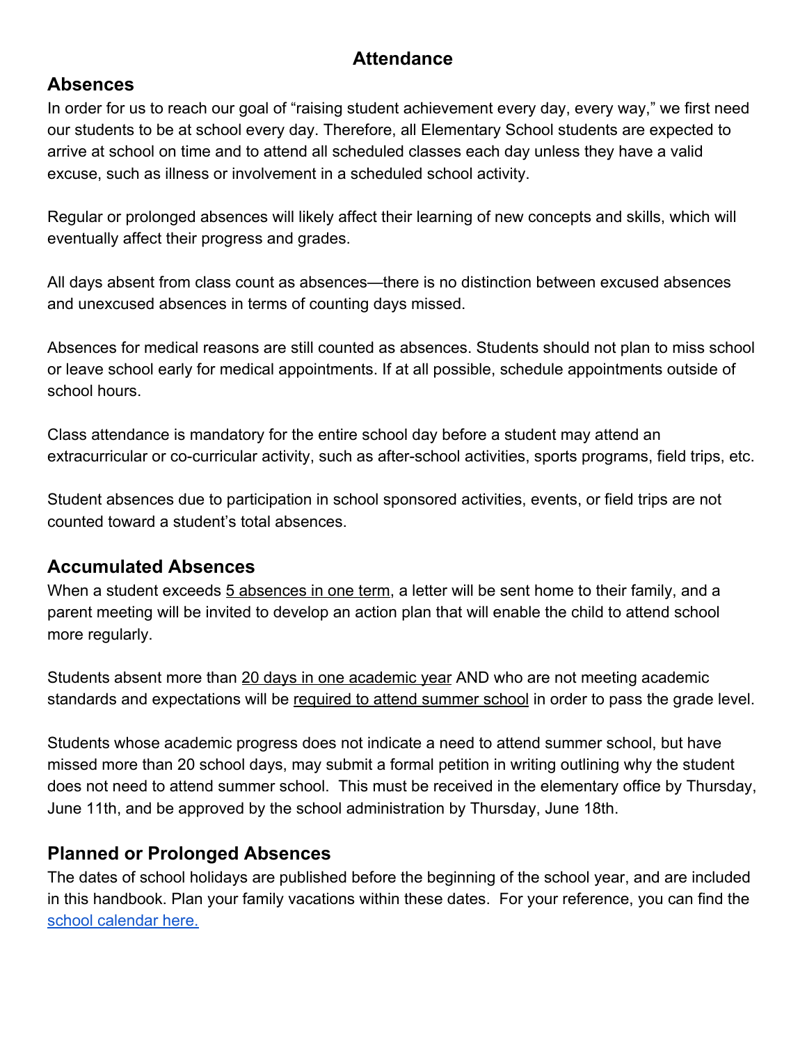# Attendance

## Absences

In order for us to reach our goal of "raising student achievement every day, every way," we first need our students to be at school every day. Therefore, all Elementary School students are expected to arrive at school on time and to attend all scheduled classes each day unless they have a valid excuse, such as illness or involvement in a scheduled school activity.

Regular or prolonged absences will likely affect their learning of new concepts and skills, which will eventually affect their progress and grades.

All days absent from class count as absences—there is no distinction between excused absences and unexcused absences in terms of counting days missed.

Absences for medical reasons are still counted as absences. Students should not plan to miss school or leave school early for medical appointments. If at all possible, schedule appointments outside of school hours.

Class attendance is mandatory for the entire school day before a student may attend an extracurricular or co-curricular activity, such as after-school activities, sports programs, field trips, etc.

Student absences due to participation in school sponsored activities, events, or field trips are not counted toward a student's total absences.

## Accumulated Absences

When a student exceeds 5 absences in one term, a letter will be sent home to their family, and a parent meeting will be invited to develop an action plan that will enable the child to attend school more regularly.

Students absent more than 20 days in one academic year AND who are not meeting academic standards and expectations will be required to attend summer school in order to pass the grade level.

Students whose academic progress does not indicate a need to attend summer school, but have missed more than 20 school days, may submit a formal petition in writing outlining why the student does not need to attend summer school. This must be received in the elementary office by Thursday, June 11th, and be approved by the school administration by Thursday, June 18th.

## Planned or Prolonged Absences

The dates of school holidays are published before the beginning of the school year, and are included in this handbook. Plan your family vacations within these dates. For your reference, you can find the school calendar here.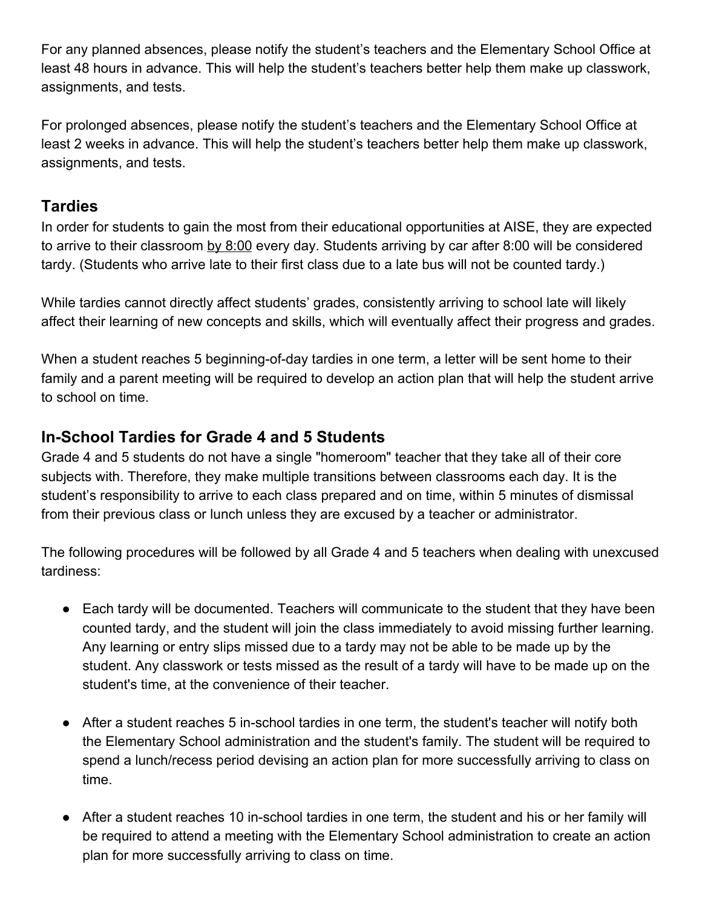For any planned absences, please notify the student's teachers and the Elementary School Office at least 48 hours in advance. This will help the student's teachers better help them make up classwork, assignments, and tests.

For prolonged absences, please notify the student's teachers and the Elementary School Office at least 2 weeks in advance. This will help the student's teachers better help them make up classwork, assignments, and tests.

## Tardies

In order for students to gain the most from their educational opportunities at AISE, they are expected to arrive to their classroom <u>by 8:00</u> every day. Students arriving by car after 8:00 will be considered tardy. (Students who arrive late to their first class due to a late bus will not be counted tardy.)

While tardies cannot directly affect students' grades, consistently arriving to school late will likely affect their learning of new concepts and skills, which will eventually affect their progress and grades.

When a student reaches 5 beginning-of-day tardies in one term, a letter will be sent home to their family and a parent meeting will be required to develop an action plan that will help the student arrive to school on time.

## In-School Tardies for Grade 4 and 5 Students

Grade 4 and 5 students do not have a single "homeroom" teacher that they take all of their core subjects with. Therefore, they make multiple transitions between classrooms each day. It is the student's responsibility to arrive to each class prepared and on time, within 5 minutes of dismissal from their previous class or lunch unless they are excused by a teacher or administrator.

The following procedures will be followed by all Grade 4 and 5 teachers when dealing with unexcused tardiness:

- Each tardy will be documented. Teachers will communicate to the student that they have been counted tardy, and the student will join the class immediately to avoid missing further learning. Any learning or entry slips missed due to a tardy may not be able to be made up by the student. Any classwork or tests missed as the result of a tardy will have to be made up on the student's time, at the convenience of their teacher.

- After a student reaches 5 in-school tardies in one term, the student's teacher will notify both the Elementary School administration and the student's family. The student will be required to spend a lunch/recess period devising an action plan for more successfully arriving to class on time.

- After a student reaches 10 in-school tardies in one term, the student and his or her family will be required to attend a meeting with the Elementary School administration to create an action plan for more successfully arriving to class on time.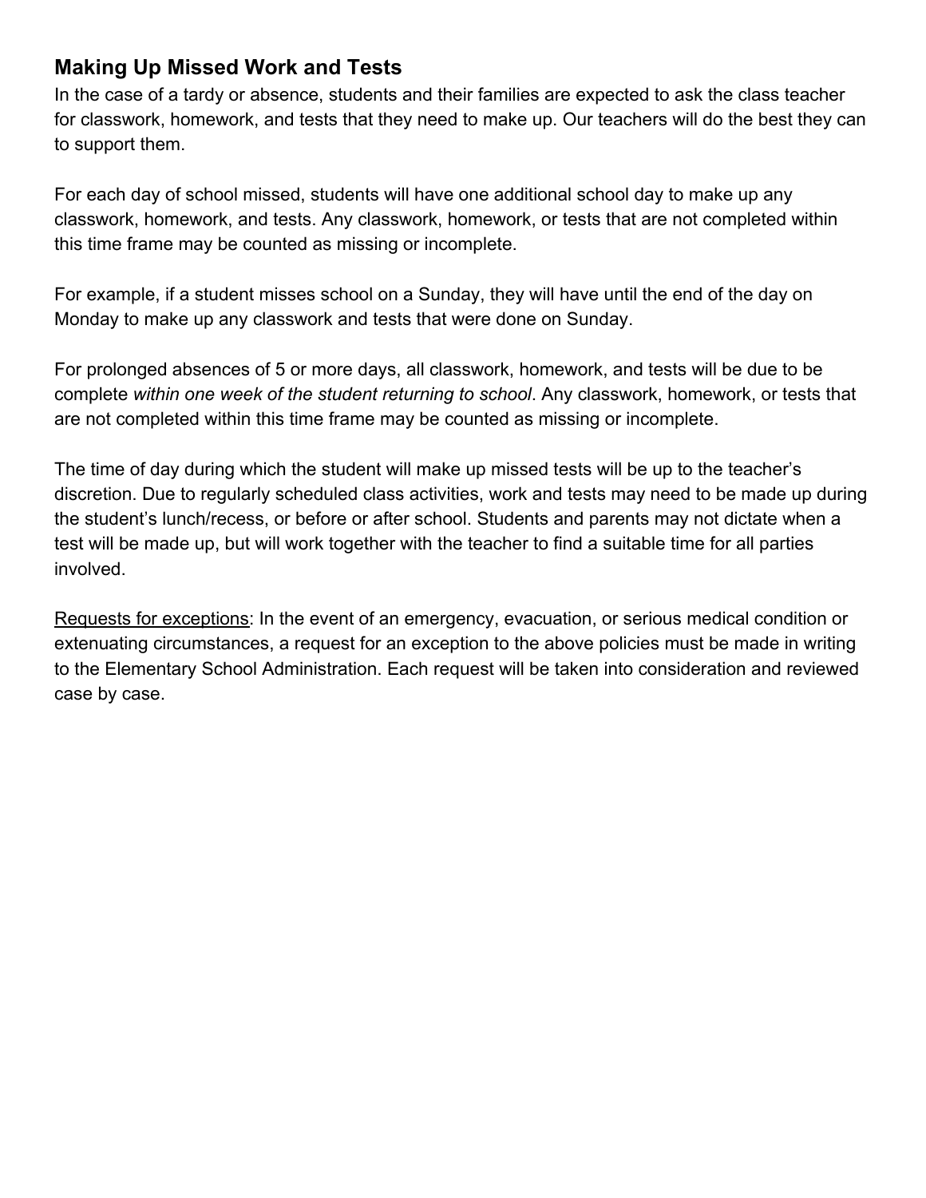### Making Up Missed Work and Tests

In the case of a tardy or absence, students and their families are expected to ask the class teacher for classwork, homework, and tests that they need to make up. Our teachers will do the best they can to support them.

For each day of school missed, students will have one additional school day to make up any classwork, homework, and tests. Any classwork, homework, or tests that are not completed within this time frame may be counted as missing or incomplete.

For example, if a student misses school on a Sunday, they will have until the end of the day on Monday to make up any classwork and tests that were done on Sunday.

For prolonged absences of 5 or more days, all classwork, homework, and tests will be due to be complete *within one week of the student returning to school*. Any classwork, homework, or tests that are not completed within this time frame may be counted as missing or incomplete.

The time of day during which the student will make up missed tests will be up to the teacher's discretion. Due to regularly scheduled class activities, work and tests may need to be made up during the student's lunch/recess, or before or after school. Students and parents may not dictate when a test will be made up, but will work together with the teacher to find a suitable time for all parties involved.

<u>Requests for exceptions</u>: In the event of an emergency, evacuation, or serious medical condition or extenuating circumstances, a request for an exception to the above policies must be made in writing to the Elementary School Administration. Each request will be taken into consideration and reviewed case by case.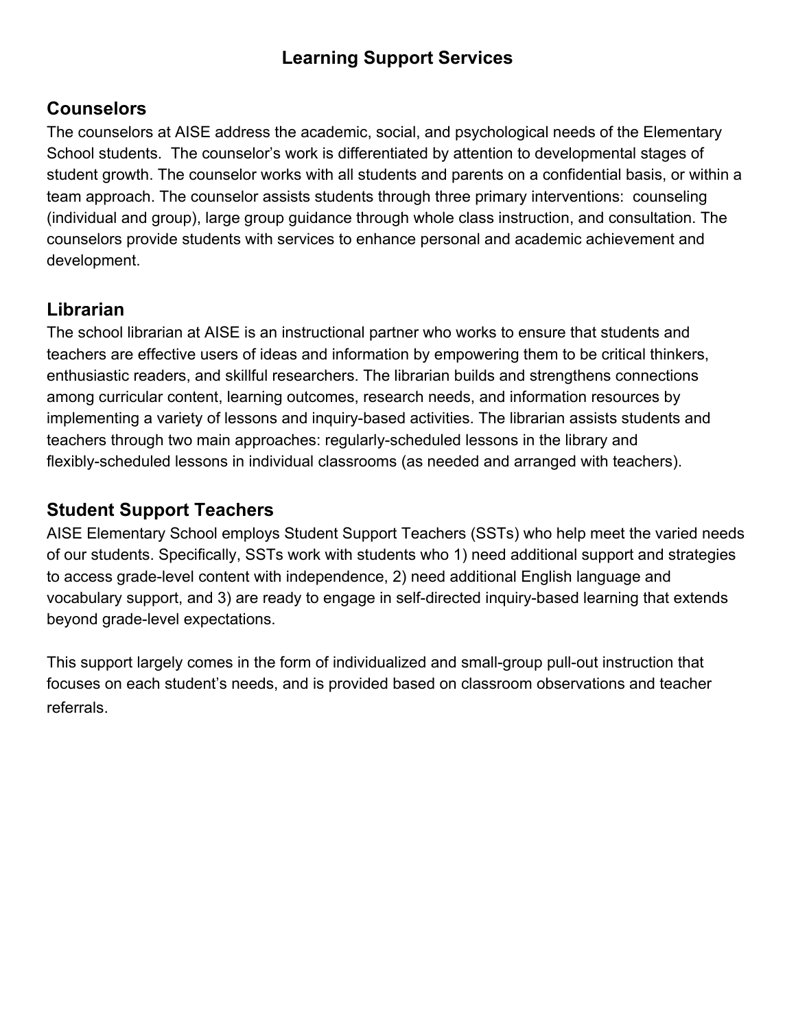# Learning Support Services

## Counselors

The counselors at AISE address the academic, social, and psychological needs of the Elementary School students. The counselor's work is differentiated by attention to developmental stages of student growth. The counselor works with all students and parents on a confidential basis, or within a team approach. The counselor assists students through three primary interventions: counseling (individual and group), large group guidance through whole class instruction, and consultation. The counselors provide students with services to enhance personal and academic achievement and development.

## Librarian

The school librarian at AISE is an instructional partner who works to ensure that students and teachers are effective users of ideas and information by empowering them to be critical thinkers, enthusiastic readers, and skillful researchers. The librarian builds and strengthens connections among curricular content, learning outcomes, research needs, and information resources by implementing a variety of lessons and inquiry-based activities. The librarian assists students and teachers through two main approaches: regularly-scheduled lessons in the library and flexibly-scheduled lessons in individual classrooms (as needed and arranged with teachers).

## Student Support Teachers

AISE Elementary School employs Student Support Teachers (SSTs) who help meet the varied needs of our students. Specifically, SSTs work with students who 1) need additional support and strategies to access grade-level content with independence, 2) need additional English language and vocabulary support, and 3) are ready to engage in self-directed inquiry-based learning that extends beyond grade-level expectations.

This support largely comes in the form of individualized and small-group pull-out instruction that focuses on each student's needs, and is provided based on classroom observations and teacher referrals.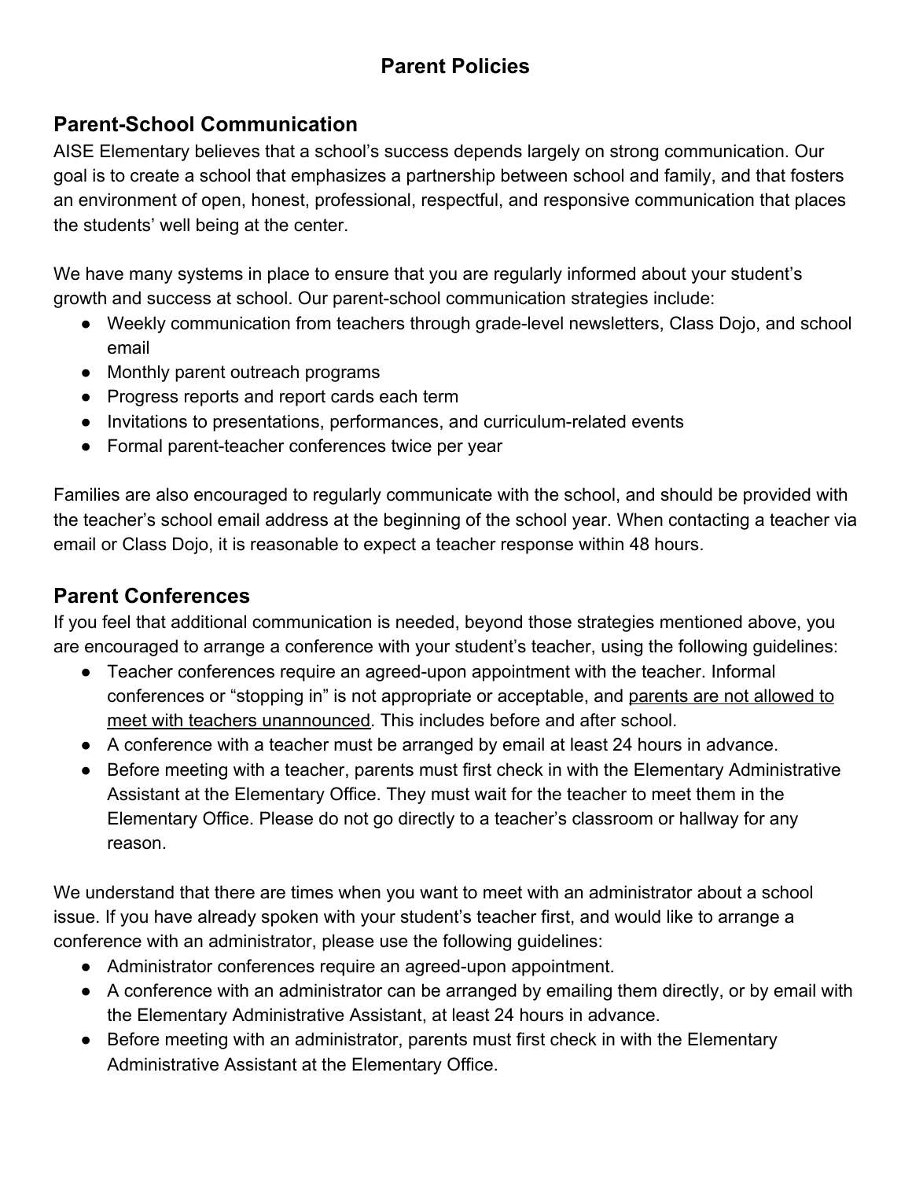# Parent Policies

## Parent-School Communication

AISE Elementary believes that a school's success depends largely on strong communication. Our goal is to create a school that emphasizes a partnership between school and family, and that fosters an environment of open, honest, professional, respectful, and responsive communication that places the students' well being at the center.

We have many systems in place to ensure that you are regularly informed about your student's growth and success at school. Our parent-school communication strategies include:

- Weekly communication from teachers through grade-level newsletters, Class Dojo, and school email
- Monthly parent outreach programs
- Progress reports and report cards each term
- Invitations to presentations, performances, and curriculum-related events
- Formal parent-teacher conferences twice per year

Families are also encouraged to regularly communicate with the school, and should be provided with the teacher's school email address at the beginning of the school year. When contacting a teacher via email or Class Dojo, it is reasonable to expect a teacher response within 48 hours.

## Parent Conferences

If you feel that additional communication is needed, beyond those strategies mentioned above, you are encouraged to arrange a conference with your student's teacher, using the following guidelines:

- Teacher conferences require an agreed-upon appointment with the teacher. Informal conferences or "stopping in" is not appropriate or acceptable, and <u>parents are not allowed to meet with teachers unannounced</u>. This includes before and after school.
- A conference with a teacher must be arranged by email at least 24 hours in advance.
- Before meeting with a teacher, parents must first check in with the Elementary Administrative Assistant at the Elementary Office. They must wait for the teacher to meet them in the Elementary Office. Please do not go directly to a teacher's classroom or hallway for any reason.

We understand that there are times when you want to meet with an administrator about a school issue. If you have already spoken with your student's teacher first, and would like to arrange a conference with an administrator, please use the following guidelines:

- Administrator conferences require an agreed-upon appointment.
- A conference with an administrator can be arranged by emailing them directly, or by email with the Elementary Administrative Assistant, at least 24 hours in advance.
- Before meeting with an administrator, parents must first check in with the Elementary Administrative Assistant at the Elementary Office.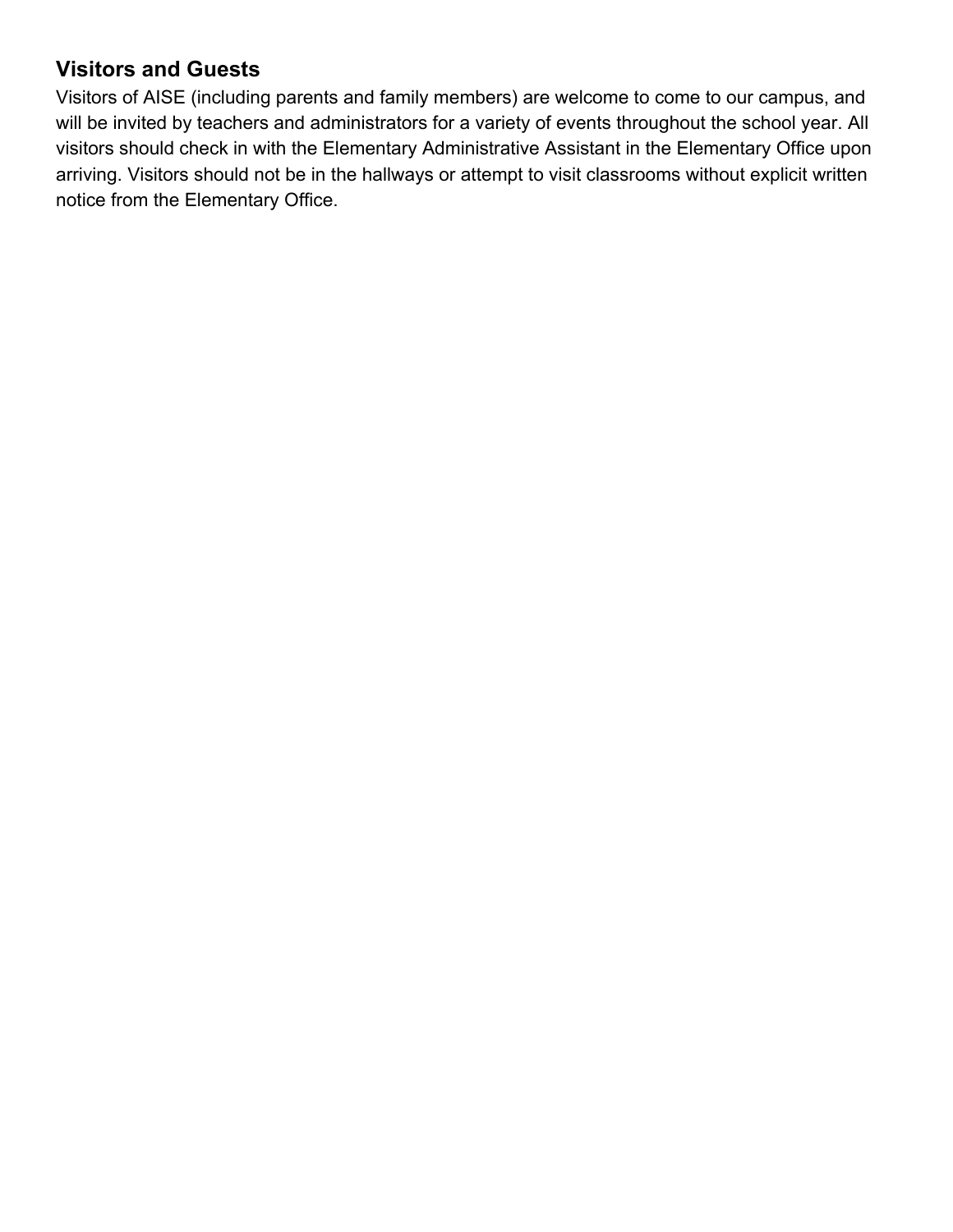### Visitors and Guests

Visitors of AISE (including parents and family members) are welcome to come to our campus, and will be invited by teachers and administrators for a variety of events throughout the school year. All visitors should check in with the Elementary Administrative Assistant in the Elementary Office upon arriving. Visitors should not be in the hallways or attempt to visit classrooms without explicit written notice from the Elementary Office.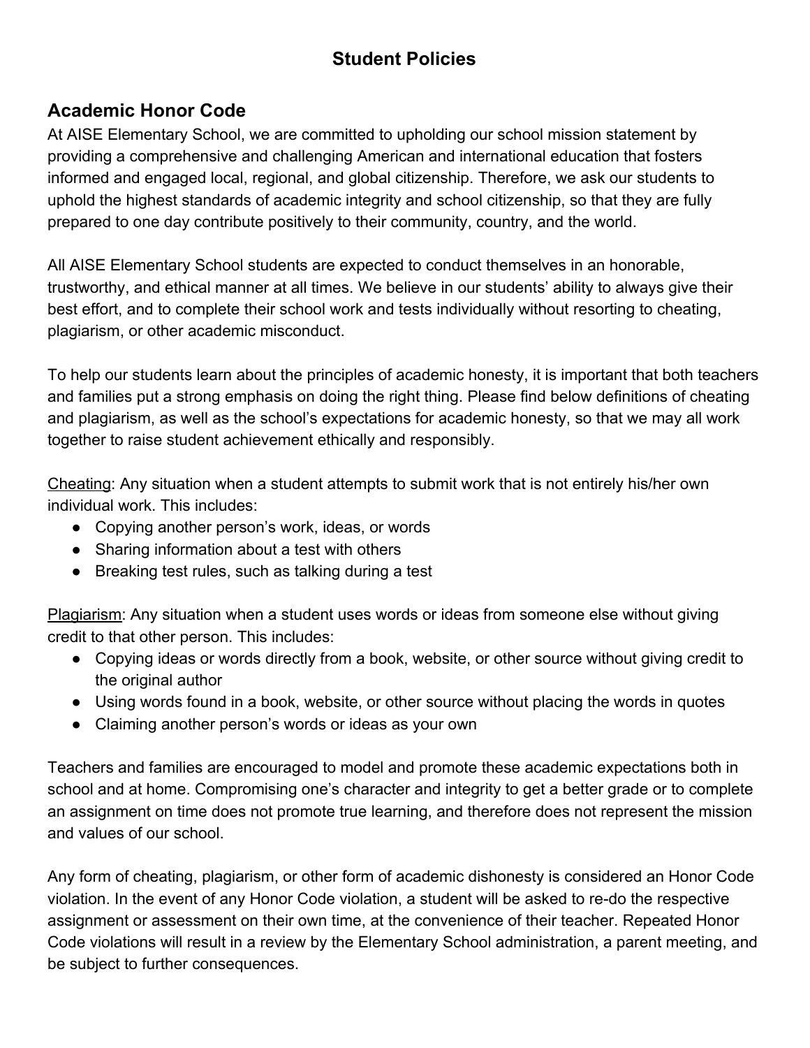# Student Policies

## Academic Honor Code

At AISE Elementary School, we are committed to upholding our school mission statement by providing a comprehensive and challenging American and international education that fosters informed and engaged local, regional, and global citizenship. Therefore, we ask our students to uphold the highest standards of academic integrity and school citizenship, so that they are fully prepared to one day contribute positively to their community, country, and the world.

All AISE Elementary School students are expected to conduct themselves in an honorable, trustworthy, and ethical manner at all times. We believe in our students' ability to always give their best effort, and to complete their school work and tests individually without resorting to cheating, plagiarism, or other academic misconduct.

To help our students learn about the principles of academic honesty, it is important that both teachers and families put a strong emphasis on doing the right thing. Please find below definitions of cheating and plagiarism, as well as the school's expectations for academic honesty, so that we may all work together to raise student achievement ethically and responsibly.

<u>Cheating</u>: Any situation when a student attempts to submit work that is not entirely his/her own individual work. This includes:

- Copying another person's work, ideas, or words
- Sharing information about a test with others
- Breaking test rules, such as talking during a test

<u>Plagiarism</u>: Any situation when a student uses words or ideas from someone else without giving credit to that other person. This includes:

- Copying ideas or words directly from a book, website, or other source without giving credit to the original author
- Using words found in a book, website, or other source without placing the words in quotes
- Claiming another person's words or ideas as your own

Teachers and families are encouraged to model and promote these academic expectations both in school and at home. Compromising one's character and integrity to get a better grade or to complete an assignment on time does not promote true learning, and therefore does not represent the mission and values of our school.

Any form of cheating, plagiarism, or other form of academic dishonesty is considered an Honor Code violation. In the event of any Honor Code violation, a student will be asked to re-do the respective assignment or assessment on their own time, at the convenience of their teacher. Repeated Honor Code violations will result in a review by the Elementary School administration, a parent meeting, and be subject to further consequences.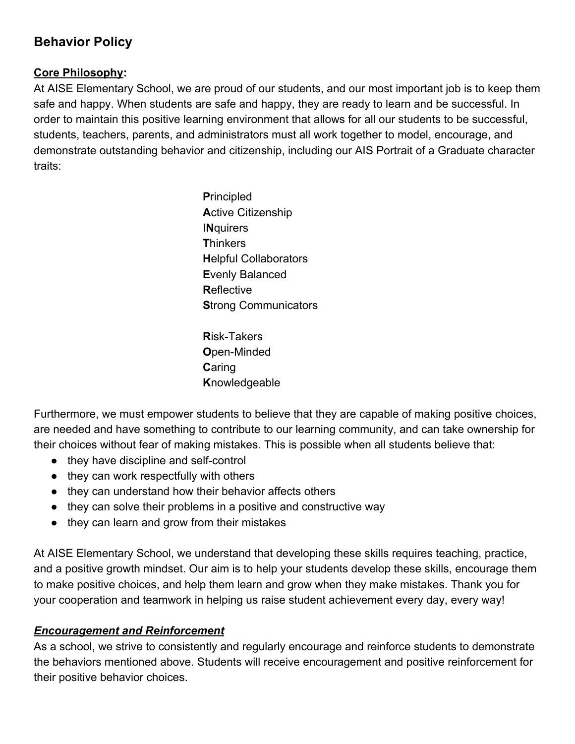## Behavior Policy

**Core Philosophy:**

At AISE Elementary School, we are proud of our students, and our most important job is to keep them safe and happy. When students are safe and happy, they are ready to learn and be successful. In order to maintain this positive learning environment that allows for all our students to be successful, students, teachers, parents, and administrators must all work together to model, encourage, and demonstrate outstanding behavior and citizenship, including our AIS Portrait of a Graduate character traits:

**P**rincipled
**A**ctive Citizenship
I**N**quirers
**T**hinkers
**H**elpful Collaborators
**E**venly Balanced
**R**eflective
**S**trong Communicators

**R**isk-Takers
**O**pen-Minded
**C**aring
**K**nowledgeable

Furthermore, we must empower students to believe that they are capable of making positive choices, are needed and have something to contribute to our learning community, and can take ownership for their choices without fear of making mistakes. This is possible when all students believe that:

- they have discipline and self-control
- they can work respectfully with others
- they can understand how their behavior affects others
- they can solve their problems in a positive and constructive way
- they can learn and grow from their mistakes

At AISE Elementary School, we understand that developing these skills requires teaching, practice, and a positive growth mindset. Our aim is to help your students develop these skills, encourage them to make positive choices, and help them learn and grow when they make mistakes. Thank you for your cooperation and teamwork in helping us raise student achievement every day, every way!

***Encouragement and Reinforcement***

As a school, we strive to consistently and regularly encourage and reinforce students to demonstrate the behaviors mentioned above. Students will receive encouragement and positive reinforcement for their positive behavior choices.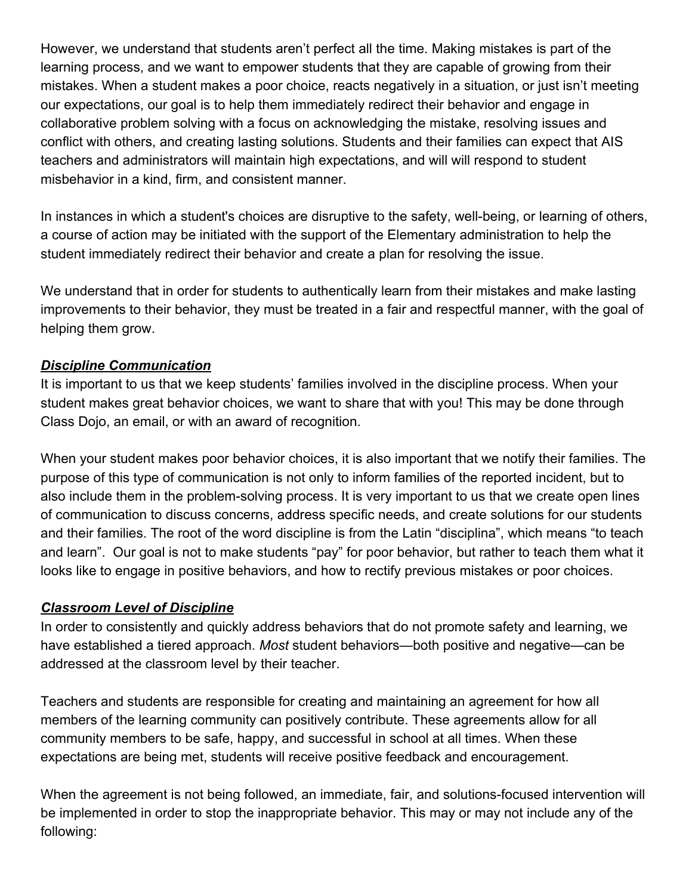However, we understand that students aren't perfect all the time. Making mistakes is part of the learning process, and we want to empower students that they are capable of growing from their mistakes. When a student makes a poor choice, reacts negatively in a situation, or just isn't meeting our expectations, our goal is to help them immediately redirect their behavior and engage in collaborative problem solving with a focus on acknowledging the mistake, resolving issues and conflict with others, and creating lasting solutions. Students and their families can expect that AIS teachers and administrators will maintain high expectations, and will will respond to student misbehavior in a kind, firm, and consistent manner.

In instances in which a student's choices are disruptive to the safety, well-being, or learning of others, a course of action may be initiated with the support of the Elementary administration to help the student immediately redirect their behavior and create a plan for resolving the issue.

We understand that in order for students to authentically learn from their mistakes and make lasting improvements to their behavior, they must be treated in a fair and respectful manner, with the goal of helping them grow.

### ***Discipline Communication***

It is important to us that we keep students' families involved in the discipline process. When your student makes great behavior choices, we want to share that with you! This may be done through Class Dojo, an email, or with an award of recognition.

When your student makes poor behavior choices, it is also important that we notify their families. The purpose of this type of communication is not only to inform families of the reported incident, but to also include them in the problem-solving process. It is very important to us that we create open lines of communication to discuss concerns, address specific needs, and create solutions for our students and their families. The root of the word discipline is from the Latin "disciplina", which means "to teach and learn". Our goal is not to make students "pay" for poor behavior, but rather to teach them what it looks like to engage in positive behaviors, and how to rectify previous mistakes or poor choices.

### ***Classroom Level of Discipline***

In order to consistently and quickly address behaviors that do not promote safety and learning, we have established a tiered approach. *Most* student behaviors—both positive and negative—can be addressed at the classroom level by their teacher.

Teachers and students are responsible for creating and maintaining an agreement for how all members of the learning community can positively contribute. These agreements allow for all community members to be safe, happy, and successful in school at all times. When these expectations are being met, students will receive positive feedback and encouragement.

When the agreement is not being followed, an immediate, fair, and solutions-focused intervention will be implemented in order to stop the inappropriate behavior. This may or may not include any of the following: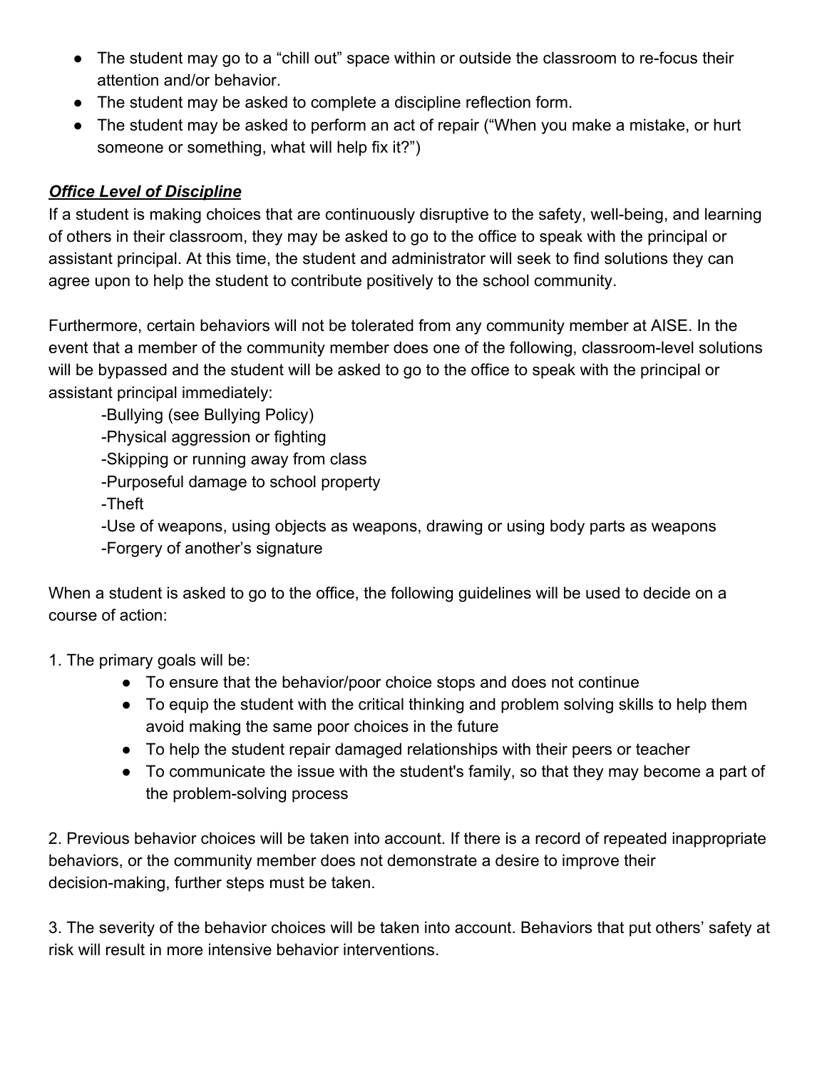- The student may go to a "chill out" space within or outside the classroom to re-focus their attention and/or behavior.
- The student may be asked to complete a discipline reflection form.
- The student may be asked to perform an act of repair ("When you make a mistake, or hurt someone or something, what will help fix it?")

***<u>Office Level of Discipline</u>***

If a student is making choices that are continuously disruptive to the safety, well-being, and learning of others in their classroom, they may be asked to go to the office to speak with the principal or assistant principal. At this time, the student and administrator will seek to find solutions they can agree upon to help the student to contribute positively to the school community.

Furthermore, certain behaviors will not be tolerated from any community member at AISE. In the event that a member of the community member does one of the following, classroom-level solutions will be bypassed and the student will be asked to go to the office to speak with the principal or assistant principal immediately:

-Bullying (see Bullying Policy)
-Physical aggression or fighting
-Skipping or running away from class
-Purposeful damage to school property
-Theft
-Use of weapons, using objects as weapons, drawing or using body parts as weapons
-Forgery of another's signature

When a student is asked to go to the office, the following guidelines will be used to decide on a course of action:

1. The primary goals will be:
    - To ensure that the behavior/poor choice stops and does not continue
    - To equip the student with the critical thinking and problem solving skills to help them avoid making the same poor choices in the future
    - To help the student repair damaged relationships with their peers or teacher
    - To communicate the issue with the student's family, so that they may become a part of the problem-solving process

2. Previous behavior choices will be taken into account. If there is a record of repeated inappropriate behaviors, or the community member does not demonstrate a desire to improve their decision-making, further steps must be taken.

3. The severity of the behavior choices will be taken into account. Behaviors that put others' safety at risk will result in more intensive behavior interventions.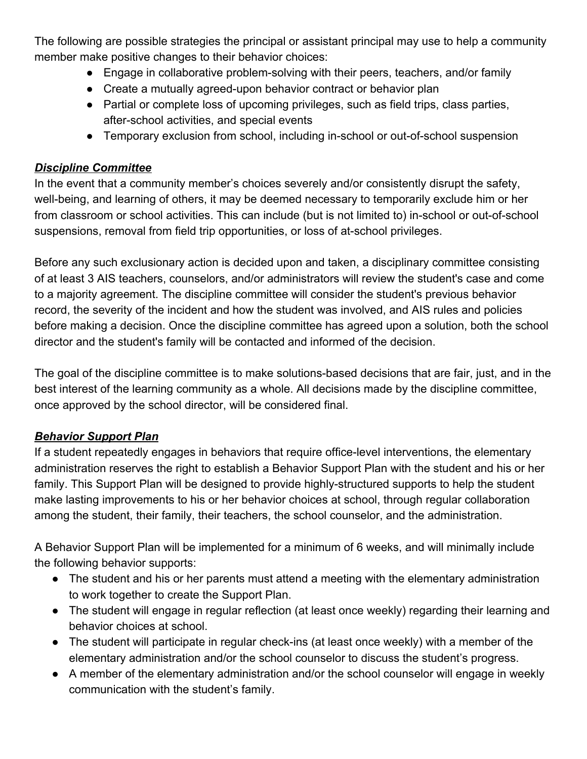The following are possible strategies the principal or assistant principal may use to help a community member make positive changes to their behavior choices:

- Engage in collaborative problem-solving with their peers, teachers, and/or family
- Create a mutually agreed-upon behavior contract or behavior plan
- Partial or complete loss of upcoming privileges, such as field trips, class parties, after-school activities, and special events
- Temporary exclusion from school, including in-school or out-of-school suspension

### ***Discipline Committee***

In the event that a community member's choices severely and/or consistently disrupt the safety, well-being, and learning of others, it may be deemed necessary to temporarily exclude him or her from classroom or school activities. This can include (but is not limited to) in-school or out-of-school suspensions, removal from field trip opportunities, or loss of at-school privileges.

Before any such exclusionary action is decided upon and taken, a disciplinary committee consisting of at least 3 AIS teachers, counselors, and/or administrators will review the student's case and come to a majority agreement. The discipline committee will consider the student's previous behavior record, the severity of the incident and how the student was involved, and AIS rules and policies before making a decision. Once the discipline committee has agreed upon a solution, both the school director and the student's family will be contacted and informed of the decision.

The goal of the discipline committee is to make solutions-based decisions that are fair, just, and in the best interest of the learning community as a whole. All decisions made by the discipline committee, once approved by the school director, will be considered final.

### ***Behavior Support Plan***

If a student repeatedly engages in behaviors that require office-level interventions, the elementary administration reserves the right to establish a Behavior Support Plan with the student and his or her family. This Support Plan will be designed to provide highly-structured supports to help the student make lasting improvements to his or her behavior choices at school, through regular collaboration among the student, their family, their teachers, the school counselor, and the administration.

A Behavior Support Plan will be implemented for a minimum of 6 weeks, and will minimally include the following behavior supports:

- The student and his or her parents must attend a meeting with the elementary administration to work together to create the Support Plan.
- The student will engage in regular reflection (at least once weekly) regarding their learning and behavior choices at school.
- The student will participate in regular check-ins (at least once weekly) with a member of the elementary administration and/or the school counselor to discuss the student's progress.
- A member of the elementary administration and/or the school counselor will engage in weekly communication with the student's family.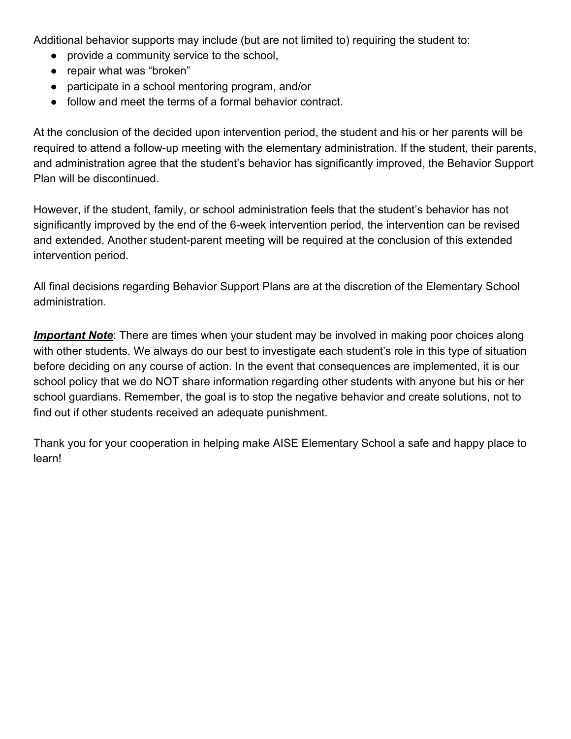Additional behavior supports may include (but are not limited to) requiring the student to:

- provide a community service to the school,
- repair what was "broken"
- participate in a school mentoring program, and/or
- follow and meet the terms of a formal behavior contract.

At the conclusion of the decided upon intervention period, the student and his or her parents will be required to attend a follow-up meeting with the elementary administration. If the student, their parents, and administration agree that the student's behavior has significantly improved, the Behavior Support Plan will be discontinued.

However, if the student, family, or school administration feels that the student's behavior has not significantly improved by the end of the 6-week intervention period, the intervention can be revised and extended. Another student-parent meeting will be required at the conclusion of this extended intervention period.

All final decisions regarding Behavior Support Plans are at the discretion of the Elementary School administration.

***Important Note***: There are times when your student may be involved in making poor choices along with other students. We always do our best to investigate each student's role in this type of situation before deciding on any course of action. In the event that consequences are implemented, it is our school policy that we do NOT share information regarding other students with anyone but his or her school guardians. Remember, the goal is to stop the negative behavior and create solutions, not to find out if other students received an adequate punishment.

Thank you for your cooperation in helping make AISE Elementary School a safe and happy place to learn!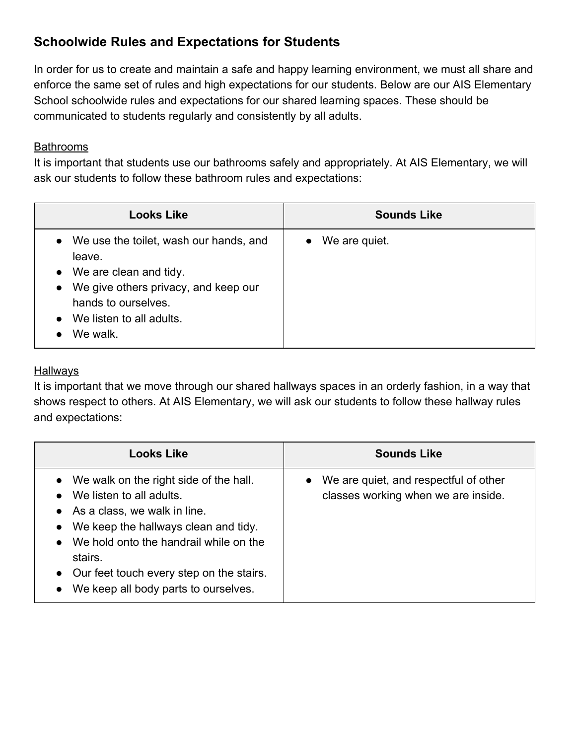## Schoolwide Rules and Expectations for Students

In order for us to create and maintain a safe and happy learning environment, we must all share and enforce the same set of rules and high expectations for our students. Below are our AIS Elementary School schoolwide rules and expectations for our shared learning spaces. These should be communicated to students regularly and consistently by all adults.

<u>Bathrooms</u>

It is important that students use our bathrooms safely and appropriately. At AIS Elementary, we will ask our students to follow these bathroom rules and expectations:

| Looks Like | Sounds Like |
| --- | --- |
| • We use the toilet, wash our hands, and leave.<br>• We are clean and tidy.<br>• We give others privacy, and keep our hands to ourselves.<br>• We listen to all adults.<br>• We walk. | • We are quiet. |

<u>Hallways</u>

It is important that we move through our shared hallways spaces in an orderly fashion, in a way that shows respect to others. At AIS Elementary, we will ask our students to follow these hallway rules and expectations:

| Looks Like | Sounds Like |
| --- | --- |
| • We walk on the right side of the hall.<br>• We listen to all adults.<br>• As a class, we walk in line.<br>• We keep the hallways clean and tidy.<br>• We hold onto the handrail while on the stairs.<br>• Our feet touch every step on the stairs.<br>• We keep all body parts to ourselves. | • We are quiet, and respectful of other classes working when we are inside. |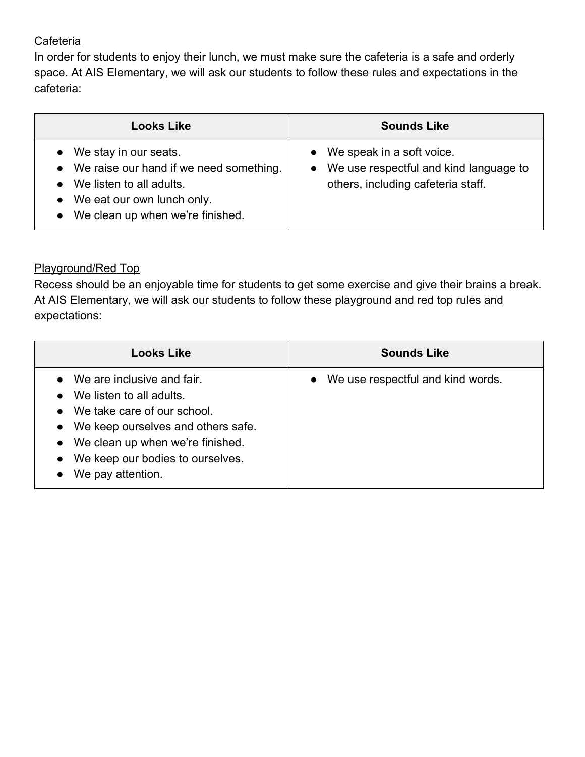Cafeteria

In order for students to enjoy their lunch, we must make sure the cafeteria is a safe and orderly space. At AIS Elementary, we will ask our students to follow these rules and expectations in the cafeteria:

| Looks Like | Sounds Like |
|---|---|
| • We stay in our seats.<br>• We raise our hand if we need something.<br>• We listen to all adults.<br>• We eat our own lunch only.<br>• We clean up when we're finished. | • We speak in a soft voice.<br>• We use respectful and kind language to others, including cafeteria staff. |

Playground/Red Top

Recess should be an enjoyable time for students to get some exercise and give their brains a break. At AIS Elementary, we will ask our students to follow these playground and red top rules and expectations:

| Looks Like | Sounds Like |
|---|---|
| • We are inclusive and fair.<br>• We listen to all adults.<br>• We take care of our school.<br>• We keep ourselves and others safe.<br>• We clean up when we're finished.<br>• We keep our bodies to ourselves.<br>• We pay attention. | • We use respectful and kind words. |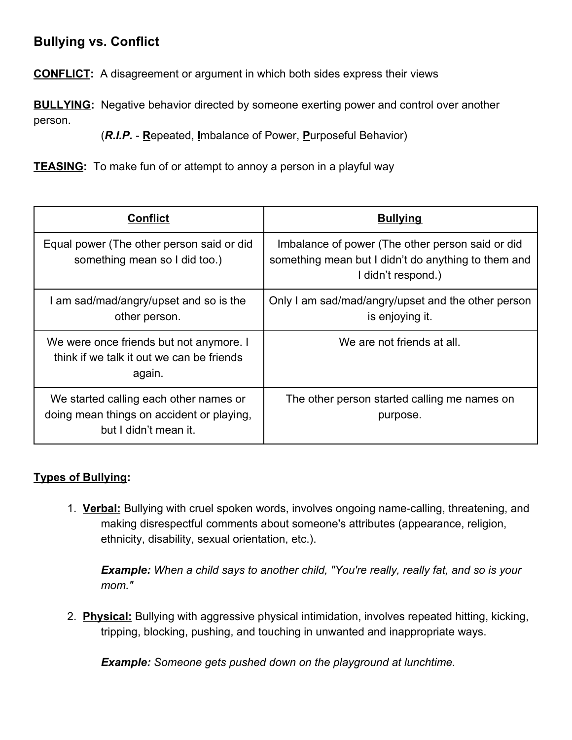## Bullying vs. Conflict

**CONFLICT:** A disagreement or argument in which both sides express their views

**BULLYING:** Negative behavior directed by someone exerting power and control over another person.

(***R.I.P.*** - **R**epeated, **I**mbalance of Power, **P**urposeful Behavior)

**TEASING:** To make fun of or attempt to annoy a person in a playful way

| Conflict | Bullying |
|---|---|
| Equal power (The other person said or did something mean so I did too.) | Imbalance of power (The other person said or did something mean but I didn't do anything to them and I didn't respond.) |
| I am sad/mad/angry/upset and so is the other person. | Only I am sad/mad/angry/upset and the other person is enjoying it. |
| We were once friends but not anymore. I think if we talk it out we can be friends again. | We are not friends at all. |
| We started calling each other names or doing mean things on accident or playing, but I didn't mean it. | The other person started calling me names on purpose. |

**Types of Bullying:**

1. **Verbal:** Bullying with cruel spoken words, involves ongoing name-calling, threatening, and making disrespectful comments about someone's attributes (appearance, religion, ethnicity, disability, sexual orientation, etc.).

   ***Example:*** *When a child says to another child, "You're really, really fat, and so is your mom."*

2. **Physical:** Bullying with aggressive physical intimidation, involves repeated hitting, kicking, tripping, blocking, pushing, and touching in unwanted and inappropriate ways.

   ***Example:*** *Someone gets pushed down on the playground at lunchtime.*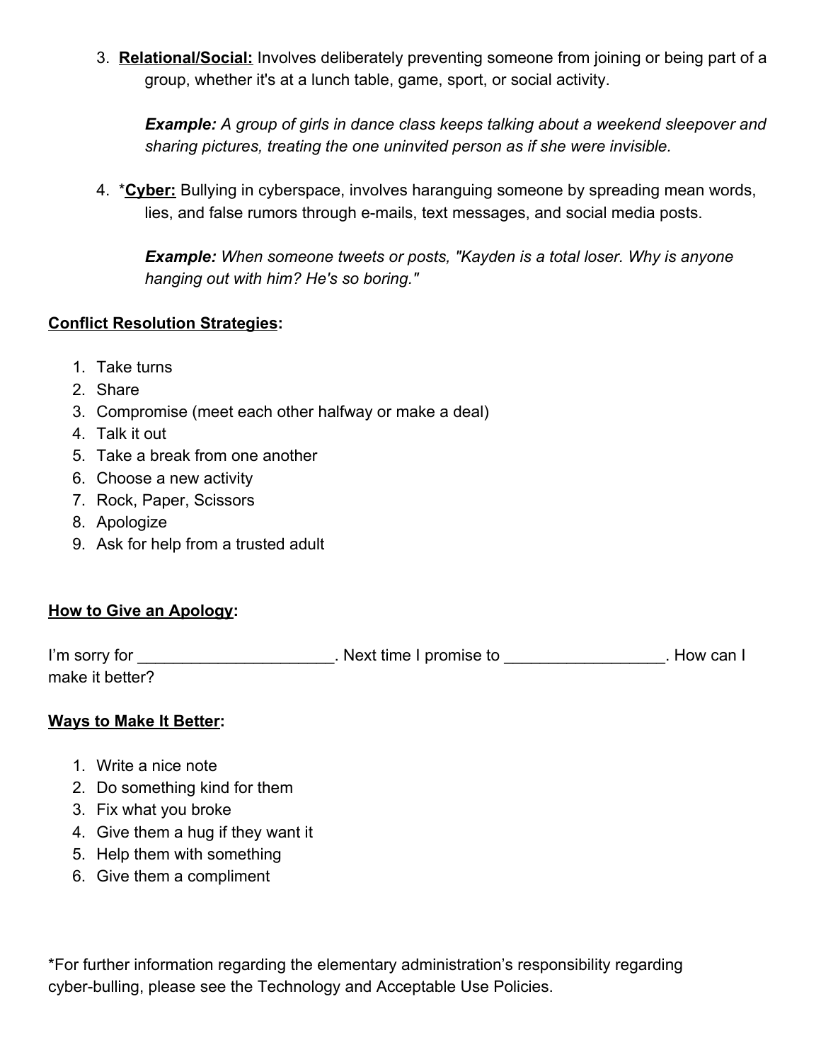3. **Relational/Social:** Involves deliberately preventing someone from joining or being part of a group, whether it's at a lunch table, game, sport, or social activity.

   ***Example:*** *A group of girls in dance class keeps talking about a weekend sleepover and sharing pictures, treating the one uninvited person as if she were invisible.*

4. ***Cyber:** Bullying in cyberspace, involves haranguing someone by spreading mean words, lies, and false rumors through e-mails, text messages, and social media posts.

   ***Example:*** *When someone tweets or posts, "Kayden is a total loser. Why is anyone hanging out with him? He's so boring."*

**Conflict Resolution Strategies:**

1. Take turns
2. Share
3. Compromise (meet each other halfway or make a deal)
4. Talk it out
5. Take a break from one another
6. Choose a new activity
7. Rock, Paper, Scissors
8. Apologize
9. Ask for help from a trusted adult

**How to Give an Apology:**

I'm sorry for ______________________. Next time I promise to __________________. How can I make it better?

**Ways to Make It Better:**

1. Write a nice note
2. Do something kind for them
3. Fix what you broke
4. Give them a hug if they want it
5. Help them with something
6. Give them a compliment

*For further information regarding the elementary administration's responsibility regarding cyber-bulling, please see the Technology and Acceptable Use Policies.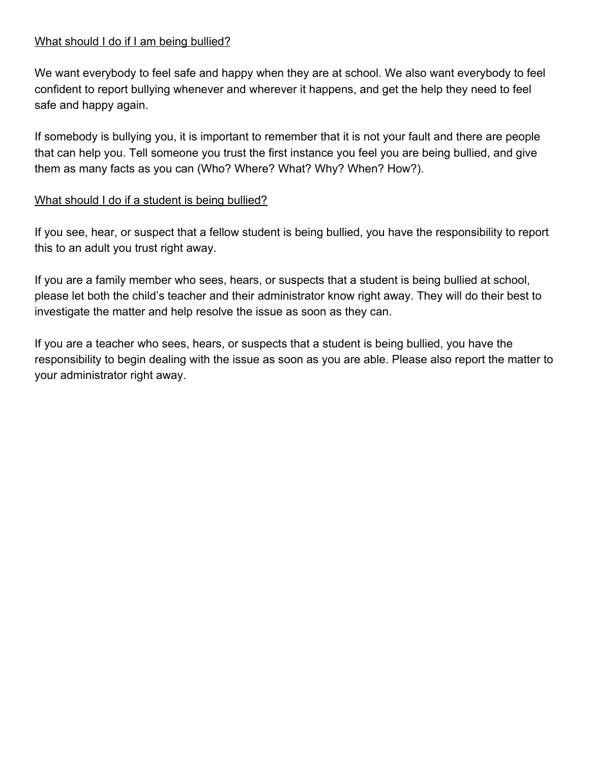What should I do if I am being bullied?

We want everybody to feel safe and happy when they are at school. We also want everybody to feel confident to report bullying whenever and wherever it happens, and get the help they need to feel safe and happy again.

If somebody is bullying you, it is important to remember that it is not your fault and there are people that can help you. Tell someone you trust the first instance you feel you are being bullied, and give them as many facts as you can (Who? Where? What? Why? When? How?).

What should I do if a student is being bullied?

If you see, hear, or suspect that a fellow student is being bullied, you have the responsibility to report this to an adult you trust right away.

If you are a family member who sees, hears, or suspects that a student is being bullied at school, please let both the child's teacher and their administrator know right away. They will do their best to investigate the matter and help resolve the issue as soon as they can.

If you are a teacher who sees, hears, or suspects that a student is being bullied, you have the responsibility to begin dealing with the issue as soon as you are able. Please also report the matter to your administrator right away.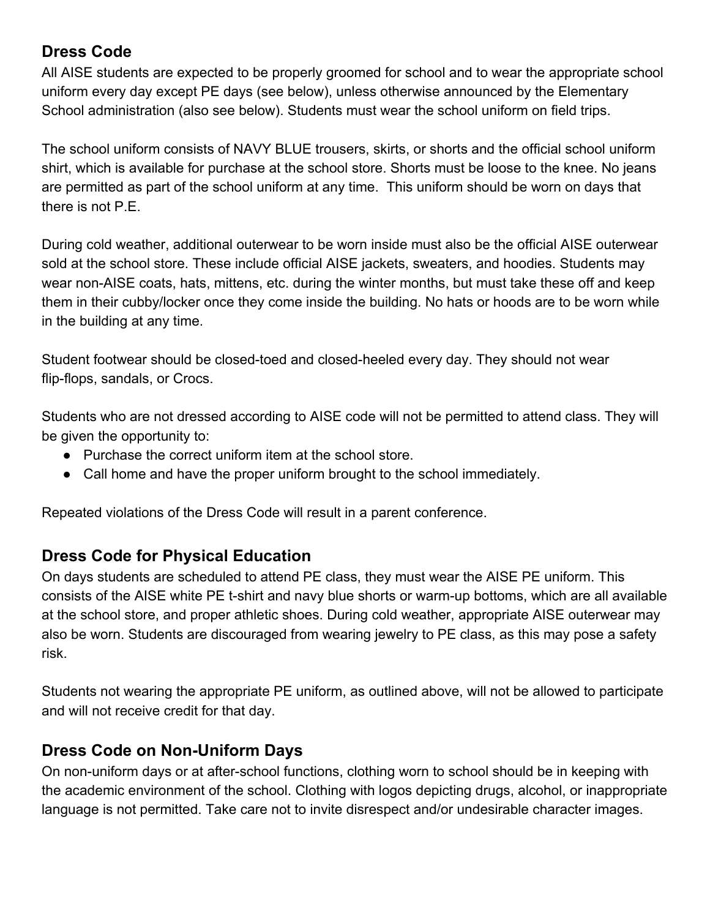## Dress Code

All AISE students are expected to be properly groomed for school and to wear the appropriate school uniform every day except PE days (see below), unless otherwise announced by the Elementary School administration (also see below). Students must wear the school uniform on field trips.

The school uniform consists of NAVY BLUE trousers, skirts, or shorts and the official school uniform shirt, which is available for purchase at the school store. Shorts must be loose to the knee. No jeans are permitted as part of the school uniform at any time. This uniform should be worn on days that there is not P.E.

During cold weather, additional outerwear to be worn inside must also be the official AISE outerwear sold at the school store. These include official AISE jackets, sweaters, and hoodies. Students may wear non-AISE coats, hats, mittens, etc. during the winter months, but must take these off and keep them in their cubby/locker once they come inside the building. No hats or hoods are to be worn while in the building at any time.

Student footwear should be closed-toed and closed-heeled every day. They should not wear flip-flops, sandals, or Crocs.

Students who are not dressed according to AISE code will not be permitted to attend class. They will be given the opportunity to:

- Purchase the correct uniform item at the school store.
- Call home and have the proper uniform brought to the school immediately.

Repeated violations of the Dress Code will result in a parent conference.

## Dress Code for Physical Education

On days students are scheduled to attend PE class, they must wear the AISE PE uniform. This consists of the AISE white PE t-shirt and navy blue shorts or warm-up bottoms, which are all available at the school store, and proper athletic shoes. During cold weather, appropriate AISE outerwear may also be worn. Students are discouraged from wearing jewelry to PE class, as this may pose a safety risk.

Students not wearing the appropriate PE uniform, as outlined above, will not be allowed to participate and will not receive credit for that day.

## Dress Code on Non-Uniform Days

On non-uniform days or at after-school functions, clothing worn to school should be in keeping with the academic environment of the school. Clothing with logos depicting drugs, alcohol, or inappropriate language is not permitted. Take care not to invite disrespect and/or undesirable character images.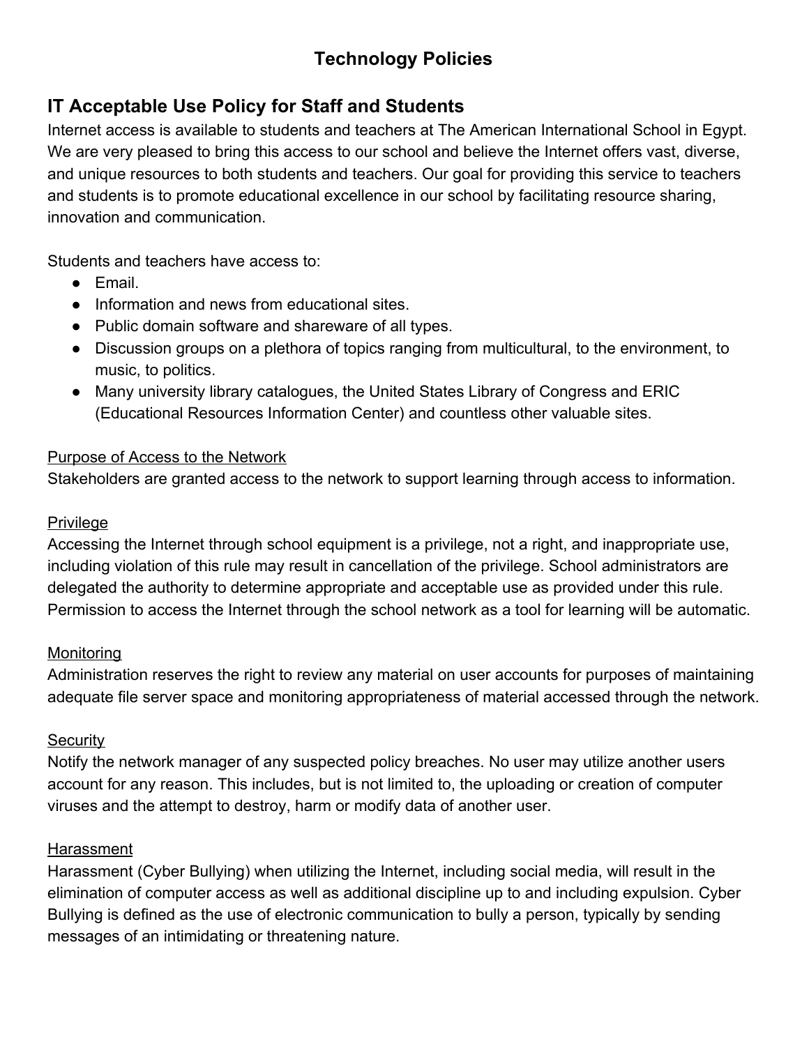# Technology Policies

## IT Acceptable Use Policy for Staff and Students

Internet access is available to students and teachers at The American International School in Egypt. We are very pleased to bring this access to our school and believe the Internet offers vast, diverse, and unique resources to both students and teachers. Our goal for providing this service to teachers and students is to promote educational excellence in our school by facilitating resource sharing, innovation and communication.

Students and teachers have access to:

- Email.
- Information and news from educational sites.
- Public domain software and shareware of all types.
- Discussion groups on a plethora of topics ranging from multicultural, to the environment, to music, to politics.
- Many university library catalogues, the United States Library of Congress and ERIC (Educational Resources Information Center) and countless other valuable sites.

<u>Purpose of Access to the Network</u>

Stakeholders are granted access to the network to support learning through access to information.

<u>Privilege</u>

Accessing the Internet through school equipment is a privilege, not a right, and inappropriate use, including violation of this rule may result in cancellation of the privilege. School administrators are delegated the authority to determine appropriate and acceptable use as provided under this rule. Permission to access the Internet through the school network as a tool for learning will be automatic.

<u>Monitoring</u>

Administration reserves the right to review any material on user accounts for purposes of maintaining adequate file server space and monitoring appropriateness of material accessed through the network.

<u>Security</u>

Notify the network manager of any suspected policy breaches. No user may utilize another users account for any reason. This includes, but is not limited to, the uploading or creation of computer viruses and the attempt to destroy, harm or modify data of another user.

<u>Harassment</u>

Harassment (Cyber Bullying) when utilizing the Internet, including social media, will result in the elimination of computer access as well as additional discipline up to and including expulsion. Cyber Bullying is defined as the use of electronic communication to bully a person, typically by sending messages of an intimidating or threatening nature.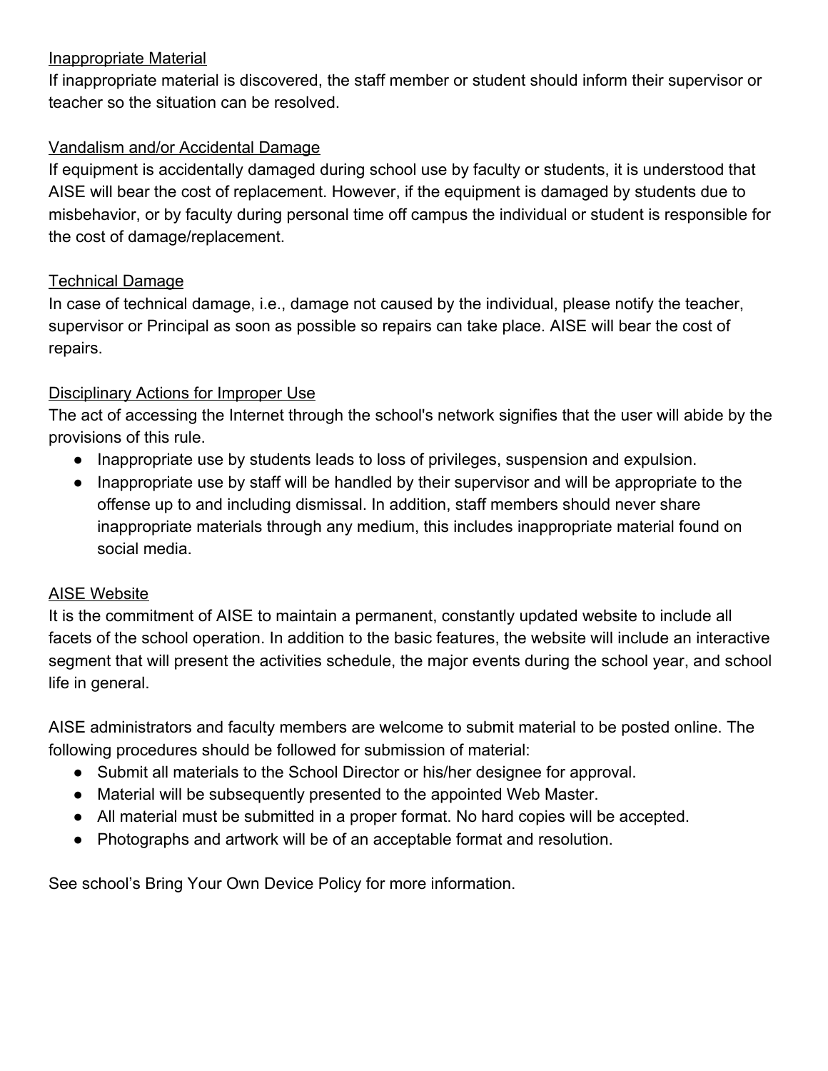<u>Inappropriate Material</u>

If inappropriate material is discovered, the staff member or student should inform their supervisor or teacher so the situation can be resolved.

<u>Vandalism and/or Accidental Damage</u>

If equipment is accidentally damaged during school use by faculty or students, it is understood that AISE will bear the cost of replacement. However, if the equipment is damaged by students due to misbehavior, or by faculty during personal time off campus the individual or student is responsible for the cost of damage/replacement.

<u>Technical Damage</u>

In case of technical damage, i.e., damage not caused by the individual, please notify the teacher, supervisor or Principal as soon as possible so repairs can take place. AISE will bear the cost of repairs.

<u>Disciplinary Actions for Improper Use</u>

The act of accessing the Internet through the school's network signifies that the user will abide by the provisions of this rule.

- Inappropriate use by students leads to loss of privileges, suspension and expulsion.
- Inappropriate use by staff will be handled by their supervisor and will be appropriate to the offense up to and including dismissal. In addition, staff members should never share inappropriate materials through any medium, this includes inappropriate material found on social media.

<u>AISE Website</u>

It is the commitment of AISE to maintain a permanent, constantly updated website to include all facets of the school operation. In addition to the basic features, the website will include an interactive segment that will present the activities schedule, the major events during the school year, and school life in general.

AISE administrators and faculty members are welcome to submit material to be posted online. The following procedures should be followed for submission of material:

- Submit all materials to the School Director or his/her designee for approval.
- Material will be subsequently presented to the appointed Web Master.
- All material must be submitted in a proper format. No hard copies will be accepted.
- Photographs and artwork will be of an acceptable format and resolution.

See school's Bring Your Own Device Policy for more information.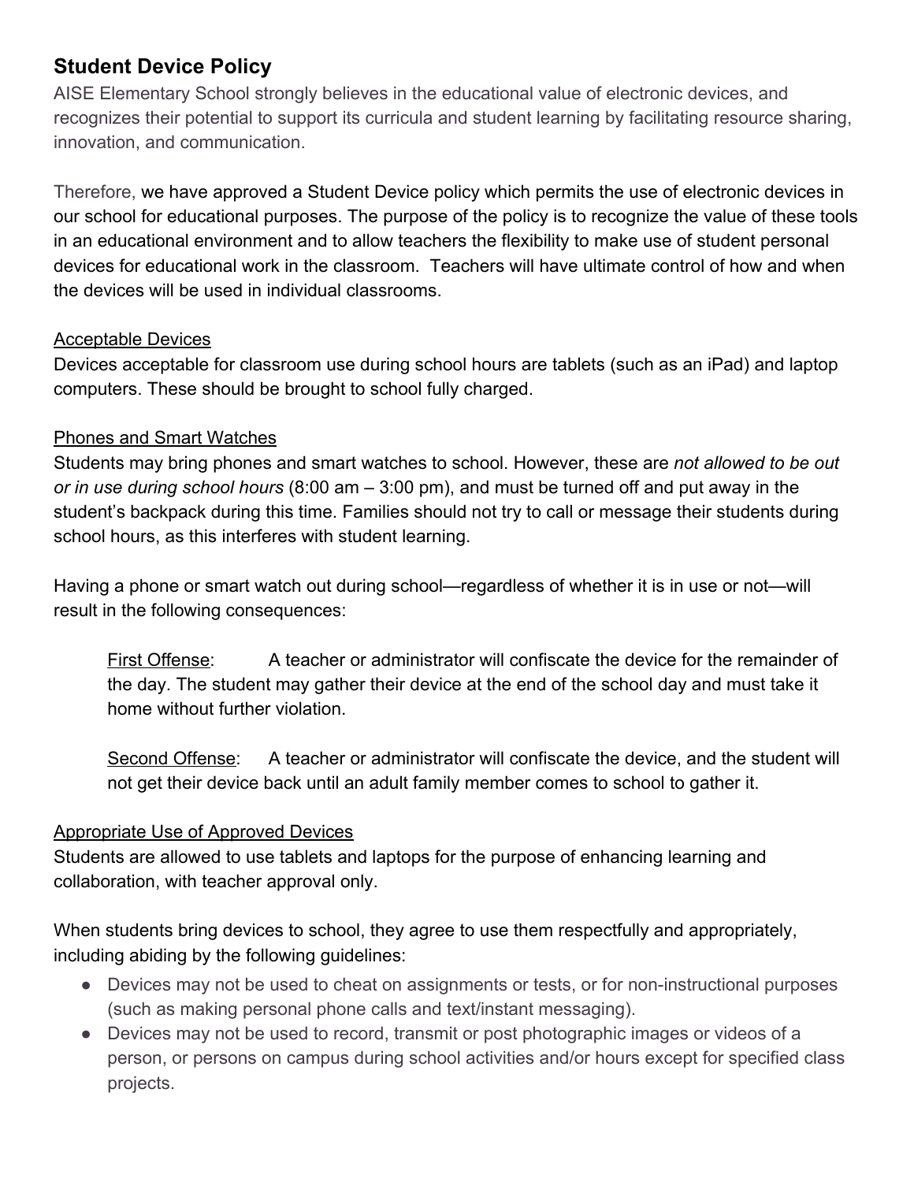## Student Device Policy

AISE Elementary School strongly believes in the educational value of electronic devices, and recognizes their potential to support its curricula and student learning by facilitating resource sharing, innovation, and communication.

Therefore, we have approved a Student Device policy which permits the use of electronic devices in our school for educational purposes. The purpose of the policy is to recognize the value of these tools in an educational environment and to allow teachers the flexibility to make use of student personal devices for educational work in the classroom. Teachers will have ultimate control of how and when the devices will be used in individual classrooms.

<u>Acceptable Devices</u>

Devices acceptable for classroom use during school hours are tablets (such as an iPad) and laptop computers. These should be brought to school fully charged.

<u>Phones and Smart Watches</u>

Students may bring phones and smart watches to school. However, these are *not allowed to be out or in use during school hours* (8:00 am – 3:00 pm), and must be turned off and put away in the student's backpack during this time. Families should not try to call or message their students during school hours, as this interferes with student learning.

Having a phone or smart watch out during school—regardless of whether it is in use or not—will result in the following consequences:

> <u>First Offense</u>: A teacher or administrator will confiscate the device for the remainder of the day. The student may gather their device at the end of the school day and must take it home without further violation.
>
> <u>Second Offense</u>: A teacher or administrator will confiscate the device, and the student will not get their device back until an adult family member comes to school to gather it.

<u>Appropriate Use of Approved Devices</u>

Students are allowed to use tablets and laptops for the purpose of enhancing learning and collaboration, with teacher approval only.

When students bring devices to school, they agree to use them respectfully and appropriately, including abiding by the following guidelines:

- Devices may not be used to cheat on assignments or tests, or for non-instructional purposes (such as making personal phone calls and text/instant messaging).
- Devices may not be used to record, transmit or post photographic images or videos of a person, or persons on campus during school activities and/or hours except for specified class projects.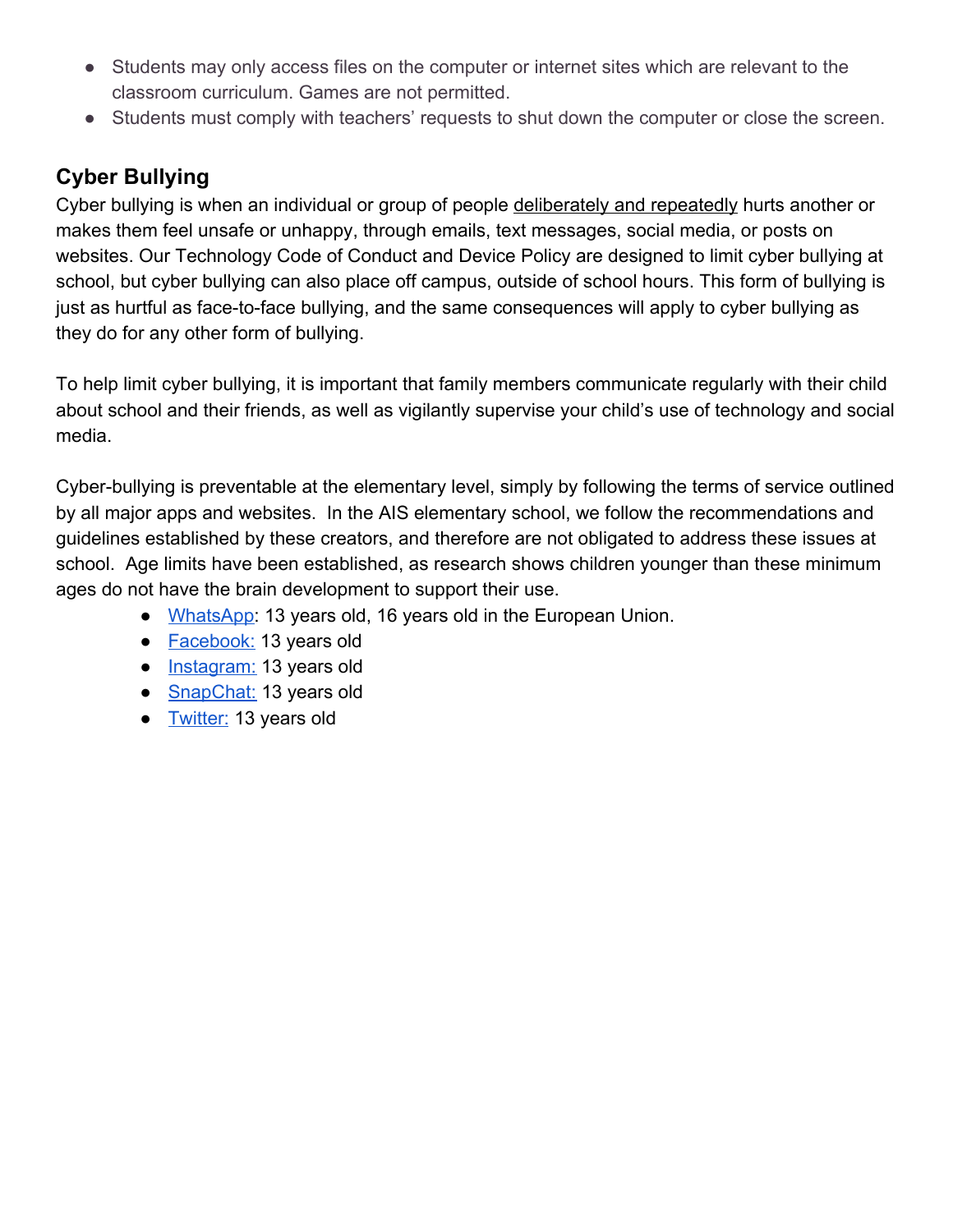- Students may only access files on the computer or internet sites which are relevant to the classroom curriculum. Games are not permitted.
- Students must comply with teachers' requests to shut down the computer or close the screen.

## Cyber Bullying

Cyber bullying is when an individual or group of people deliberately and repeatedly hurts another or makes them feel unsafe or unhappy, through emails, text messages, social media, or posts on websites. Our Technology Code of Conduct and Device Policy are designed to limit cyber bullying at school, but cyber bullying can also place off campus, outside of school hours. This form of bullying is just as hurtful as face-to-face bullying, and the same consequences will apply to cyber bullying as they do for any other form of bullying.

To help limit cyber bullying, it is important that family members communicate regularly with their child about school and their friends, as well as vigilantly supervise your child's use of technology and social media.

Cyber-bullying is preventable at the elementary level, simply by following the terms of service outlined by all major apps and websites. In the AIS elementary school, we follow the recommendations and guidelines established by these creators, and therefore are not obligated to address these issues at school. Age limits have been established, as research shows children younger than these minimum ages do not have the brain development to support their use.

- WhatsApp: 13 years old, 16 years old in the European Union.
- Facebook: 13 years old
- Instagram: 13 years old
- SnapChat: 13 years old
- Twitter: 13 years old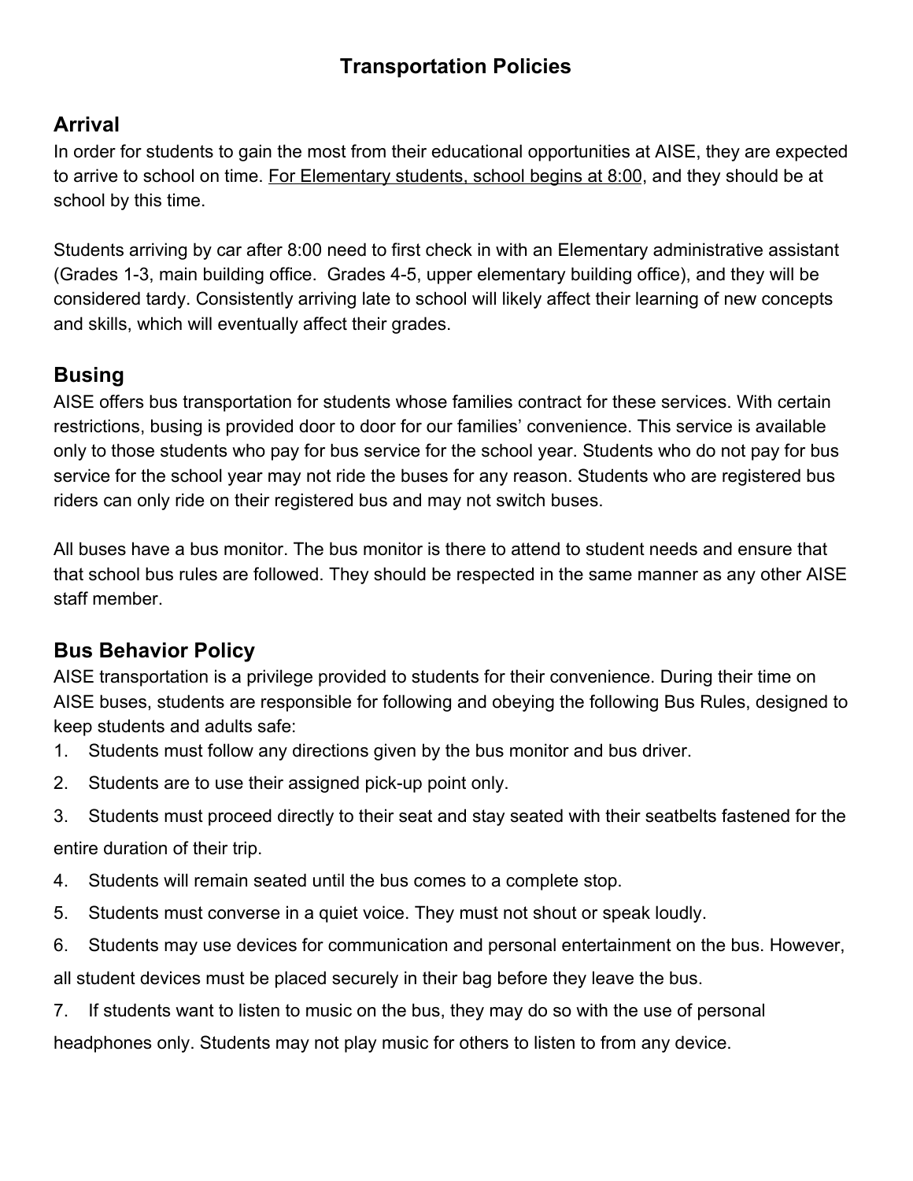# Transportation Policies

## Arrival

In order for students to gain the most from their educational opportunities at AISE, they are expected to arrive to school on time. <u>For Elementary students, school begins at 8:00</u>, and they should be at school by this time.

Students arriving by car after 8:00 need to first check in with an Elementary administrative assistant (Grades 1-3, main building office. Grades 4-5, upper elementary building office), and they will be considered tardy. Consistently arriving late to school will likely affect their learning of new concepts and skills, which will eventually affect their grades.

## Busing

AISE offers bus transportation for students whose families contract for these services. With certain restrictions, busing is provided door to door for our families' convenience. This service is available only to those students who pay for bus service for the school year. Students who do not pay for bus service for the school year may not ride the buses for any reason. Students who are registered bus riders can only ride on their registered bus and may not switch buses.

All buses have a bus monitor. The bus monitor is there to attend to student needs and ensure that that school bus rules are followed. They should be respected in the same manner as any other AISE staff member.

## Bus Behavior Policy

AISE transportation is a privilege provided to students for their convenience. During their time on AISE buses, students are responsible for following and obeying the following Bus Rules, designed to keep students and adults safe:

1. Students must follow any directions given by the bus monitor and bus driver.
2. Students are to use their assigned pick-up point only.
3. Students must proceed directly to their seat and stay seated with their seatbelts fastened for the entire duration of their trip.
4. Students will remain seated until the bus comes to a complete stop.
5. Students must converse in a quiet voice. They must not shout or speak loudly.
6. Students may use devices for communication and personal entertainment on the bus. However, all student devices must be placed securely in their bag before they leave the bus.
7. If students want to listen to music on the bus, they may do so with the use of personal headphones only. Students may not play music for others to listen to from any device.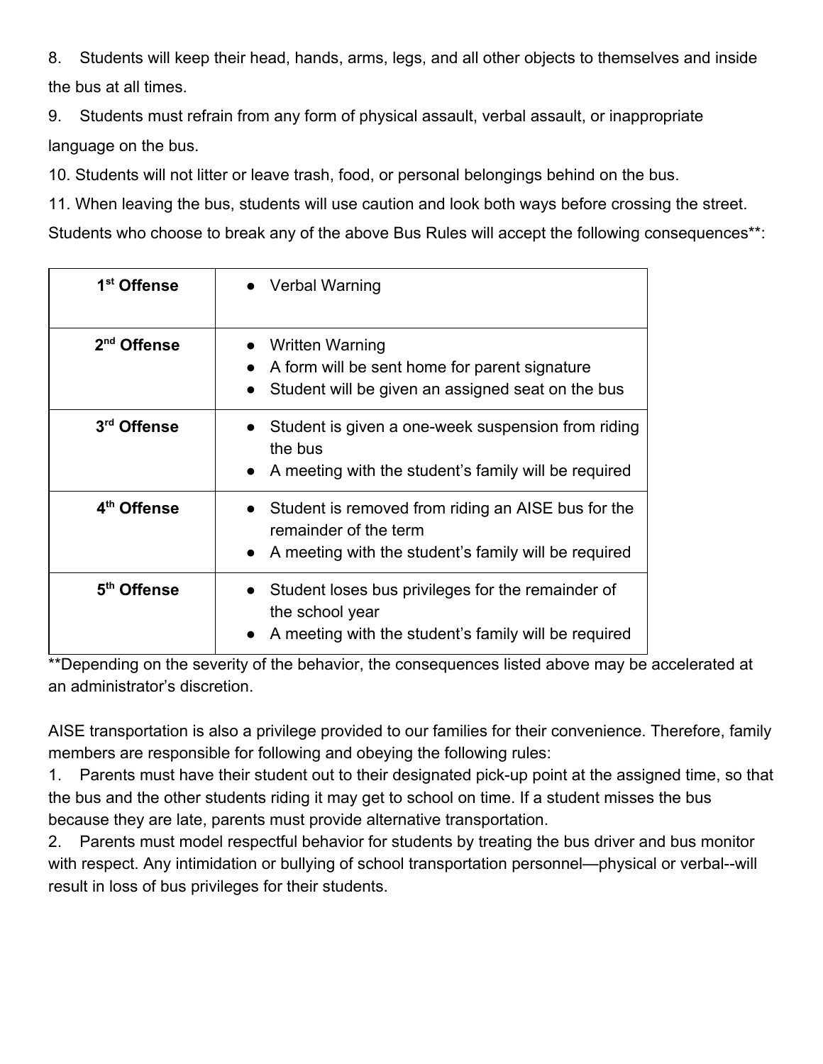8. Students will keep their head, hands, arms, legs, and all other objects to themselves and inside the bus at all times.
9. Students must refrain from any form of physical assault, verbal assault, or inappropriate language on the bus.
10. Students will not litter or leave trash, food, or personal belongings behind on the bus.
11. When leaving the bus, students will use caution and look both ways before crossing the street.

Students who choose to break any of the above Bus Rules will accept the following consequences**:

| | |
|---|---|
| **1st Offense** | • Verbal Warning |
| **2nd Offense** | • Written Warning<br>• A form will be sent home for parent signature<br>• Student will be given an assigned seat on the bus |
| **3rd Offense** | • Student is given a one-week suspension from riding the bus<br>• A meeting with the student's family will be required |
| **4th Offense** | • Student is removed from riding an AISE bus for the remainder of the term<br>• A meeting with the student's family will be required |
| **5th Offense** | • Student loses bus privileges for the remainder of the school year<br>• A meeting with the student's family will be required |

**Depending on the severity of the behavior, the consequences listed above may be accelerated at an administrator's discretion.

AISE transportation is also a privilege provided to our families for their convenience. Therefore, family members are responsible for following and obeying the following rules:

1. Parents must have their student out to their designated pick-up point at the assigned time, so that the bus and the other students riding it may get to school on time. If a student misses the bus because they are late, parents must provide alternative transportation.
2. Parents must model respectful behavior for students by treating the bus driver and bus monitor with respect. Any intimidation or bullying of school transportation personnel—physical or verbal--will result in loss of bus privileges for their students.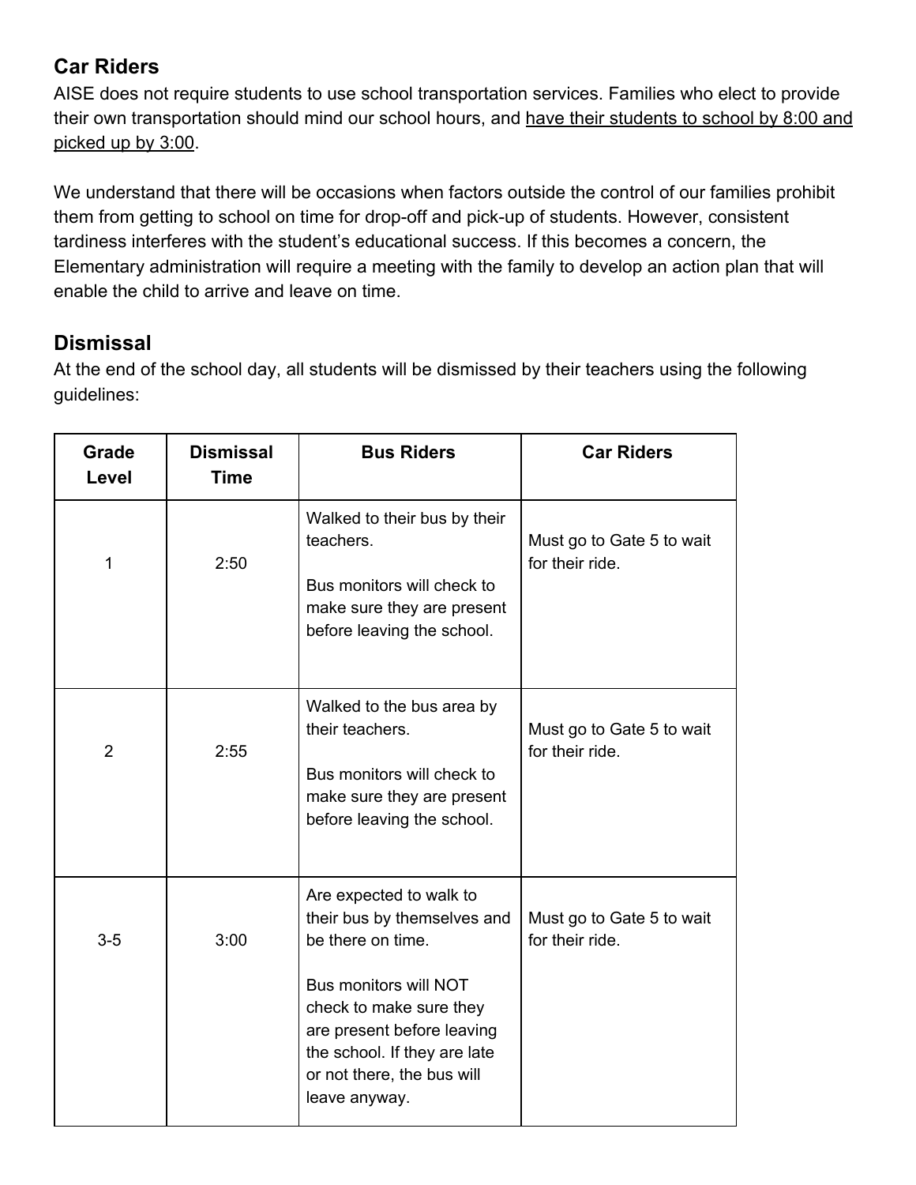## Car Riders

AISE does not require students to use school transportation services. Families who elect to provide their own transportation should mind our school hours, and <u>have their students to school by 8:00 and picked up by 3:00</u>.

We understand that there will be occasions when factors outside the control of our families prohibit them from getting to school on time for drop-off and pick-up of students. However, consistent tardiness interferes with the student's educational success. If this becomes a concern, the Elementary administration will require a meeting with the family to develop an action plan that will enable the child to arrive and leave on time.

## Dismissal

At the end of the school day, all students will be dismissed by their teachers using the following guidelines:

| Grade Level | Dismissal Time | Bus Riders | Car Riders |
|---|---|---|---|
| 1 | 2:50 | Walked to their bus by their teachers.<br><br>Bus monitors will check to make sure they are present before leaving the school. | Must go to Gate 5 to wait for their ride. |
| 2 | 2:55 | Walked to the bus area by their teachers.<br><br>Bus monitors will check to make sure they are present before leaving the school. | Must go to Gate 5 to wait for their ride. |
| 3-5 | 3:00 | Are expected to walk to their bus by themselves and be there on time.<br><br>Bus monitors will NOT check to make sure they are present before leaving the school. If they are late or not there, the bus will leave anyway. | Must go to Gate 5 to wait for their ride. |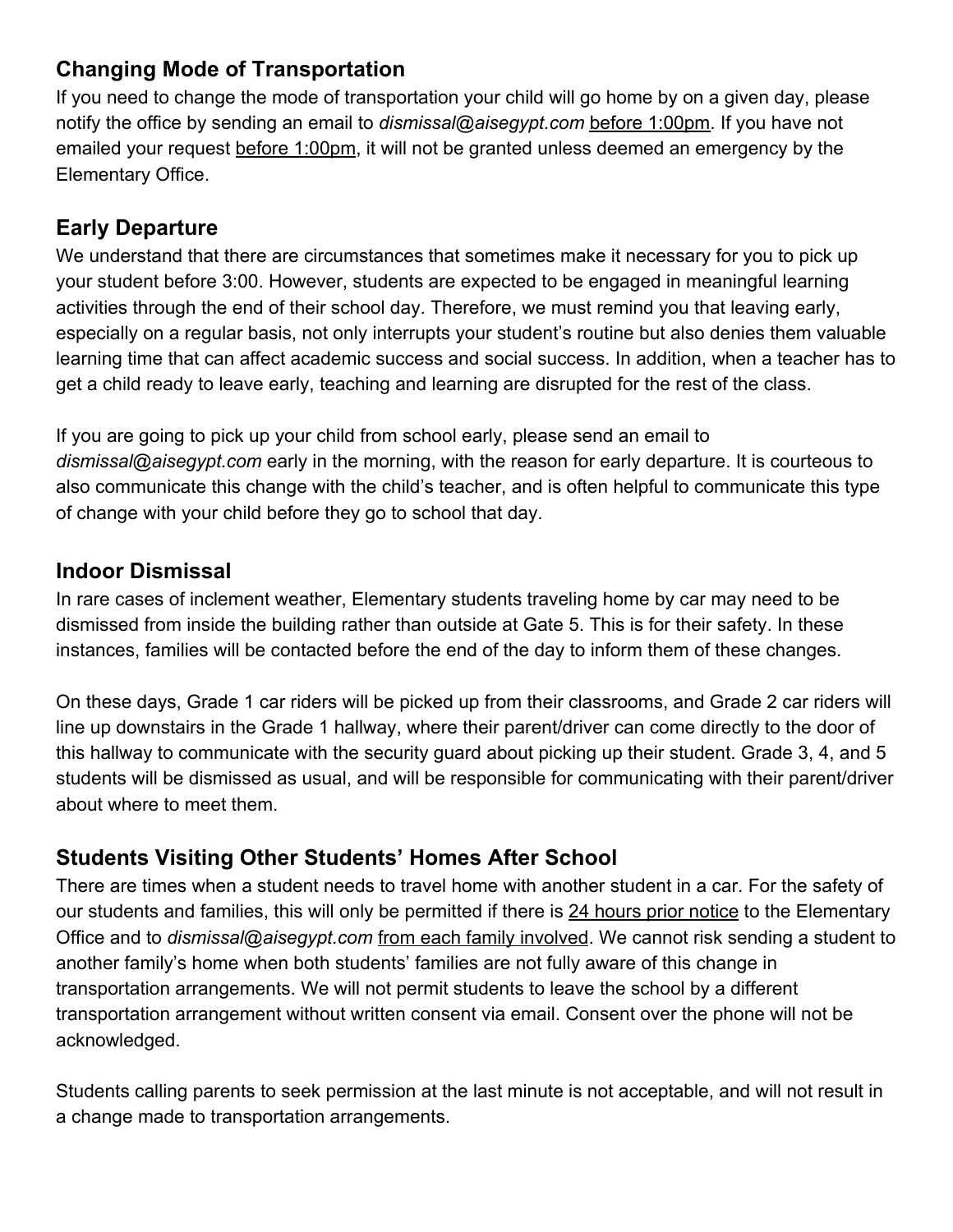## Changing Mode of Transportation

If you need to change the mode of transportation your child will go home by on a given day, please notify the office by sending an email to *dismissal@aisegypt.com* before 1:00pm. If you have not emailed your request before 1:00pm, it will not be granted unless deemed an emergency by the Elementary Office.

## Early Departure

We understand that there are circumstances that sometimes make it necessary for you to pick up your student before 3:00. However, students are expected to be engaged in meaningful learning activities through the end of their school day. Therefore, we must remind you that leaving early, especially on a regular basis, not only interrupts your student's routine but also denies them valuable learning time that can affect academic success and social success. In addition, when a teacher has to get a child ready to leave early, teaching and learning are disrupted for the rest of the class.

If you are going to pick up your child from school early, please send an email to *dismissal@aisegypt.com* early in the morning, with the reason for early departure. It is courteous to also communicate this change with the child's teacher, and is often helpful to communicate this type of change with your child before they go to school that day.

## Indoor Dismissal

In rare cases of inclement weather, Elementary students traveling home by car may need to be dismissed from inside the building rather than outside at Gate 5. This is for their safety. In these instances, families will be contacted before the end of the day to inform them of these changes.

On these days, Grade 1 car riders will be picked up from their classrooms, and Grade 2 car riders will line up downstairs in the Grade 1 hallway, where their parent/driver can come directly to the door of this hallway to communicate with the security guard about picking up their student. Grade 3, 4, and 5 students will be dismissed as usual, and will be responsible for communicating with their parent/driver about where to meet them.

## Students Visiting Other Students' Homes After School

There are times when a student needs to travel home with another student in a car. For the safety of our students and families, this will only be permitted if there is 24 hours prior notice to the Elementary Office and to *dismissal@aisegypt.com* from each family involved. We cannot risk sending a student to another family's home when both students' families are not fully aware of this change in transportation arrangements. We will not permit students to leave the school by a different transportation arrangement without written consent via email. Consent over the phone will not be acknowledged.

Students calling parents to seek permission at the last minute is not acceptable, and will not result in a change made to transportation arrangements.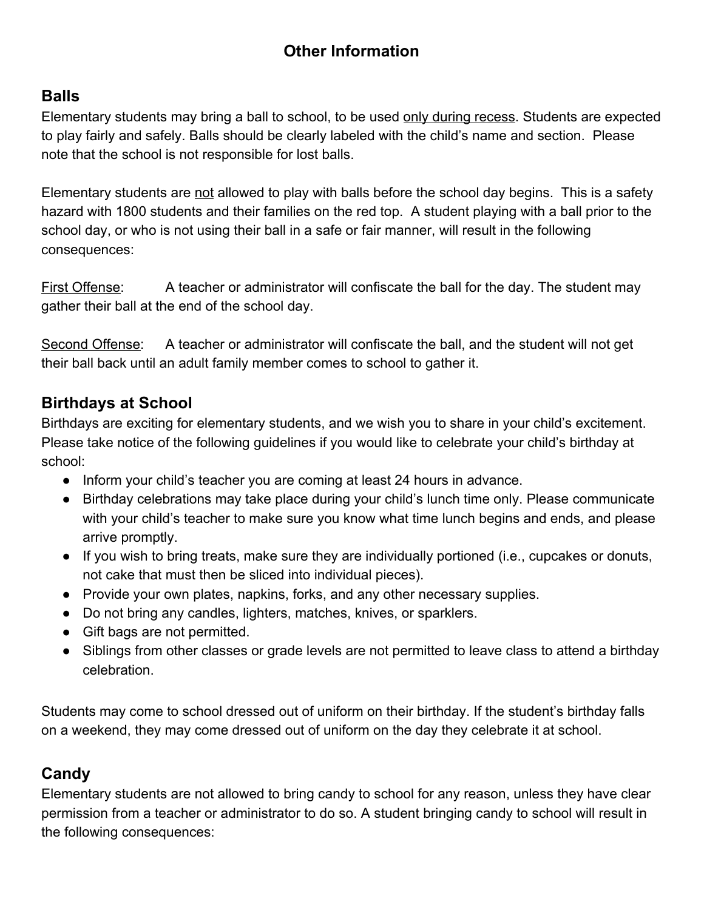# Other Information

## Balls

Elementary students may bring a ball to school, to be used <u>only during recess</u>. Students are expected to play fairly and safely. Balls should be clearly labeled with the child's name and section. Please note that the school is not responsible for lost balls.

Elementary students are <u>not</u> allowed to play with balls before the school day begins. This is a safety hazard with 1800 students and their families on the red top. A student playing with a ball prior to the school day, or who is not using their ball in a safe or fair manner, will result in the following consequences:

<u>First Offense</u>: A teacher or administrator will confiscate the ball for the day. The student may gather their ball at the end of the school day.

<u>Second Offense</u>: A teacher or administrator will confiscate the ball, and the student will not get their ball back until an adult family member comes to school to gather it.

## Birthdays at School

Birthdays are exciting for elementary students, and we wish you to share in your child's excitement. Please take notice of the following guidelines if you would like to celebrate your child's birthday at school:

- Inform your child's teacher you are coming at least 24 hours in advance.
- Birthday celebrations may take place during your child's lunch time only. Please communicate with your child's teacher to make sure you know what time lunch begins and ends, and please arrive promptly.
- If you wish to bring treats, make sure they are individually portioned (i.e., cupcakes or donuts, not cake that must then be sliced into individual pieces).
- Provide your own plates, napkins, forks, and any other necessary supplies.
- Do not bring any candles, lighters, matches, knives, or sparklers.
- Gift bags are not permitted.
- Siblings from other classes or grade levels are not permitted to leave class to attend a birthday celebration.

Students may come to school dressed out of uniform on their birthday. If the student's birthday falls on a weekend, they may come dressed out of uniform on the day they celebrate it at school.

## Candy

Elementary students are not allowed to bring candy to school for any reason, unless they have clear permission from a teacher or administrator to do so. A student bringing candy to school will result in the following consequences: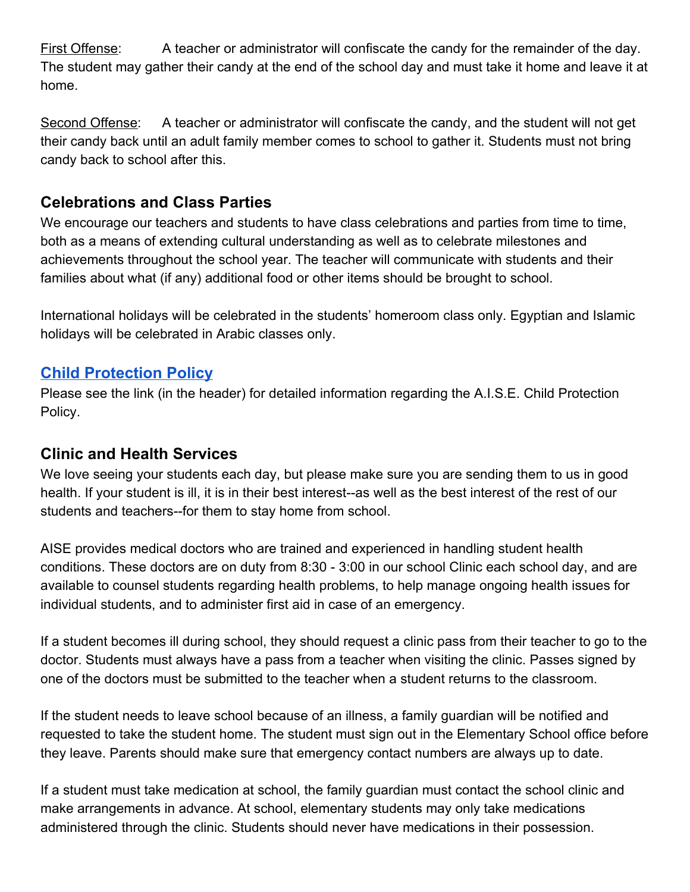First Offense: A teacher or administrator will confiscate the candy for the remainder of the day. The student may gather their candy at the end of the school day and must take it home and leave it at home.

Second Offense: A teacher or administrator will confiscate the candy, and the student will not get their candy back until an adult family member comes to school to gather it. Students must not bring candy back to school after this.

## Celebrations and Class Parties

We encourage our teachers and students to have class celebrations and parties from time to time, both as a means of extending cultural understanding as well as to celebrate milestones and achievements throughout the school year. The teacher will communicate with students and their families about what (if any) additional food or other items should be brought to school.

International holidays will be celebrated in the students' homeroom class only. Egyptian and Islamic holidays will be celebrated in Arabic classes only.

## Child Protection Policy

Please see the link (in the header) for detailed information regarding the A.I.S.E. Child Protection Policy.

## Clinic and Health Services

We love seeing your students each day, but please make sure you are sending them to us in good health. If your student is ill, it is in their best interest--as well as the best interest of the rest of our students and teachers--for them to stay home from school.

AISE provides medical doctors who are trained and experienced in handling student health conditions. These doctors are on duty from 8:30 - 3:00 in our school Clinic each school day, and are available to counsel students regarding health problems, to help manage ongoing health issues for individual students, and to administer first aid in case of an emergency.

If a student becomes ill during school, they should request a clinic pass from their teacher to go to the doctor. Students must always have a pass from a teacher when visiting the clinic. Passes signed by one of the doctors must be submitted to the teacher when a student returns to the classroom.

If the student needs to leave school because of an illness, a family guardian will be notified and requested to take the student home. The student must sign out in the Elementary School office before they leave. Parents should make sure that emergency contact numbers are always up to date.

If a student must take medication at school, the family guardian must contact the school clinic and make arrangements in advance. At school, elementary students may only take medications administered through the clinic. Students should never have medications in their possession.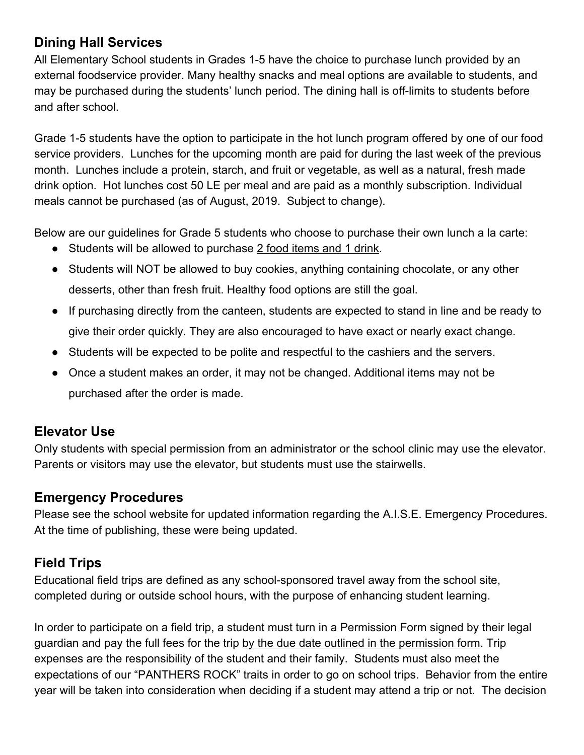## Dining Hall Services

All Elementary School students in Grades 1-5 have the choice to purchase lunch provided by an external foodservice provider. Many healthy snacks and meal options are available to students, and may be purchased during the students' lunch period. The dining hall is off-limits to students before and after school.

Grade 1-5 students have the option to participate in the hot lunch program offered by one of our food service providers. Lunches for the upcoming month are paid for during the last week of the previous month. Lunches include a protein, starch, and fruit or vegetable, as well as a natural, fresh made drink option. Hot lunches cost 50 LE per meal and are paid as a monthly subscription. Individual meals cannot be purchased (as of August, 2019. Subject to change).

Below are our guidelines for Grade 5 students who choose to purchase their own lunch a la carte:

- Students will be allowed to purchase 2 food items and 1 drink.
- Students will NOT be allowed to buy cookies, anything containing chocolate, or any other desserts, other than fresh fruit. Healthy food options are still the goal.
- If purchasing directly from the canteen, students are expected to stand in line and be ready to give their order quickly. They are also encouraged to have exact or nearly exact change.
- Students will be expected to be polite and respectful to the cashiers and the servers.
- Once a student makes an order, it may not be changed. Additional items may not be purchased after the order is made.

## Elevator Use

Only students with special permission from an administrator or the school clinic may use the elevator. Parents or visitors may use the elevator, but students must use the stairwells.

## Emergency Procedures

Please see the school website for updated information regarding the A.I.S.E. Emergency Procedures. At the time of publishing, these were being updated.

## Field Trips

Educational field trips are defined as any school-sponsored travel away from the school site, completed during or outside school hours, with the purpose of enhancing student learning.

In order to participate on a field trip, a student must turn in a Permission Form signed by their legal guardian and pay the full fees for the trip by the due date outlined in the permission form. Trip expenses are the responsibility of the student and their family. Students must also meet the expectations of our "PANTHERS ROCK" traits in order to go on school trips. Behavior from the entire year will be taken into consideration when deciding if a student may attend a trip or not. The decision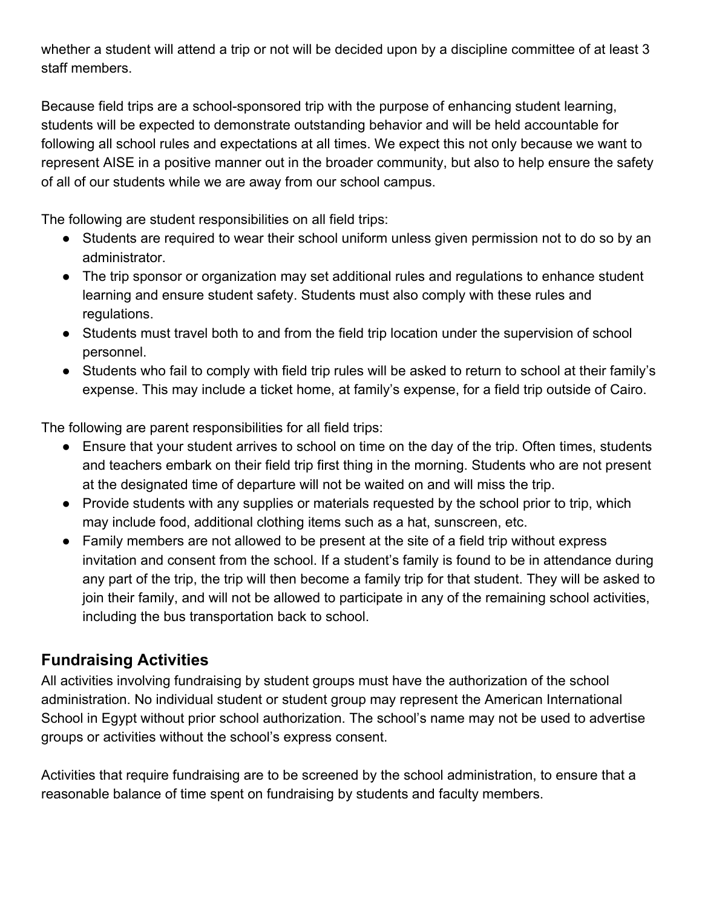whether a student will attend a trip or not will be decided upon by a discipline committee of at least 3 staff members.

Because field trips are a school-sponsored trip with the purpose of enhancing student learning, students will be expected to demonstrate outstanding behavior and will be held accountable for following all school rules and expectations at all times. We expect this not only because we want to represent AISE in a positive manner out in the broader community, but also to help ensure the safety of all of our students while we are away from our school campus.

The following are student responsibilities on all field trips:

- Students are required to wear their school uniform unless given permission not to do so by an administrator.
- The trip sponsor or organization may set additional rules and regulations to enhance student learning and ensure student safety. Students must also comply with these rules and regulations.
- Students must travel both to and from the field trip location under the supervision of school personnel.
- Students who fail to comply with field trip rules will be asked to return to school at their family's expense. This may include a ticket home, at family's expense, for a field trip outside of Cairo.

The following are parent responsibilities for all field trips:

- Ensure that your student arrives to school on time on the day of the trip. Often times, students and teachers embark on their field trip first thing in the morning. Students who are not present at the designated time of departure will not be waited on and will miss the trip.
- Provide students with any supplies or materials requested by the school prior to trip, which may include food, additional clothing items such as a hat, sunscreen, etc.
- Family members are not allowed to be present at the site of a field trip without express invitation and consent from the school. If a student's family is found to be in attendance during any part of the trip, the trip will then become a family trip for that student. They will be asked to join their family, and will not be allowed to participate in any of the remaining school activities, including the bus transportation back to school.

## Fundraising Activities

All activities involving fundraising by student groups must have the authorization of the school administration. No individual student or student group may represent the American International School in Egypt without prior school authorization. The school's name may not be used to advertise groups or activities without the school's express consent.

Activities that require fundraising are to be screened by the school administration, to ensure that a reasonable balance of time spent on fundraising by students and faculty members.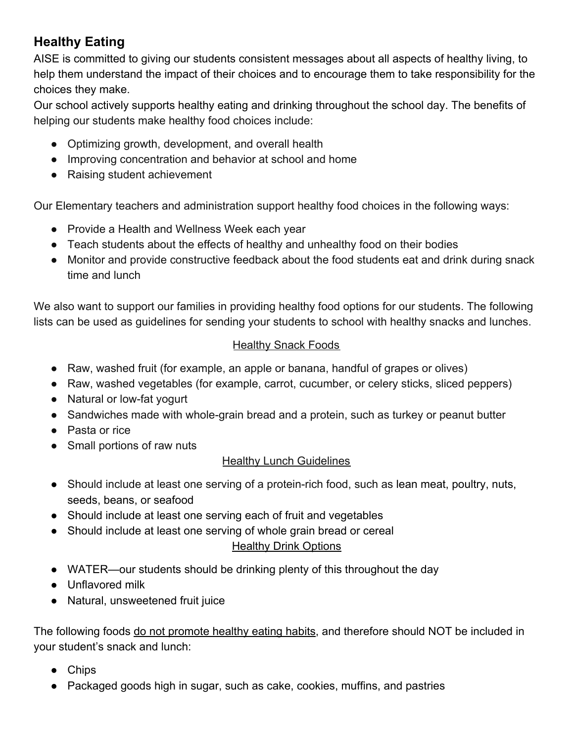## Healthy Eating

AISE is committed to giving our students consistent messages about all aspects of healthy living, to help them understand the impact of their choices and to encourage them to take responsibility for the choices they make.

Our school actively supports healthy eating and drinking throughout the school day. The benefits of helping our students make healthy food choices include:

- Optimizing growth, development, and overall health
- Improving concentration and behavior at school and home
- Raising student achievement

Our Elementary teachers and administration support healthy food choices in the following ways:

- Provide a Health and Wellness Week each year
- Teach students about the effects of healthy and unhealthy food on their bodies
- Monitor and provide constructive feedback about the food students eat and drink during snack time and lunch

We also want to support our families in providing healthy food options for our students. The following lists can be used as guidelines for sending your students to school with healthy snacks and lunches.

<u>Healthy Snack Foods</u>

- Raw, washed fruit (for example, an apple or banana, handful of grapes or olives)
- Raw, washed vegetables (for example, carrot, cucumber, or celery sticks, sliced peppers)
- Natural or low-fat yogurt
- Sandwiches made with whole-grain bread and a protein, such as turkey or peanut butter
- Pasta or rice
- Small portions of raw nuts

<u>Healthy Lunch Guidelines</u>

- Should include at least one serving of a protein-rich food, such as lean meat, poultry, nuts, seeds, beans, or seafood
- Should include at least one serving each of fruit and vegetables
- Should include at least one serving of whole grain bread or cereal

<u>Healthy Drink Options</u>

- WATER—our students should be drinking plenty of this throughout the day
- Unflavored milk
- Natural, unsweetened fruit juice

The following foods <u>do not promote healthy eating habits</u>, and therefore should NOT be included in your student's snack and lunch:

- Chips
- Packaged goods high in sugar, such as cake, cookies, muffins, and pastries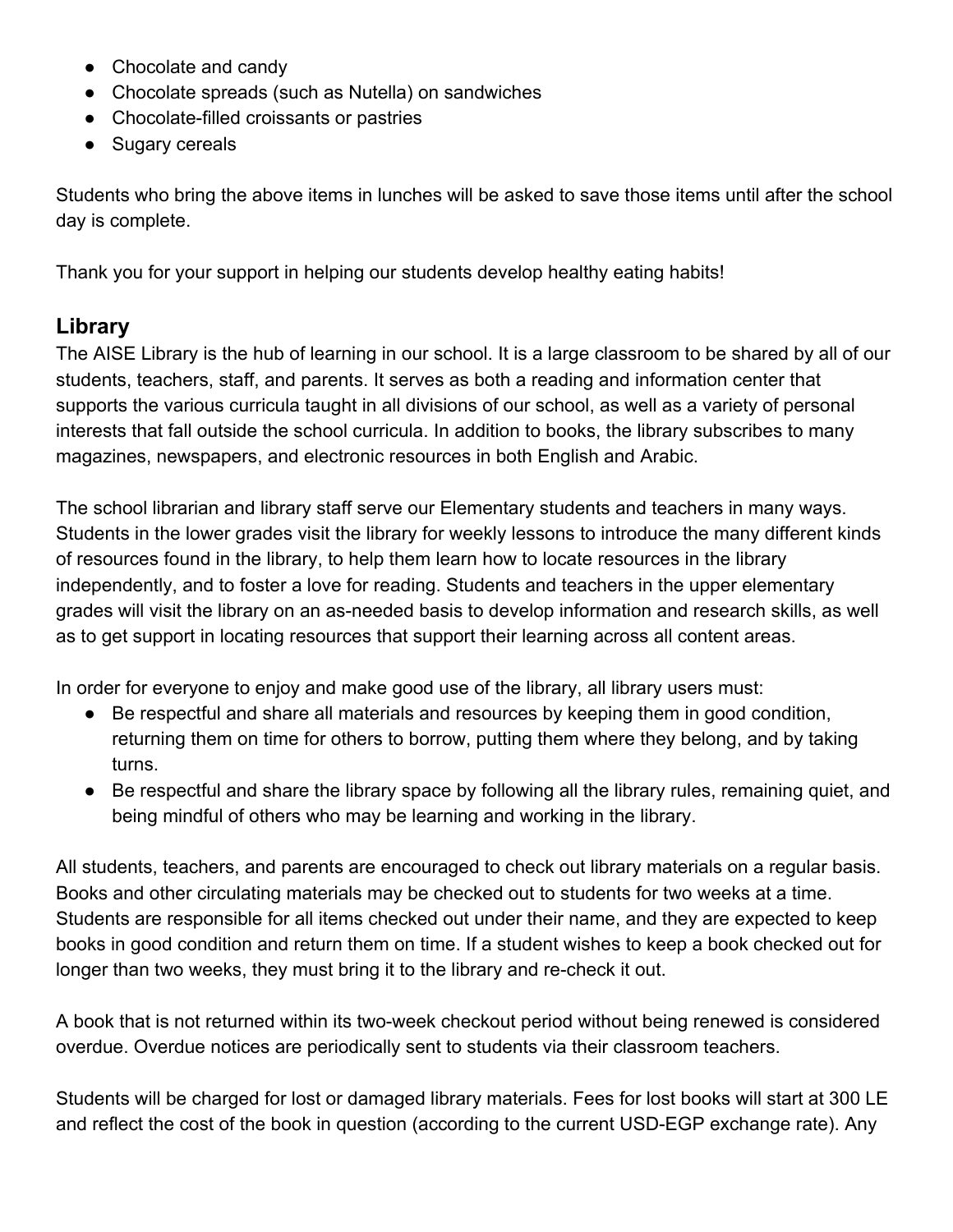- Chocolate and candy
- Chocolate spreads (such as Nutella) on sandwiches
- Chocolate-filled croissants or pastries
- Sugary cereals

Students who bring the above items in lunches will be asked to save those items until after the school day is complete.

Thank you for your support in helping our students develop healthy eating habits!

## Library

The AISE Library is the hub of learning in our school. It is a large classroom to be shared by all of our students, teachers, staff, and parents. It serves as both a reading and information center that supports the various curricula taught in all divisions of our school, as well as a variety of personal interests that fall outside the school curricula. In addition to books, the library subscribes to many magazines, newspapers, and electronic resources in both English and Arabic.

The school librarian and library staff serve our Elementary students and teachers in many ways. Students in the lower grades visit the library for weekly lessons to introduce the many different kinds of resources found in the library, to help them learn how to locate resources in the library independently, and to foster a love for reading. Students and teachers in the upper elementary grades will visit the library on an as-needed basis to develop information and research skills, as well as to get support in locating resources that support their learning across all content areas.

In order for everyone to enjoy and make good use of the library, all library users must:

- Be respectful and share all materials and resources by keeping them in good condition, returning them on time for others to borrow, putting them where they belong, and by taking turns.
- Be respectful and share the library space by following all the library rules, remaining quiet, and being mindful of others who may be learning and working in the library.

All students, teachers, and parents are encouraged to check out library materials on a regular basis. Books and other circulating materials may be checked out to students for two weeks at a time. Students are responsible for all items checked out under their name, and they are expected to keep books in good condition and return them on time. If a student wishes to keep a book checked out for longer than two weeks, they must bring it to the library and re-check it out.

A book that is not returned within its two-week checkout period without being renewed is considered overdue. Overdue notices are periodically sent to students via their classroom teachers.

Students will be charged for lost or damaged library materials. Fees for lost books will start at 300 LE and reflect the cost of the book in question (according to the current USD-EGP exchange rate). Any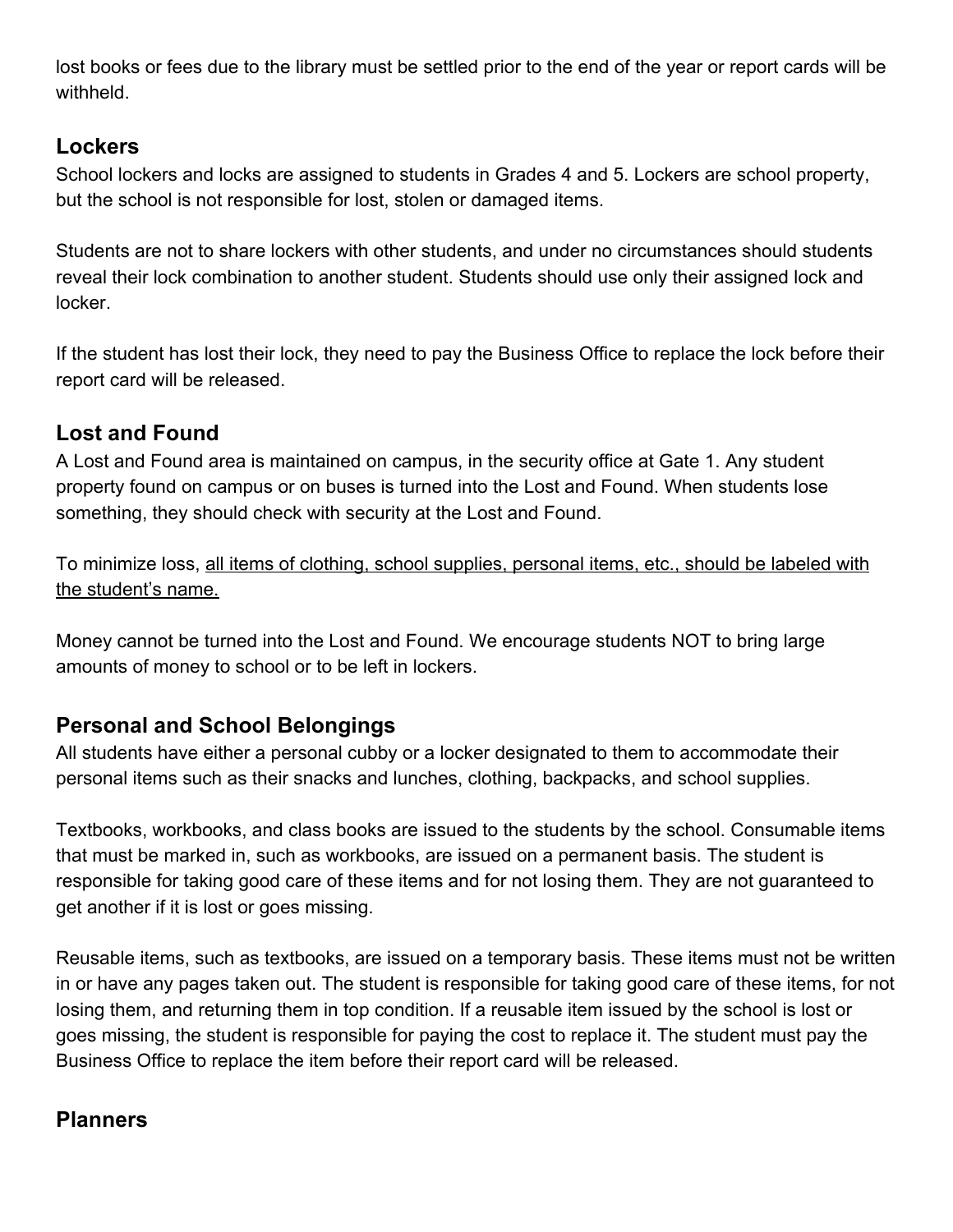lost books or fees due to the library must be settled prior to the end of the year or report cards will be withheld.

## Lockers

School lockers and locks are assigned to students in Grades 4 and 5. Lockers are school property, but the school is not responsible for lost, stolen or damaged items.

Students are not to share lockers with other students, and under no circumstances should students reveal their lock combination to another student. Students should use only their assigned lock and locker.

If the student has lost their lock, they need to pay the Business Office to replace the lock before their report card will be released.

## Lost and Found

A Lost and Found area is maintained on campus, in the security office at Gate 1. Any student property found on campus or on buses is turned into the Lost and Found. When students lose something, they should check with security at the Lost and Found.

To minimize loss, <u>all items of clothing, school supplies, personal items, etc., should be labeled with the student's name.</u>

Money cannot be turned into the Lost and Found. We encourage students NOT to bring large amounts of money to school or to be left in lockers.

## Personal and School Belongings

All students have either a personal cubby or a locker designated to them to accommodate their personal items such as their snacks and lunches, clothing, backpacks, and school supplies.

Textbooks, workbooks, and class books are issued to the students by the school. Consumable items that must be marked in, such as workbooks, are issued on a permanent basis. The student is responsible for taking good care of these items and for not losing them. They are not guaranteed to get another if it is lost or goes missing.

Reusable items, such as textbooks, are issued on a temporary basis. These items must not be written in or have any pages taken out. The student is responsible for taking good care of these items, for not losing them, and returning them in top condition. If a reusable item issued by the school is lost or goes missing, the student is responsible for paying the cost to replace it. The student must pay the Business Office to replace the item before their report card will be released.

## Planners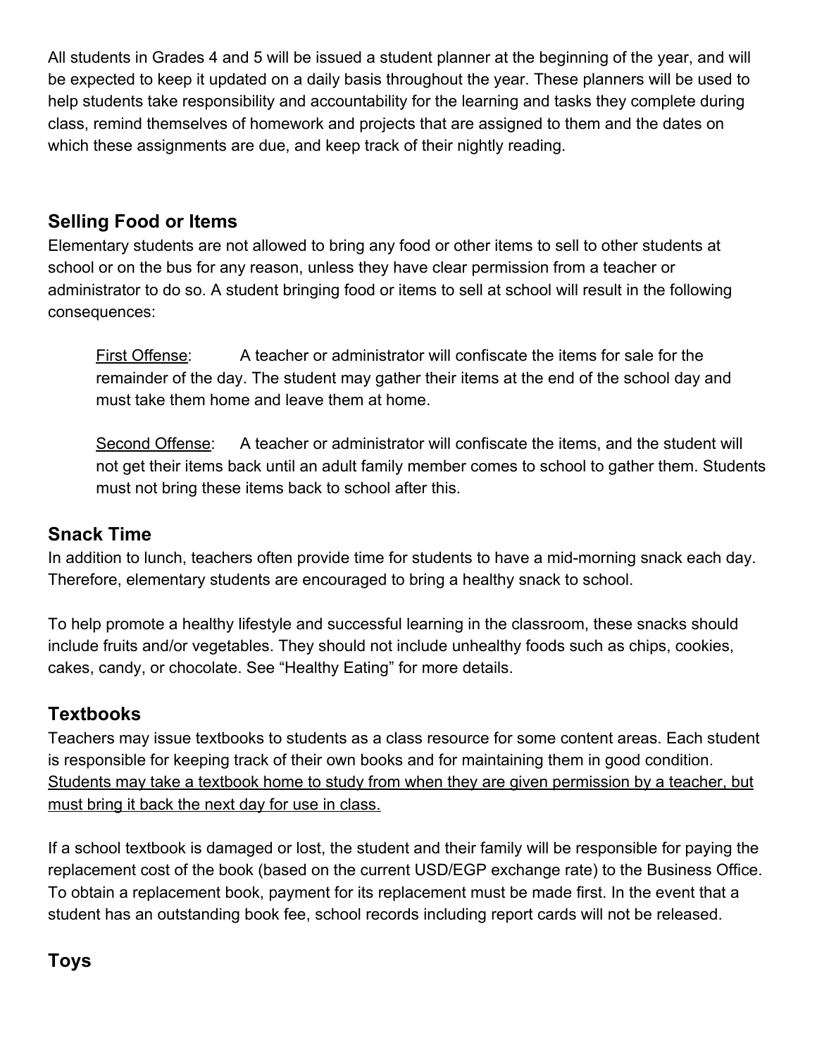All students in Grades 4 and 5 will be issued a student planner at the beginning of the year, and will be expected to keep it updated on a daily basis throughout the year. These planners will be used to help students take responsibility and accountability for the learning and tasks they complete during class, remind themselves of homework and projects that are assigned to them and the dates on which these assignments are due, and keep track of their nightly reading.

## Selling Food or Items

Elementary students are not allowed to bring any food or other items to sell to other students at school or on the bus for any reason, unless they have clear permission from a teacher or administrator to do so. A student bringing food or items to sell at school will result in the following consequences:

> <u>First Offense</u>: A teacher or administrator will confiscate the items for sale for the remainder of the day. The student may gather their items at the end of the school day and must take them home and leave them at home.
>
> <u>Second Offense</u>: A teacher or administrator will confiscate the items, and the student will not get their items back until an adult family member comes to school to gather them. Students must not bring these items back to school after this.

## Snack Time

In addition to lunch, teachers often provide time for students to have a mid-morning snack each day. Therefore, elementary students are encouraged to bring a healthy snack to school.

To help promote a healthy lifestyle and successful learning in the classroom, these snacks should include fruits and/or vegetables. They should not include unhealthy foods such as chips, cookies, cakes, candy, or chocolate. See "Healthy Eating" for more details.

## Textbooks

Teachers may issue textbooks to students as a class resource for some content areas. Each student is responsible for keeping track of their own books and for maintaining them in good condition. <u>Students may take a textbook home to study from when they are given permission by a teacher, but must bring it back the next day for use in class.</u>

If a school textbook is damaged or lost, the student and their family will be responsible for paying the replacement cost of the book (based on the current USD/EGP exchange rate) to the Business Office. To obtain a replacement book, payment for its replacement must be made first. In the event that a student has an outstanding book fee, school records including report cards will not be released.

## Toys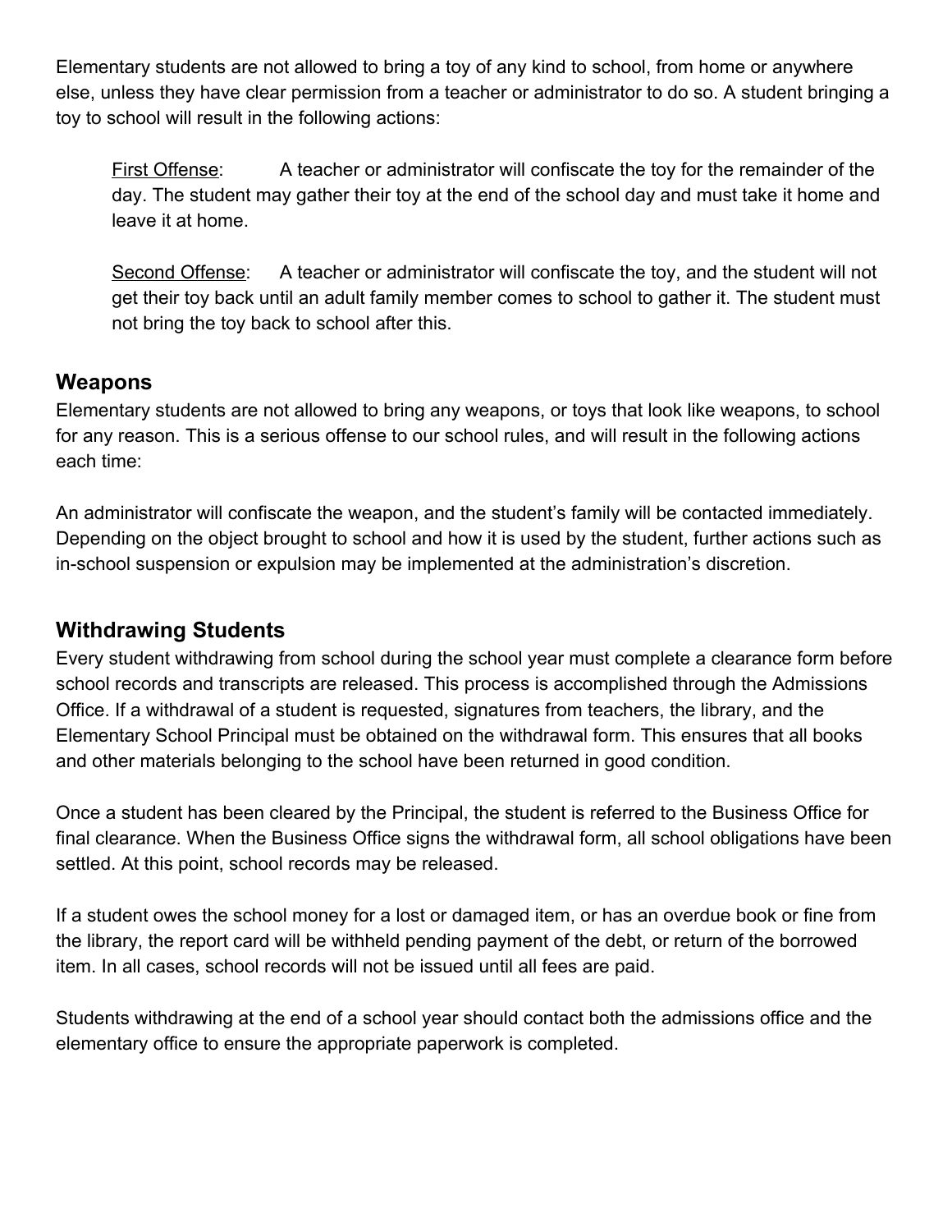Elementary students are not allowed to bring a toy of any kind to school, from home or anywhere else, unless they have clear permission from a teacher or administrator to do so. A student bringing a toy to school will result in the following actions:

> <u>First Offense</u>: A teacher or administrator will confiscate the toy for the remainder of the day. The student may gather their toy at the end of the school day and must take it home and leave it at home.
>
> <u>Second Offense</u>: A teacher or administrator will confiscate the toy, and the student will not get their toy back until an adult family member comes to school to gather it. The student must not bring the toy back to school after this.

## Weapons

Elementary students are not allowed to bring any weapons, or toys that look like weapons, to school for any reason. This is a serious offense to our school rules, and will result in the following actions each time:

An administrator will confiscate the weapon, and the student's family will be contacted immediately. Depending on the object brought to school and how it is used by the student, further actions such as in-school suspension or expulsion may be implemented at the administration's discretion.

## Withdrawing Students

Every student withdrawing from school during the school year must complete a clearance form before school records and transcripts are released. This process is accomplished through the Admissions Office. If a withdrawal of a student is requested, signatures from teachers, the library, and the Elementary School Principal must be obtained on the withdrawal form. This ensures that all books and other materials belonging to the school have been returned in good condition.

Once a student has been cleared by the Principal, the student is referred to the Business Office for final clearance. When the Business Office signs the withdrawal form, all school obligations have been settled. At this point, school records may be released.

If a student owes the school money for a lost or damaged item, or has an overdue book or fine from the library, the report card will be withheld pending payment of the debt, or return of the borrowed item. In all cases, school records will not be issued until all fees are paid.

Students withdrawing at the end of a school year should contact both the admissions office and the elementary office to ensure the appropriate paperwork is completed.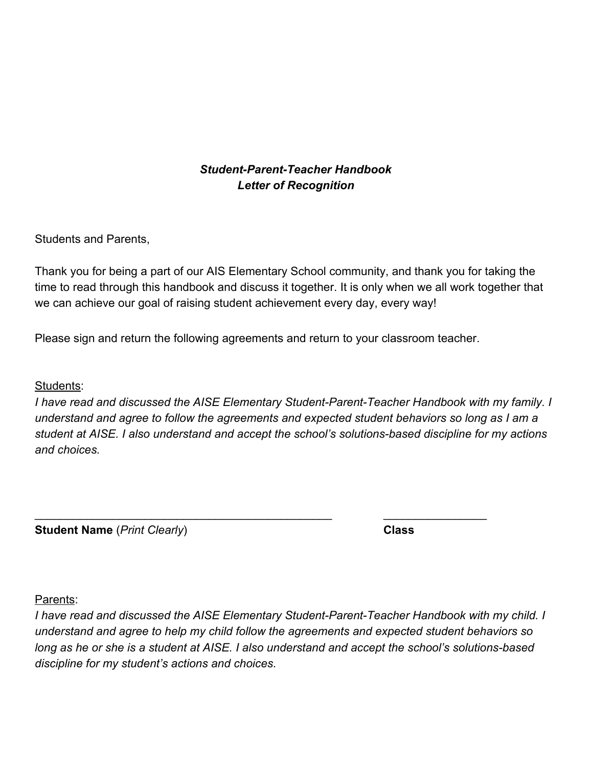***Student-Parent-Teacher Handbook***
***Letter of Recognition***

Students and Parents,

Thank you for being a part of our AIS Elementary School community, and thank you for taking the time to read through this handbook and discuss it together. It is only when we all work together that we can achieve our goal of raising student achievement every day, every way!

Please sign and return the following agreements and return to your classroom teacher.

<u>Students</u>:
*I have read and discussed the AISE Elementary Student-Parent-Teacher Handbook with my family. I understand and agree to follow the agreements and expected student behaviors so long as I am a student at AISE. I also understand and accept the school's solutions-based discipline for my actions and choices.*

_______________________________________________ ________________
**Student Name** (*Print Clearly*) **Class**

<u>Parents</u>:
*I have read and discussed the AISE Elementary Student-Parent-Teacher Handbook with my child. I understand and agree to help my child follow the agreements and expected student behaviors so long as he or she is a student at AISE. I also understand and accept the school's solutions-based discipline for my student's actions and choices.*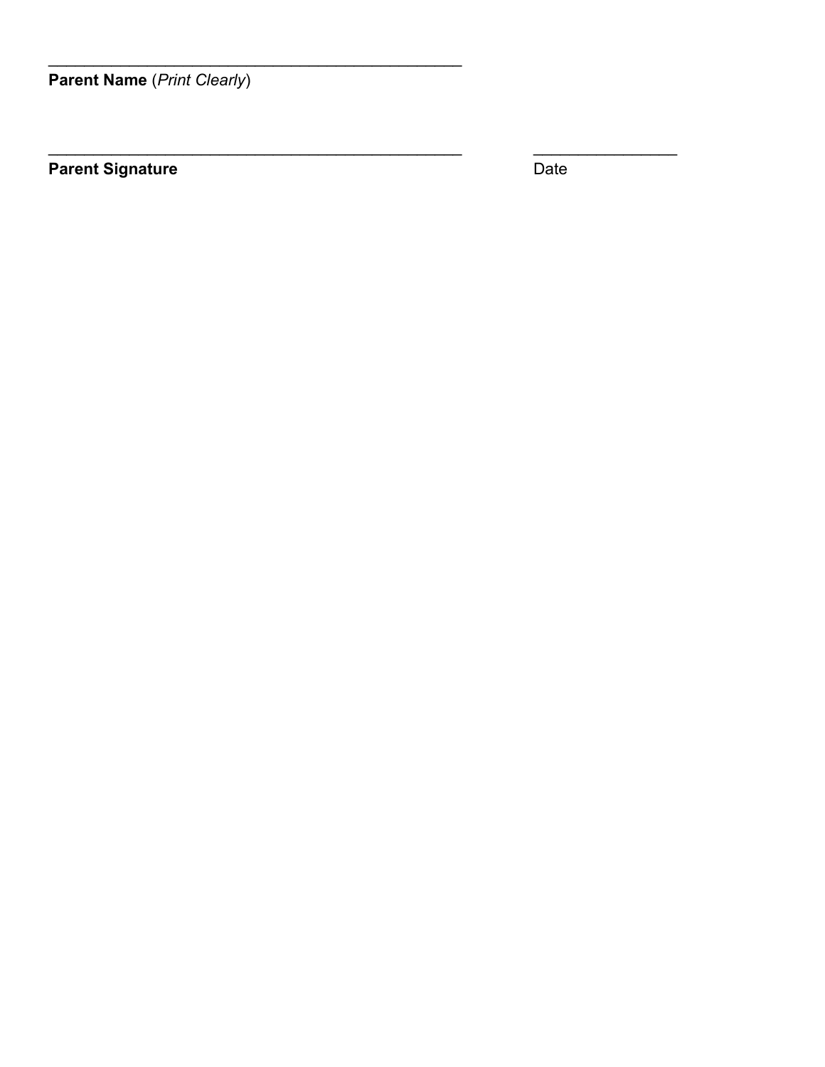\_\_\_\_\_\_\_\_\_\_\_\_\_\_\_\_\_\_\_\_\_\_\_\_\_\_\_\_\_\_\_\_\_\_\_\_\_\_\_\_\_\_\_\_\_\_\_\_\_\_\_\_\_\_\_

**Parent Name** (*Print Clearly*)

\_\_\_\_\_\_\_\_\_\_\_\_\_\_\_\_\_\_\_\_\_\_\_\_\_\_\_\_\_\_\_\_\_\_\_\_\_\_\_\_\_\_\_\_\_\_\_\_\_\_\_\_\_\_\_ \_\_\_\_\_\_\_\_\_\_\_\_\_\_\_\_\_\_\_

**Parent Signature** Date